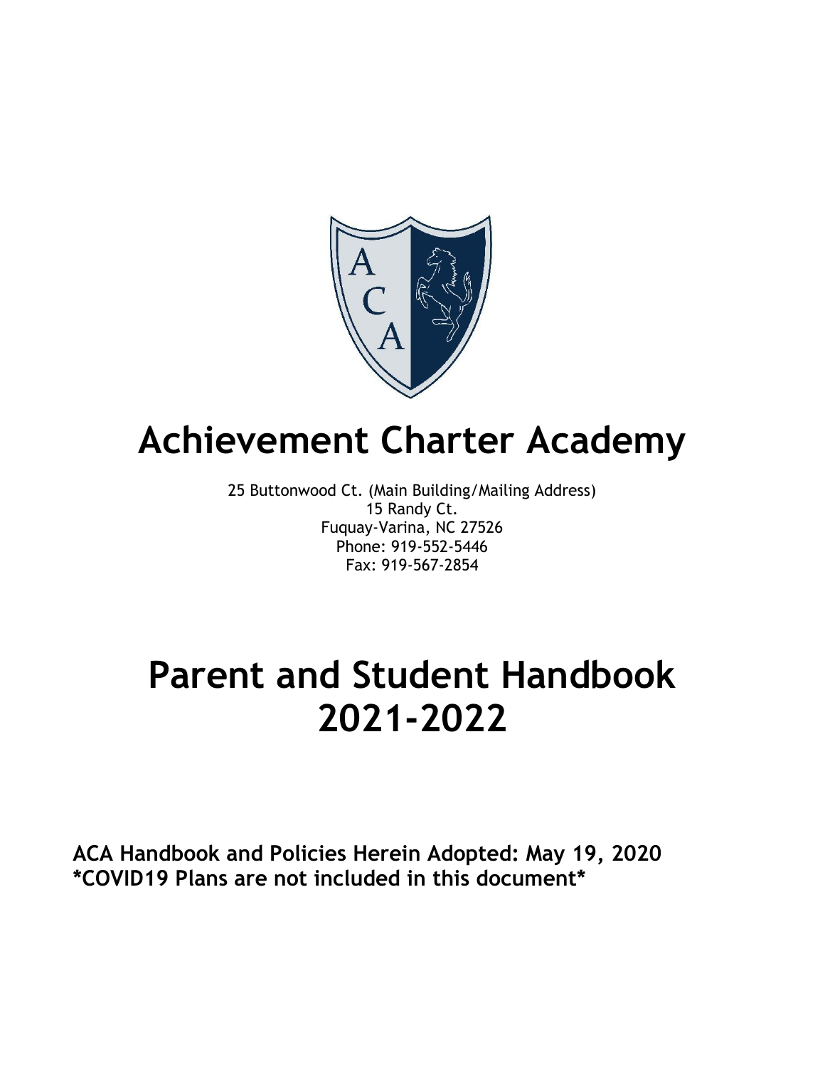# Achievement Charter Academy

25 Buttonwood Ct. (Main Building/Mailing Address)
15 Randy Ct.
Fuquay-Varina, NC 27526
Phone: 919-552-5446
Fax: 919-567-2854

# Parent and Student Handbook 2021-2022

**ACA Handbook and Policies Herein Adopted: May 19, 2020**
**\*COVID19 Plans are not included in this document\***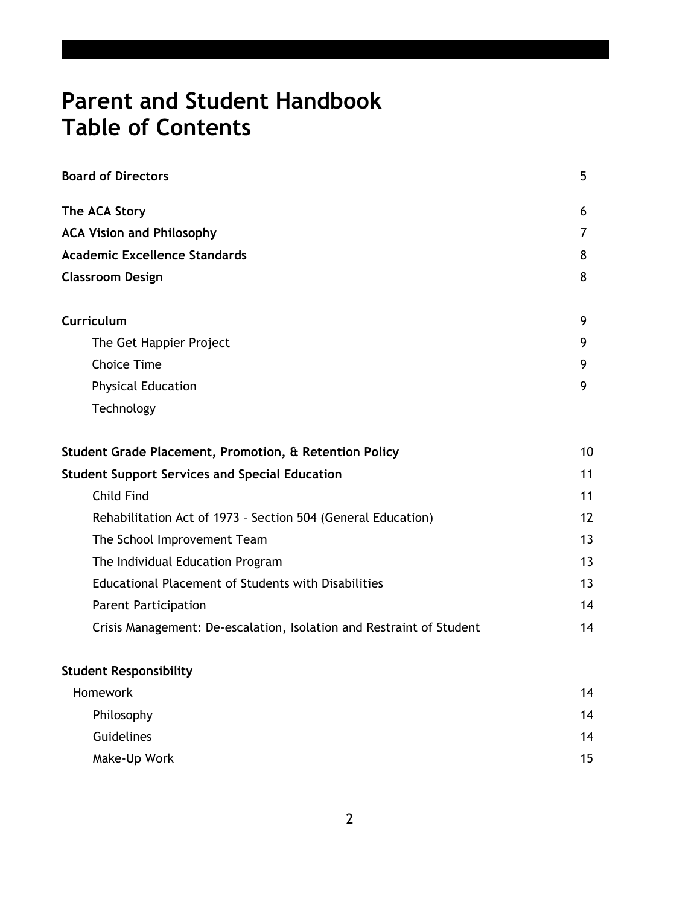# Parent and Student Handbook Table of Contents

| | |
|---|---|
| **Board of Directors** | 5 |
| **The ACA Story** | 6 |
| **ACA Vision and Philosophy** | 7 |
| **Academic Excellence Standards** | 8 |
| **Classroom Design** | 8 |
| **Curriculum** | 9 |
| The Get Happier Project | 9 |
| Choice Time | 9 |
| Physical Education | 9 |
| Technology | |
| **Student Grade Placement, Promotion, & Retention Policy** | 10 |
| **Student Support Services and Special Education** | 11 |
| Child Find | 11 |
| Rehabilitation Act of 1973 – Section 504 (General Education) | 12 |
| The School Improvement Team | 13 |
| The Individual Education Program | 13 |
| Educational Placement of Students with Disabilities | 13 |
| Parent Participation | 14 |
| Crisis Management: De-escalation, Isolation and Restraint of Student | 14 |
| **Student Responsibility** | |
| Homework | 14 |
| Philosophy | 14 |
| Guidelines | 14 |
| Make-Up Work | 15 |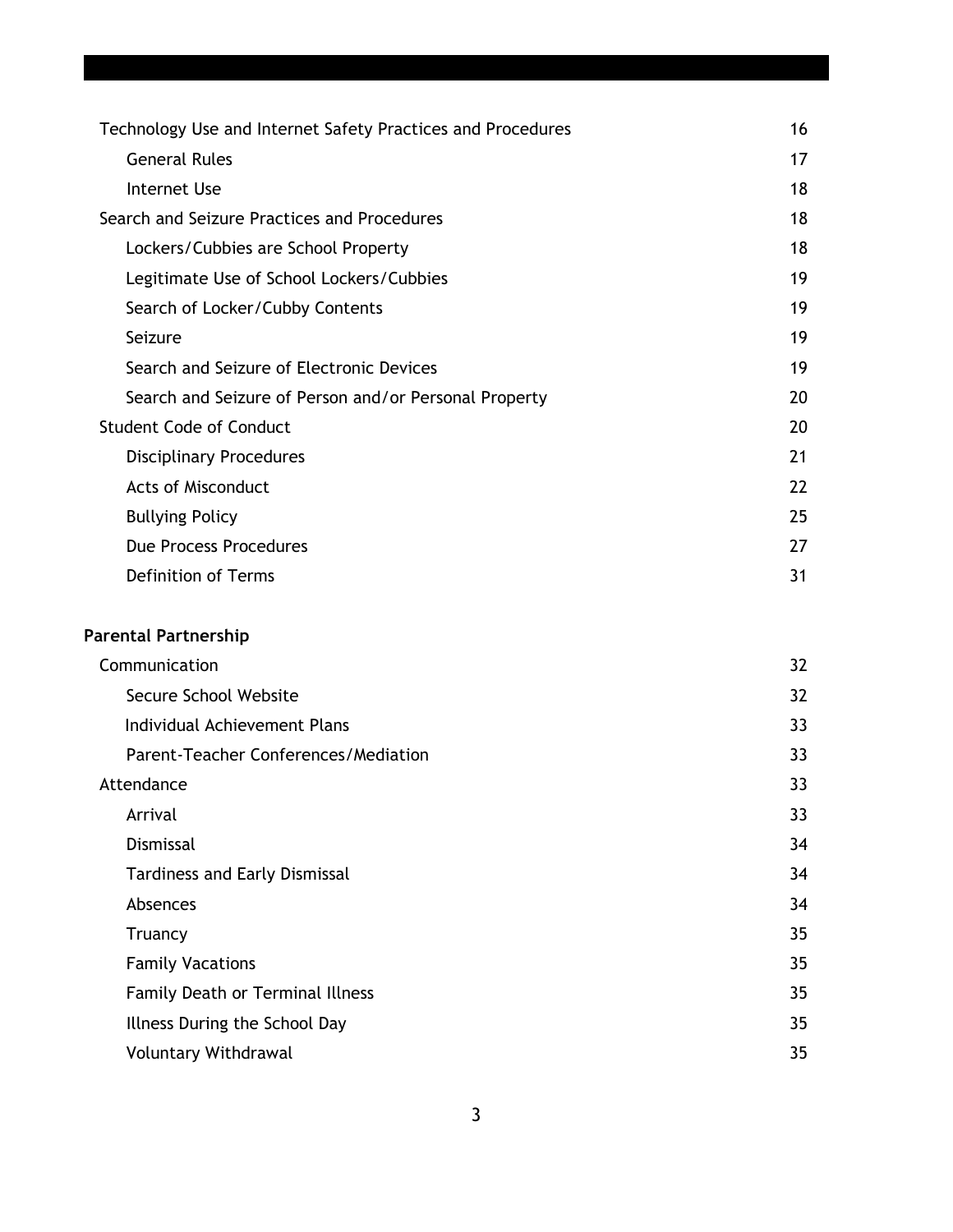| | |
|---|---|
| Technology Use and Internet Safety Practices and Procedures | 16 |
| General Rules | 17 |
| Internet Use | 18 |
| Search and Seizure Practices and Procedures | 18 |
| Lockers/Cubbies are School Property | 18 |
| Legitimate Use of School Lockers/Cubbies | 19 |
| Search of Locker/Cubby Contents | 19 |
| Seizure | 19 |
| Search and Seizure of Electronic Devices | 19 |
| Search and Seizure of Person and/or Personal Property | 20 |
| Student Code of Conduct | 20 |
| Disciplinary Procedures | 21 |
| Acts of Misconduct | 22 |
| Bullying Policy | 25 |
| Due Process Procedures | 27 |
| Definition of Terms | 31 |

**Parental Partnership**

| | |
|---|---|
| Communication | 32 |
| Secure School Website | 32 |
| Individual Achievement Plans | 33 |
| Parent-Teacher Conferences/Mediation | 33 |
| Attendance | 33 |
| Arrival | 33 |
| Dismissal | 34 |
| Tardiness and Early Dismissal | 34 |
| Absences | 34 |
| Truancy | 35 |
| Family Vacations | 35 |
| Family Death or Terminal Illness | 35 |
| Illness During the School Day | 35 |
| Voluntary Withdrawal | 35 |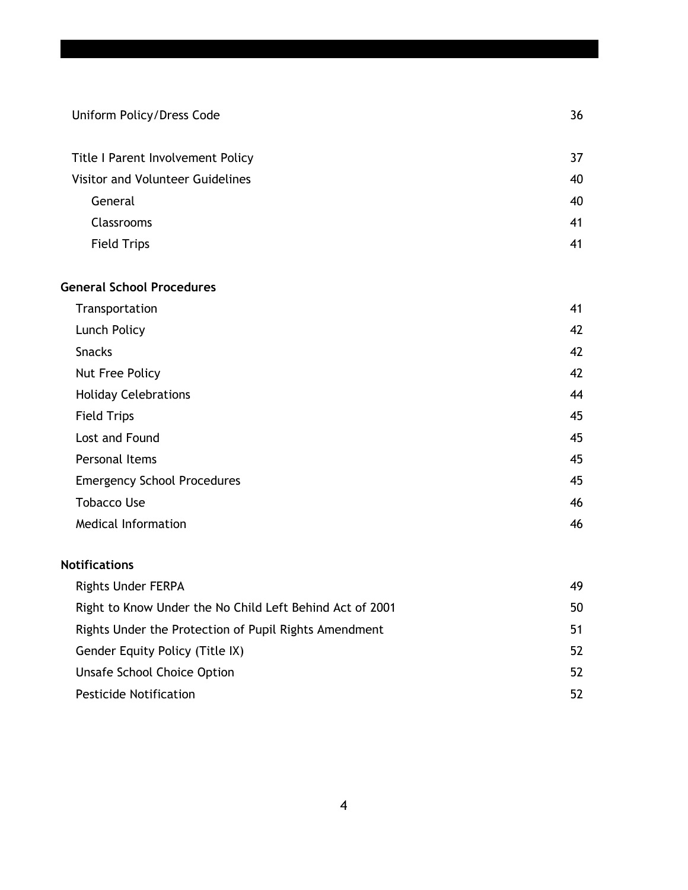| | |
|---|---|
| Uniform Policy/Dress Code | 36 |
| Title I Parent Involvement Policy | 37 |
| Visitor and Volunteer Guidelines | 40 |
| General | 40 |
| Classrooms | 41 |
| Field Trips | 41 |

**General School Procedures**

| | |
|---|---|
| Transportation | 41 |
| Lunch Policy | 42 |
| Snacks | 42 |
| Nut Free Policy | 42 |
| Holiday Celebrations | 44 |
| Field Trips | 45 |
| Lost and Found | 45 |
| Personal Items | 45 |
| Emergency School Procedures | 45 |
| Tobacco Use | 46 |
| Medical Information | 46 |

**Notifications**

| | |
|---|---|
| Rights Under FERPA | 49 |
| Right to Know Under the No Child Left Behind Act of 2001 | 50 |
| Rights Under the Protection of Pupil Rights Amendment | 51 |
| Gender Equity Policy (Title IX) | 52 |
| Unsafe School Choice Option | 52 |
| Pesticide Notification | 52 |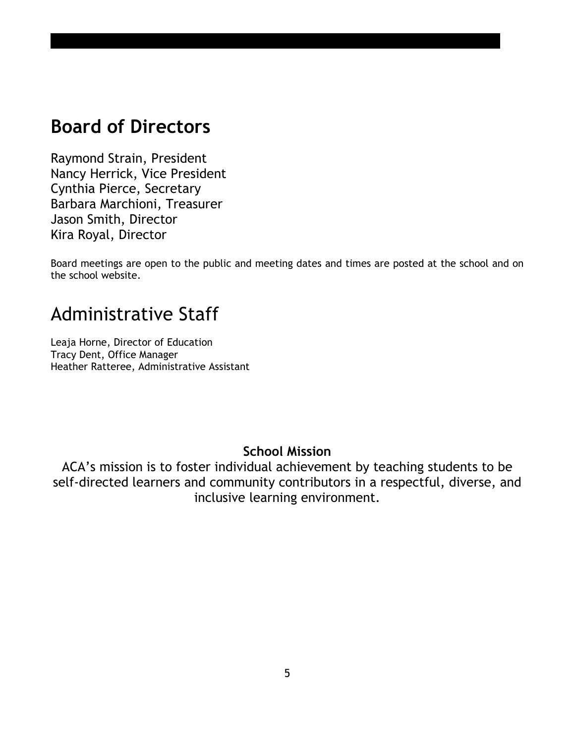## Board of Directors

Raymond Strain, President
Nancy Herrick, Vice President
Cynthia Pierce, Secretary
Barbara Marchioni, Treasurer
Jason Smith, Director
Kira Royal, Director

Board meetings are open to the public and meeting dates and times are posted at the school and on the school website.

## Administrative Staff

Leaja Horne, Director of Education
Tracy Dent, Office Manager
Heather Ratteree, Administrative Assistant

**School Mission**

ACA's mission is to foster individual achievement by teaching students to be self-directed learners and community contributors in a respectful, diverse, and inclusive learning environment.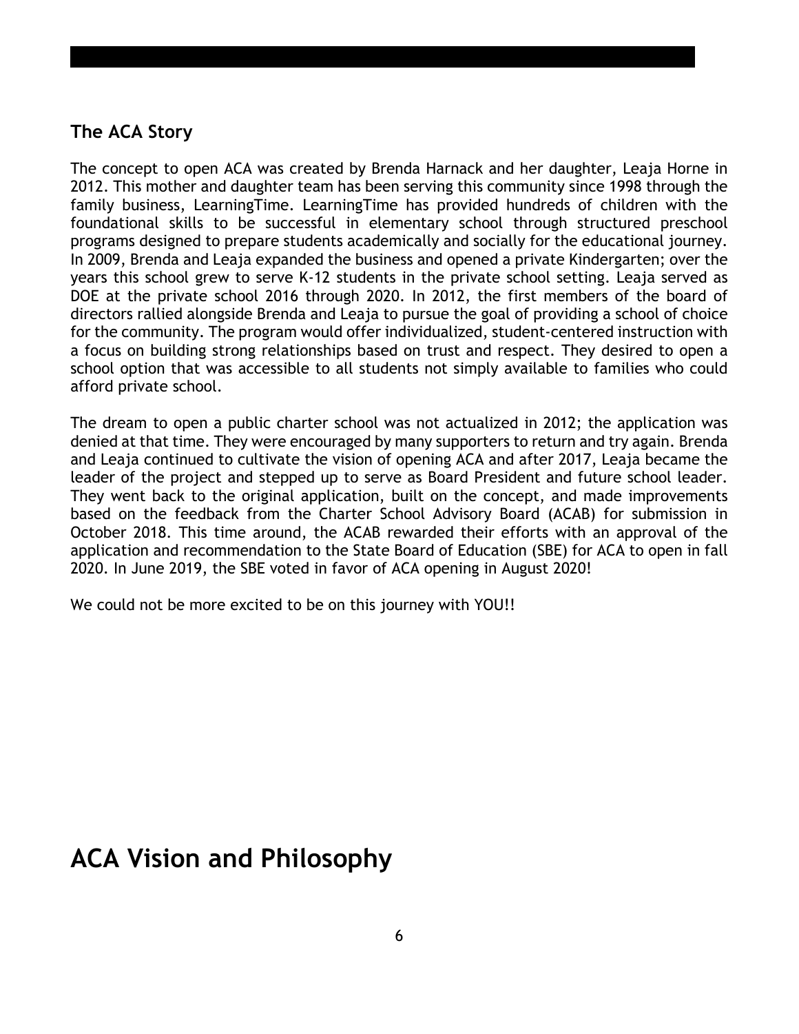### The ACA Story

The concept to open ACA was created by Brenda Harnack and her daughter, Leaja Horne in 2012. This mother and daughter team has been serving this community since 1998 through the family business, LearningTime. LearningTime has provided hundreds of children with the foundational skills to be successful in elementary school through structured preschool programs designed to prepare students academically and socially for the educational journey. In 2009, Brenda and Leaja expanded the business and opened a private Kindergarten; over the years this school grew to serve K-12 students in the private school setting. Leaja served as DOE at the private school 2016 through 2020. In 2012, the first members of the board of directors rallied alongside Brenda and Leaja to pursue the goal of providing a school of choice for the community. The program would offer individualized, student-centered instruction with a focus on building strong relationships based on trust and respect. They desired to open a school option that was accessible to all students not simply available to families who could afford private school.

The dream to open a public charter school was not actualized in 2012; the application was denied at that time. They were encouraged by many supporters to return and try again. Brenda and Leaja continued to cultivate the vision of opening ACA and after 2017, Leaja became the leader of the project and stepped up to serve as Board President and future school leader. They went back to the original application, built on the concept, and made improvements based on the feedback from the Charter School Advisory Board (ACAB) for submission in October 2018. This time around, the ACAB rewarded their efforts with an approval of the application and recommendation to the State Board of Education (SBE) for ACA to open in fall 2020. In June 2019, the SBE voted in favor of ACA opening in August 2020!

We could not be more excited to be on this journey with YOU!!

# ACA Vision and Philosophy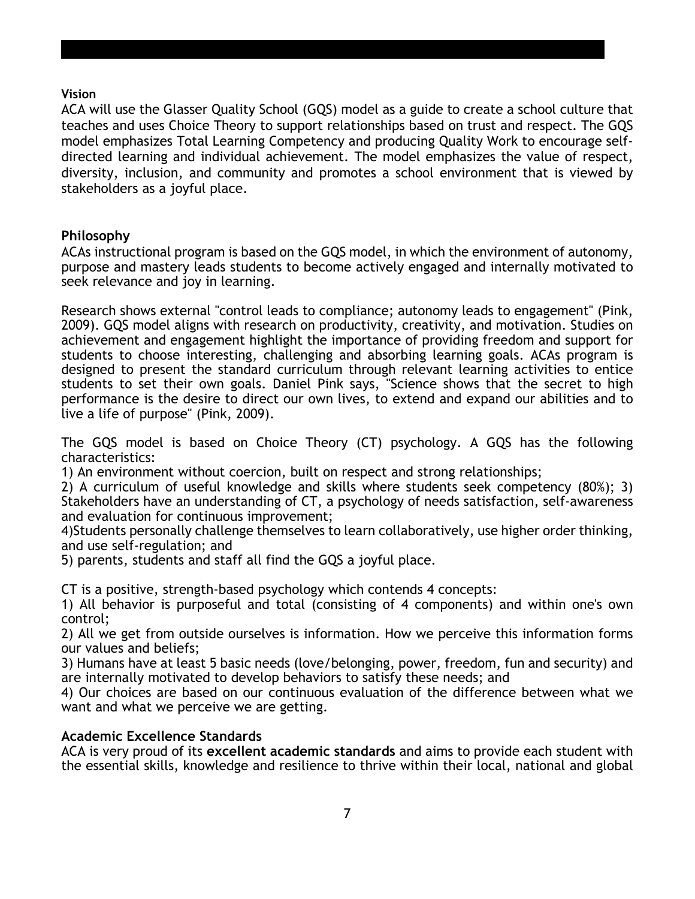**Vision**

ACA will use the Glasser Quality School (GQS) model as a guide to create a school culture that teaches and uses Choice Theory to support relationships based on trust and respect. The GQS model emphasizes Total Learning Competency and producing Quality Work to encourage self-directed learning and individual achievement. The model emphasizes the value of respect, diversity, inclusion, and community and promotes a school environment that is viewed by stakeholders as a joyful place.

## Philosophy

ACAs instructional program is based on the GQS model, in which the environment of autonomy, purpose and mastery leads students to become actively engaged and internally motivated to seek relevance and joy in learning.

Research shows external "control leads to compliance; autonomy leads to engagement" (Pink, 2009). GQS model aligns with research on productivity, creativity, and motivation. Studies on achievement and engagement highlight the importance of providing freedom and support for students to choose interesting, challenging and absorbing learning goals. ACAs program is designed to present the standard curriculum through relevant learning activities to entice students to set their own goals. Daniel Pink says, "Science shows that the secret to high performance is the desire to direct our own lives, to extend and expand our abilities and to live a life of purpose" (Pink, 2009).

The GQS model is based on Choice Theory (CT) psychology. A GQS has the following characteristics:

1) An environment without coercion, built on respect and strong relationships;
2) A curriculum of useful knowledge and skills where students seek competency (80%); 3) Stakeholders have an understanding of CT, a psychology of needs satisfaction, self-awareness and evaluation for continuous improvement;
4)Students personally challenge themselves to learn collaboratively, use higher order thinking, and use self-regulation; and
5) parents, students and staff all find the GQS a joyful place.

CT is a positive, strength-based psychology which contends 4 concepts:

1) All behavior is purposeful and total (consisting of 4 components) and within one's own control;
2) All we get from outside ourselves is information. How we perceive this information forms our values and beliefs;
3) Humans have at least 5 basic needs (love/belonging, power, freedom, fun and security) and are internally motivated to develop behaviors to satisfy these needs; and
4) Our choices are based on our continuous evaluation of the difference between what we want and what we perceive we are getting.

## Academic Excellence Standards

ACA is very proud of its **excellent academic standards** and aims to provide each student with the essential skills, knowledge and resilience to thrive within their local, national and global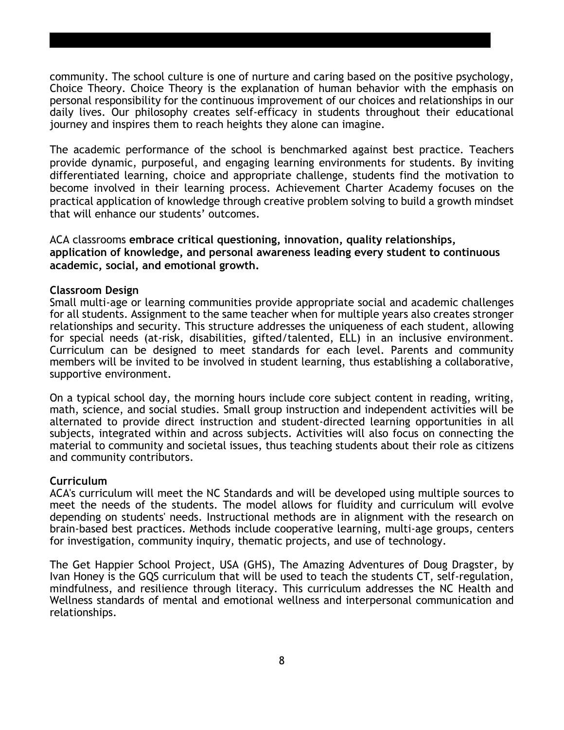community. The school culture is one of nurture and caring based on the positive psychology, Choice Theory. Choice Theory is the explanation of human behavior with the emphasis on personal responsibility for the continuous improvement of our choices and relationships in our daily lives. Our philosophy creates self-efficacy in students throughout their educational journey and inspires them to reach heights they alone can imagine.

The academic performance of the school is benchmarked against best practice. Teachers provide dynamic, purposeful, and engaging learning environments for students. By inviting differentiated learning, choice and appropriate challenge, students find the motivation to become involved in their learning process. Achievement Charter Academy focuses on the practical application of knowledge through creative problem solving to build a growth mindset that will enhance our students' outcomes.

ACA classrooms **embrace critical questioning, innovation, quality relationships, application of knowledge, and personal awareness leading every student to continuous academic, social, and emotional growth.**

**Classroom Design**

Small multi-age or learning communities provide appropriate social and academic challenges for all students. Assignment to the same teacher when for multiple years also creates stronger relationships and security. This structure addresses the uniqueness of each student, allowing for special needs (at-risk, disabilities, gifted/talented, ELL) in an inclusive environment. Curriculum can be designed to meet standards for each level. Parents and community members will be invited to be involved in student learning, thus establishing a collaborative, supportive environment.

On a typical school day, the morning hours include core subject content in reading, writing, math, science, and social studies. Small group instruction and independent activities will be alternated to provide direct instruction and student-directed learning opportunities in all subjects, integrated within and across subjects. Activities will also focus on connecting the material to community and societal issues, thus teaching students about their role as citizens and community contributors.

**Curriculum**

ACA's curriculum will meet the NC Standards and will be developed using multiple sources to meet the needs of the students. The model allows for fluidity and curriculum will evolve depending on students' needs. Instructional methods are in alignment with the research on brain-based best practices. Methods include cooperative learning, multi-age groups, centers for investigation, community inquiry, thematic projects, and use of technology.

The Get Happier School Project, USA (GHS), The Amazing Adventures of Doug Dragster, by Ivan Honey is the GQS curriculum that will be used to teach the students CT, self-regulation, mindfulness, and resilience through literacy. This curriculum addresses the NC Health and Wellness standards of mental and emotional wellness and interpersonal communication and relationships.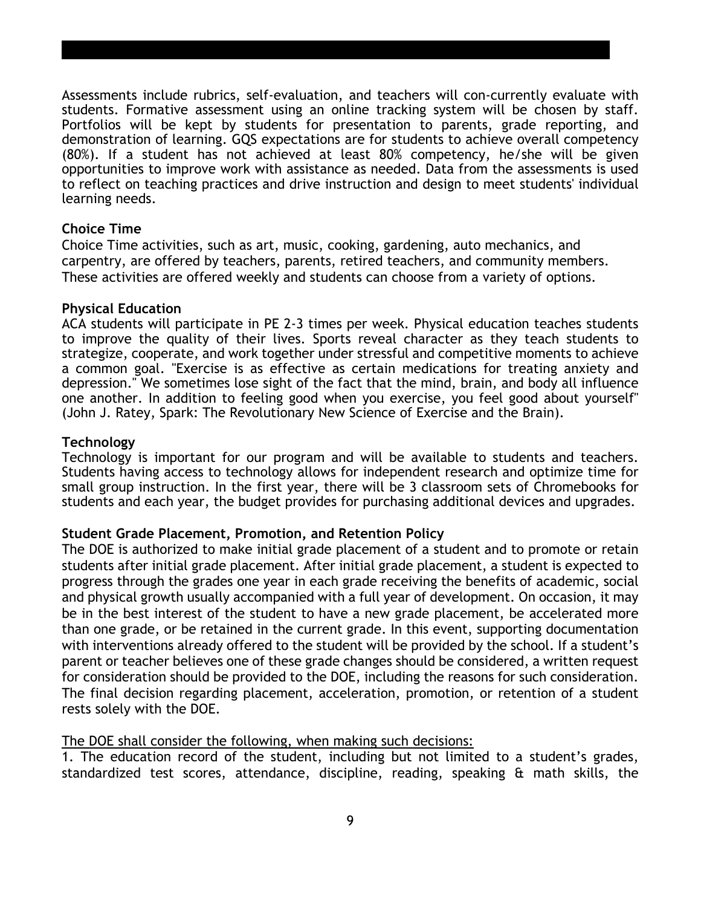Assessments include rubrics, self-evaluation, and teachers will con-currently evaluate with students. Formative assessment using an online tracking system will be chosen by staff. Portfolios will be kept by students for presentation to parents, grade reporting, and demonstration of learning. GQS expectations are for students to achieve overall competency (80%). If a student has not achieved at least 80% competency, he/she will be given opportunities to improve work with assistance as needed. Data from the assessments is used to reflect on teaching practices and drive instruction and design to meet students' individual learning needs.

**Choice Time**

Choice Time activities, such as art, music, cooking, gardening, auto mechanics, and carpentry, are offered by teachers, parents, retired teachers, and community members. These activities are offered weekly and students can choose from a variety of options.

**Physical Education**

ACA students will participate in PE 2-3 times per week. Physical education teaches students to improve the quality of their lives. Sports reveal character as they teach students to strategize, cooperate, and work together under stressful and competitive moments to achieve a common goal. "Exercise is as effective as certain medications for treating anxiety and depression." We sometimes lose sight of the fact that the mind, brain, and body all influence one another. In addition to feeling good when you exercise, you feel good about yourself" (John J. Ratey, Spark: The Revolutionary New Science of Exercise and the Brain).

**Technology**

Technology is important for our program and will be available to students and teachers. Students having access to technology allows for independent research and optimize time for small group instruction. In the first year, there will be 3 classroom sets of Chromebooks for students and each year, the budget provides for purchasing additional devices and upgrades.

**Student Grade Placement, Promotion, and Retention Policy**

The DOE is authorized to make initial grade placement of a student and to promote or retain students after initial grade placement. After initial grade placement, a student is expected to progress through the grades one year in each grade receiving the benefits of academic, social and physical growth usually accompanied with a full year of development. On occasion, it may be in the best interest of the student to have a new grade placement, be accelerated more than one grade, or be retained in the current grade. In this event, supporting documentation with interventions already offered to the student will be provided by the school. If a student's parent or teacher believes one of these grade changes should be considered, a written request for consideration should be provided to the DOE, including the reasons for such consideration. The final decision regarding placement, acceleration, promotion, or retention of a student rests solely with the DOE.

<u>The DOE shall consider the following, when making such decisions:</u>

1. The education record of the student, including but not limited to a student's grades, standardized test scores, attendance, discipline, reading, speaking & math skills, the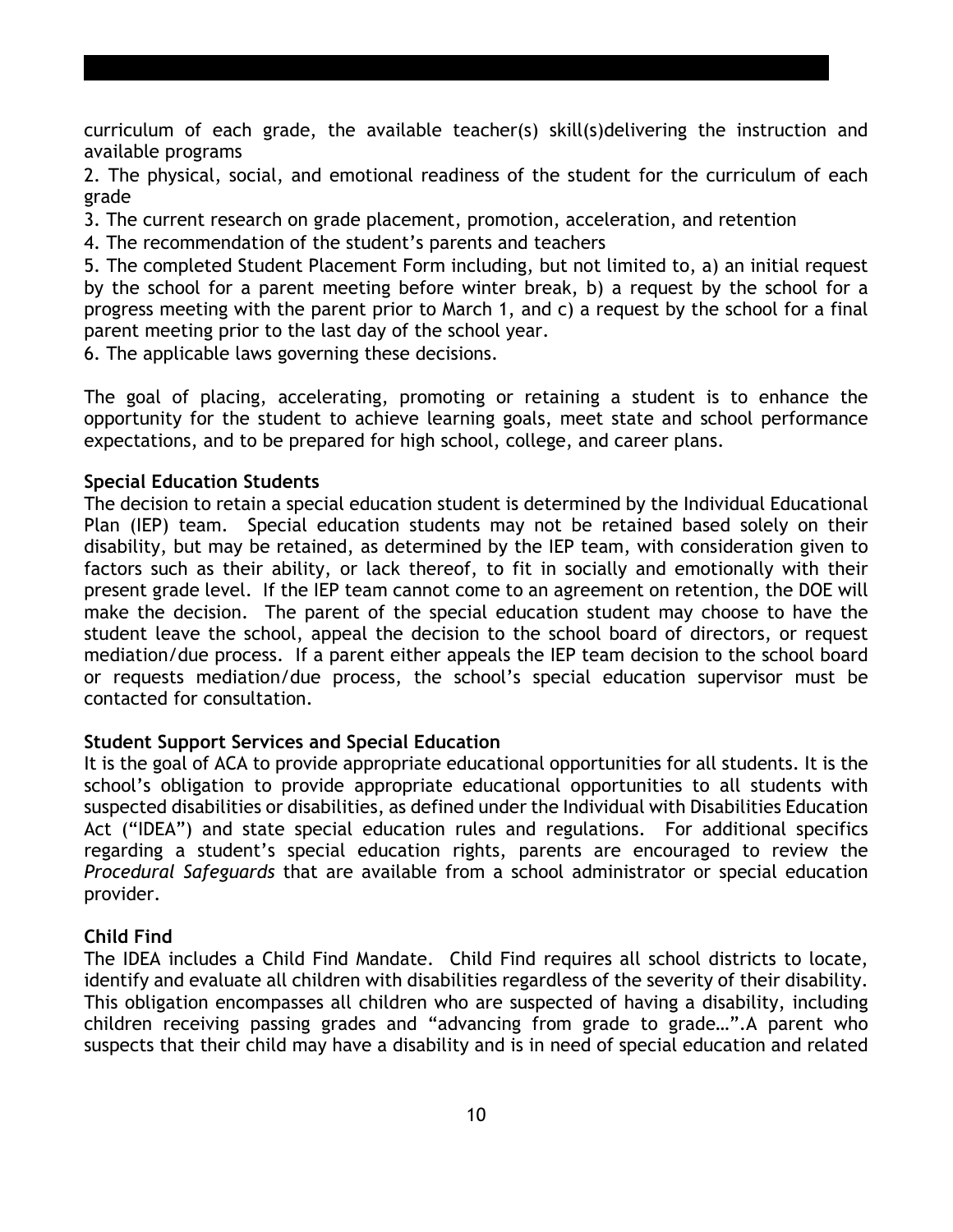curriculum of each grade, the available teacher(s) skill(s)delivering the instruction and available programs

2. The physical, social, and emotional readiness of the student for the curriculum of each grade
3. The current research on grade placement, promotion, acceleration, and retention
4. The recommendation of the student's parents and teachers
5. The completed Student Placement Form including, but not limited to, a) an initial request by the school for a parent meeting before winter break, b) a request by the school for a progress meeting with the parent prior to March 1, and c) a request by the school for a final parent meeting prior to the last day of the school year.
6. The applicable laws governing these decisions.

The goal of placing, accelerating, promoting or retaining a student is to enhance the opportunity for the student to achieve learning goals, meet state and school performance expectations, and to be prepared for high school, college, and career plans.

**Special Education Students**

The decision to retain a special education student is determined by the Individual Educational Plan (IEP) team. Special education students may not be retained based solely on their disability, but may be retained, as determined by the IEP team, with consideration given to factors such as their ability, or lack thereof, to fit in socially and emotionally with their present grade level. If the IEP team cannot come to an agreement on retention, the DOE will make the decision. The parent of the special education student may choose to have the student leave the school, appeal the decision to the school board of directors, or request mediation/due process. If a parent either appeals the IEP team decision to the school board or requests mediation/due process, the school's special education supervisor must be contacted for consultation.

**Student Support Services and Special Education**

It is the goal of ACA to provide appropriate educational opportunities for all students. It is the school's obligation to provide appropriate educational opportunities to all students with suspected disabilities or disabilities, as defined under the Individual with Disabilities Education Act ("IDEA") and state special education rules and regulations. For additional specifics regarding a student's special education rights, parents are encouraged to review the *Procedural Safeguards* that are available from a school administrator or special education provider.

**Child Find**

The IDEA includes a Child Find Mandate. Child Find requires all school districts to locate, identify and evaluate all children with disabilities regardless of the severity of their disability. This obligation encompasses all children who are suspected of having a disability, including children receiving passing grades and "advancing from grade to grade…".A parent who suspects that their child may have a disability and is in need of special education and related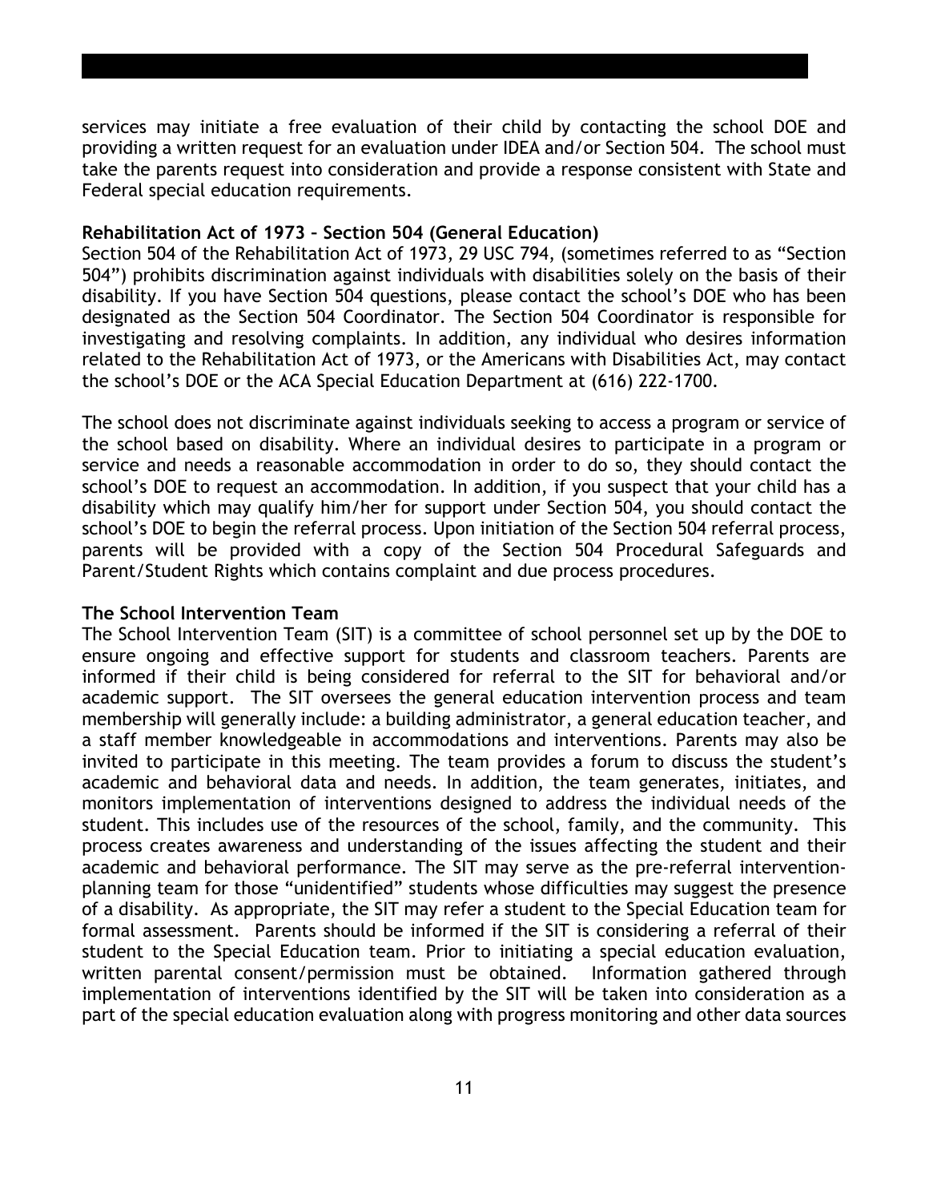services may initiate a free evaluation of their child by contacting the school DOE and providing a written request for an evaluation under IDEA and/or Section 504. The school must take the parents request into consideration and provide a response consistent with State and Federal special education requirements.

**Rehabilitation Act of 1973 – Section 504 (General Education)**

Section 504 of the Rehabilitation Act of 1973, 29 USC 794, (sometimes referred to as "Section 504") prohibits discrimination against individuals with disabilities solely on the basis of their disability. If you have Section 504 questions, please contact the school's DOE who has been designated as the Section 504 Coordinator. The Section 504 Coordinator is responsible for investigating and resolving complaints. In addition, any individual who desires information related to the Rehabilitation Act of 1973, or the Americans with Disabilities Act, may contact the school's DOE or the ACA Special Education Department at (616) 222-1700.

The school does not discriminate against individuals seeking to access a program or service of the school based on disability. Where an individual desires to participate in a program or service and needs a reasonable accommodation in order to do so, they should contact the school's DOE to request an accommodation. In addition, if you suspect that your child has a disability which may qualify him/her for support under Section 504, you should contact the school's DOE to begin the referral process. Upon initiation of the Section 504 referral process, parents will be provided with a copy of the Section 504 Procedural Safeguards and Parent/Student Rights which contains complaint and due process procedures.

**The School Intervention Team**

The School Intervention Team (SIT) is a committee of school personnel set up by the DOE to ensure ongoing and effective support for students and classroom teachers. Parents are informed if their child is being considered for referral to the SIT for behavioral and/or academic support. The SIT oversees the general education intervention process and team membership will generally include: a building administrator, a general education teacher, and a staff member knowledgeable in accommodations and interventions. Parents may also be invited to participate in this meeting. The team provides a forum to discuss the student's academic and behavioral data and needs. In addition, the team generates, initiates, and monitors implementation of interventions designed to address the individual needs of the student. This includes use of the resources of the school, family, and the community. This process creates awareness and understanding of the issues affecting the student and their academic and behavioral performance. The SIT may serve as the pre-referral intervention-planning team for those "unidentified" students whose difficulties may suggest the presence of a disability. As appropriate, the SIT may refer a student to the Special Education team for formal assessment. Parents should be informed if the SIT is considering a referral of their student to the Special Education team. Prior to initiating a special education evaluation, written parental consent/permission must be obtained. Information gathered through implementation of interventions identified by the SIT will be taken into consideration as a part of the special education evaluation along with progress monitoring and other data sources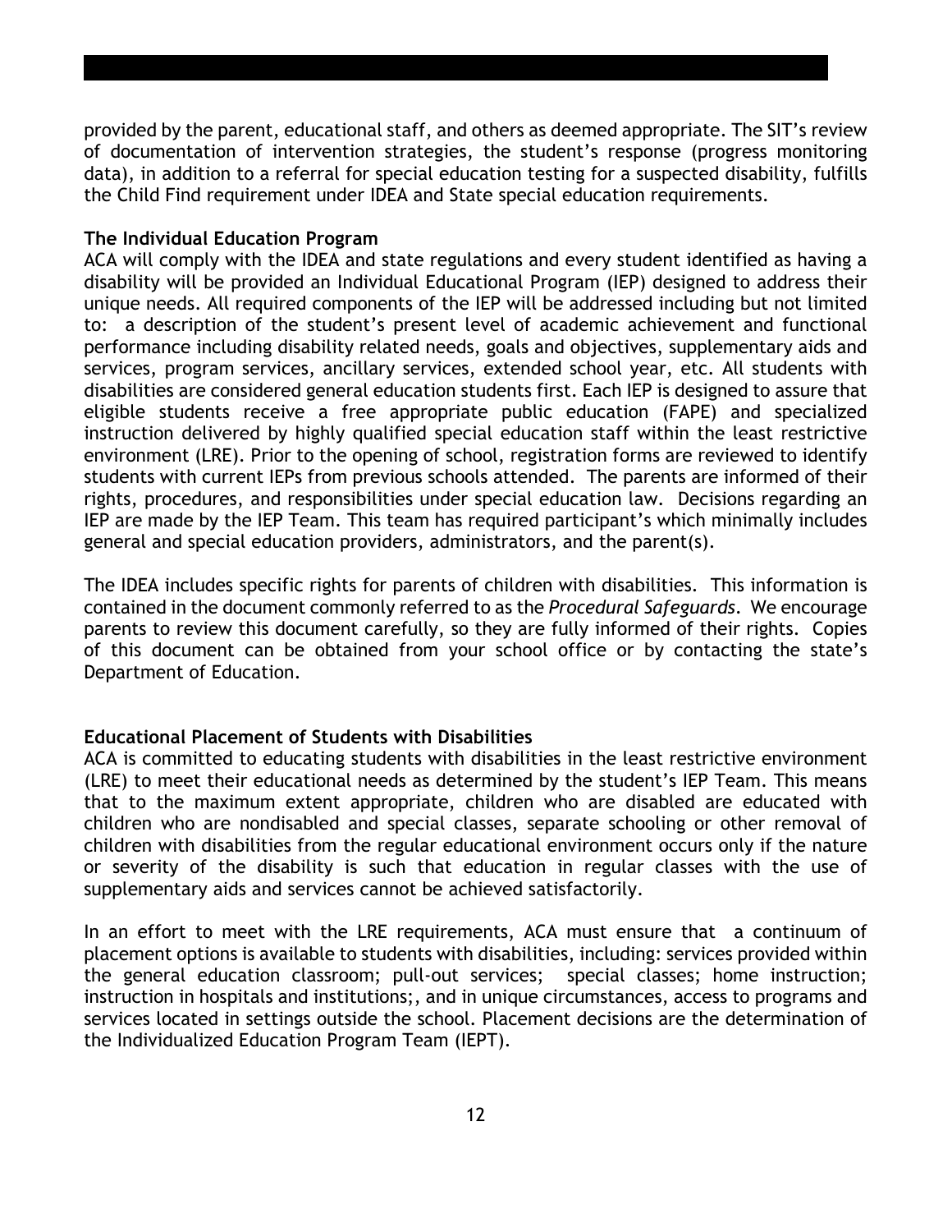provided by the parent, educational staff, and others as deemed appropriate. The SIT's review of documentation of intervention strategies, the student's response (progress monitoring data), in addition to a referral for special education testing for a suspected disability, fulfills the Child Find requirement under IDEA and State special education requirements.

**The Individual Education Program**

ACA will comply with the IDEA and state regulations and every student identified as having a disability will be provided an Individual Educational Program (IEP) designed to address their unique needs. All required components of the IEP will be addressed including but not limited to: a description of the student's present level of academic achievement and functional performance including disability related needs, goals and objectives, supplementary aids and services, program services, ancillary services, extended school year, etc. All students with disabilities are considered general education students first. Each IEP is designed to assure that eligible students receive a free appropriate public education (FAPE) and specialized instruction delivered by highly qualified special education staff within the least restrictive environment (LRE). Prior to the opening of school, registration forms are reviewed to identify students with current IEPs from previous schools attended. The parents are informed of their rights, procedures, and responsibilities under special education law. Decisions regarding an IEP are made by the IEP Team. This team has required participant's which minimally includes general and special education providers, administrators, and the parent(s).

The IDEA includes specific rights for parents of children with disabilities. This information is contained in the document commonly referred to as the *Procedural Safeguards*. We encourage parents to review this document carefully, so they are fully informed of their rights. Copies of this document can be obtained from your school office or by contacting the state's Department of Education.

**Educational Placement of Students with Disabilities**

ACA is committed to educating students with disabilities in the least restrictive environment (LRE) to meet their educational needs as determined by the student's IEP Team. This means that to the maximum extent appropriate, children who are disabled are educated with children who are nondisabled and special classes, separate schooling or other removal of children with disabilities from the regular educational environment occurs only if the nature or severity of the disability is such that education in regular classes with the use of supplementary aids and services cannot be achieved satisfactorily.

In an effort to meet with the LRE requirements, ACA must ensure that a continuum of placement options is available to students with disabilities, including: services provided within the general education classroom; pull-out services; special classes; home instruction; instruction in hospitals and institutions;, and in unique circumstances, access to programs and services located in settings outside the school. Placement decisions are the determination of the Individualized Education Program Team (IEPT).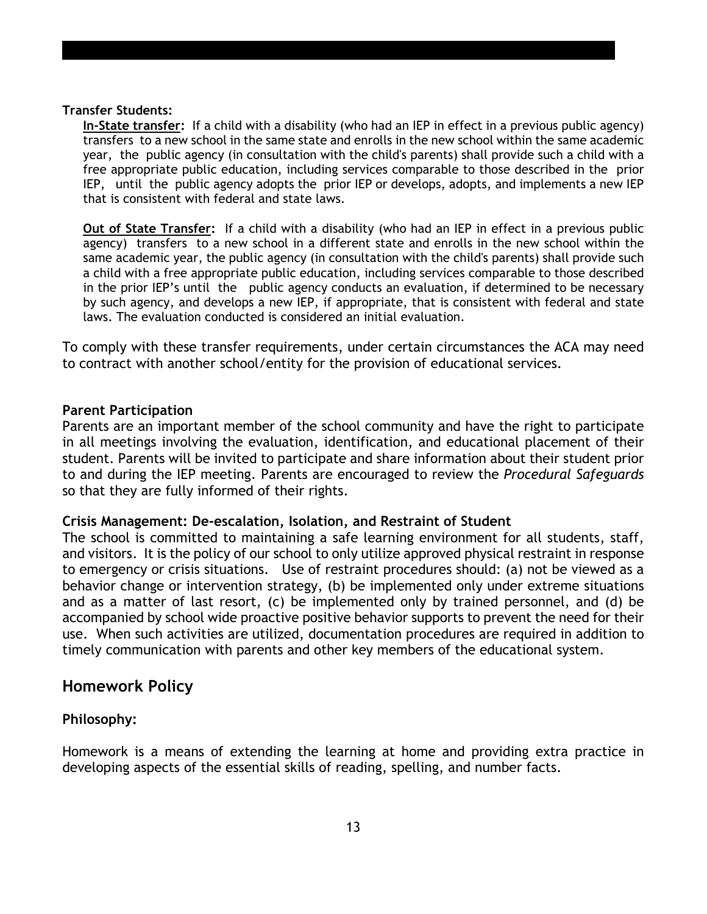**Transfer Students:**

**In-State transfer:** If a child with a disability (who had an IEP in effect in a previous public agency) transfers to a new school in the same state and enrolls in the new school within the same academic year, the public agency (in consultation with the child's parents) shall provide such a child with a free appropriate public education, including services comparable to those described in the prior IEP, until the public agency adopts the prior IEP or develops, adopts, and implements a new IEP that is consistent with federal and state laws.

**Out of State Transfer:** If a child with a disability (who had an IEP in effect in a previous public agency) transfers to a new school in a different state and enrolls in the new school within the same academic year, the public agency (in consultation with the child's parents) shall provide such a child with a free appropriate public education, including services comparable to those described in the prior IEP's until the public agency conducts an evaluation, if determined to be necessary by such agency, and develops a new IEP, if appropriate, that is consistent with federal and state laws. The evaluation conducted is considered an initial evaluation.

To comply with these transfer requirements, under certain circumstances the ACA may need to contract with another school/entity for the provision of educational services.

**Parent Participation**

Parents are an important member of the school community and have the right to participate in all meetings involving the evaluation, identification, and educational placement of their student. Parents will be invited to participate and share information about their student prior to and during the IEP meeting. Parents are encouraged to review the *Procedural Safeguards* so that they are fully informed of their rights.

**Crisis Management: De-escalation, Isolation, and Restraint of Student**

The school is committed to maintaining a safe learning environment for all students, staff, and visitors. It is the policy of our school to only utilize approved physical restraint in response to emergency or crisis situations. Use of restraint procedures should: (a) not be viewed as a behavior change or intervention strategy, (b) be implemented only under extreme situations and as a matter of last resort, (c) be implemented only by trained personnel, and (d) be accompanied by school wide proactive positive behavior supports to prevent the need for their use. When such activities are utilized, documentation procedures are required in addition to timely communication with parents and other key members of the educational system.

## Homework Policy

**Philosophy:**

Homework is a means of extending the learning at home and providing extra practice in developing aspects of the essential skills of reading, spelling, and number facts.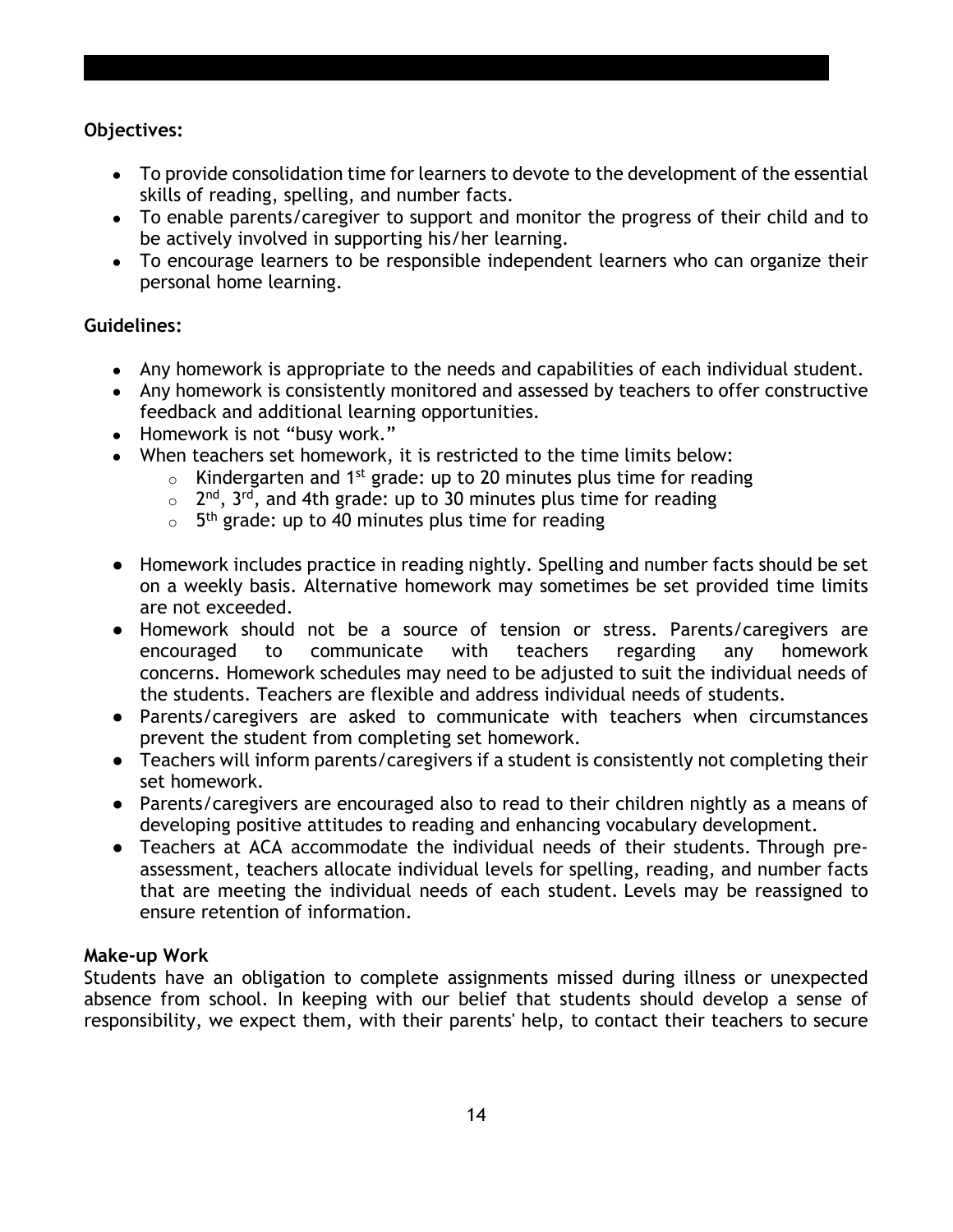**Objectives:**

- To provide consolidation time for learners to devote to the development of the essential skills of reading, spelling, and number facts.
- To enable parents/caregiver to support and monitor the progress of their child and to be actively involved in supporting his/her learning.
- To encourage learners to be responsible independent learners who can organize their personal home learning.

**Guidelines:**

- Any homework is appropriate to the needs and capabilities of each individual student.
- Any homework is consistently monitored and assessed by teachers to offer constructive feedback and additional learning opportunities.
- Homework is not "busy work."
- When teachers set homework, it is restricted to the time limits below:
  - Kindergarten and 1st grade: up to 20 minutes plus time for reading
  - 2nd, 3rd, and 4th grade: up to 30 minutes plus time for reading
  - 5th grade: up to 40 minutes plus time for reading

- Homework includes practice in reading nightly. Spelling and number facts should be set on a weekly basis. Alternative homework may sometimes be set provided time limits are not exceeded.
- Homework should not be a source of tension or stress. Parents/caregivers are encouraged to communicate with teachers regarding any homework concerns. Homework schedules may need to be adjusted to suit the individual needs of the students. Teachers are flexible and address individual needs of students.
- Parents/caregivers are asked to communicate with teachers when circumstances prevent the student from completing set homework.
- Teachers will inform parents/caregivers if a student is consistently not completing their set homework.
- Parents/caregivers are encouraged also to read to their children nightly as a means of developing positive attitudes to reading and enhancing vocabulary development.
- Teachers at ACA accommodate the individual needs of their students. Through pre-assessment, teachers allocate individual levels for spelling, reading, and number facts that are meeting the individual needs of each student. Levels may be reassigned to ensure retention of information.

**Make-up Work**

Students have an obligation to complete assignments missed during illness or unexpected absence from school. In keeping with our belief that students should develop a sense of responsibility, we expect them, with their parents' help, to contact their teachers to secure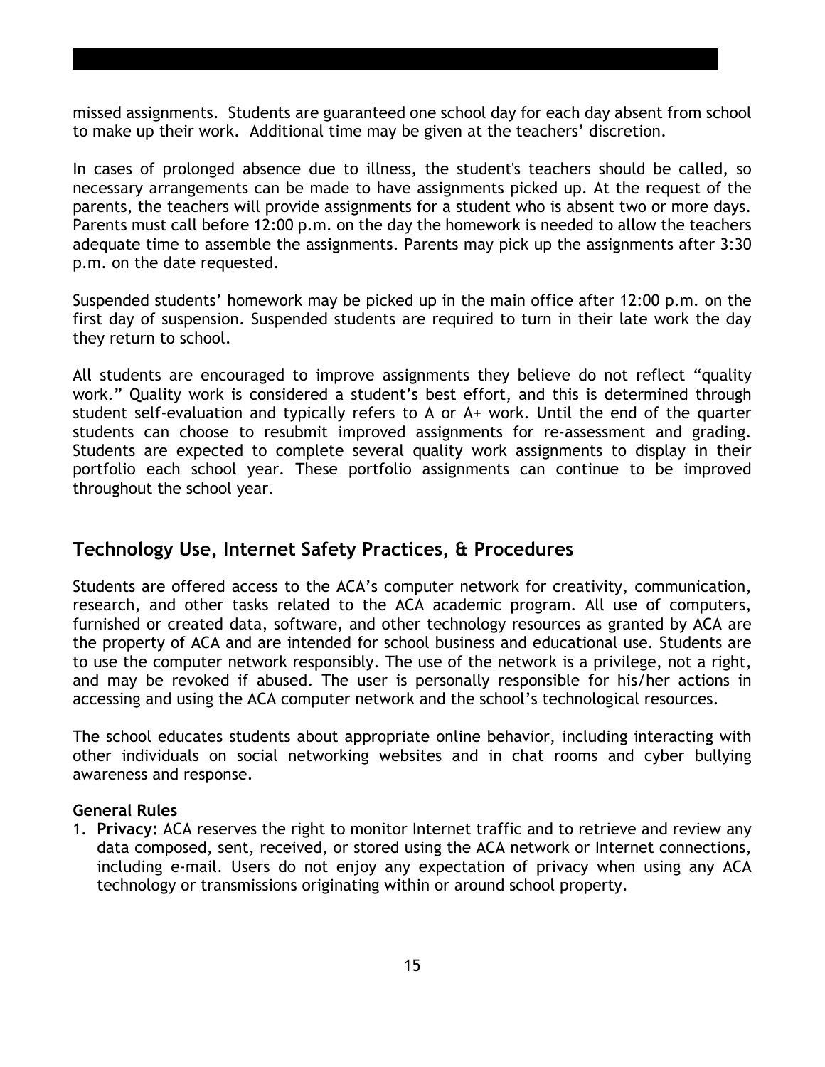missed assignments. Students are guaranteed one school day for each day absent from school to make up their work. Additional time may be given at the teachers' discretion.

In cases of prolonged absence due to illness, the student's teachers should be called, so necessary arrangements can be made to have assignments picked up. At the request of the parents, the teachers will provide assignments for a student who is absent two or more days. Parents must call before 12:00 p.m. on the day the homework is needed to allow the teachers adequate time to assemble the assignments. Parents may pick up the assignments after 3:30 p.m. on the date requested.

Suspended students' homework may be picked up in the main office after 12:00 p.m. on the first day of suspension. Suspended students are required to turn in their late work the day they return to school.

All students are encouraged to improve assignments they believe do not reflect "quality work." Quality work is considered a student's best effort, and this is determined through student self-evaluation and typically refers to A or A+ work. Until the end of the quarter students can choose to resubmit improved assignments for re-assessment and grading. Students are expected to complete several quality work assignments to display in their portfolio each school year. These portfolio assignments can continue to be improved throughout the school year.

## Technology Use, Internet Safety Practices, & Procedures

Students are offered access to the ACA's computer network for creativity, communication, research, and other tasks related to the ACA academic program. All use of computers, furnished or created data, software, and other technology resources as granted by ACA are the property of ACA and are intended for school business and educational use. Students are to use the computer network responsibly. The use of the network is a privilege, not a right, and may be revoked if abused. The user is personally responsible for his/her actions in accessing and using the ACA computer network and the school's technological resources.

The school educates students about appropriate online behavior, including interacting with other individuals on social networking websites and in chat rooms and cyber bullying awareness and response.

**General Rules**

1. **Privacy:** ACA reserves the right to monitor Internet traffic and to retrieve and review any data composed, sent, received, or stored using the ACA network or Internet connections, including e-mail. Users do not enjoy any expectation of privacy when using any ACA technology or transmissions originating within or around school property.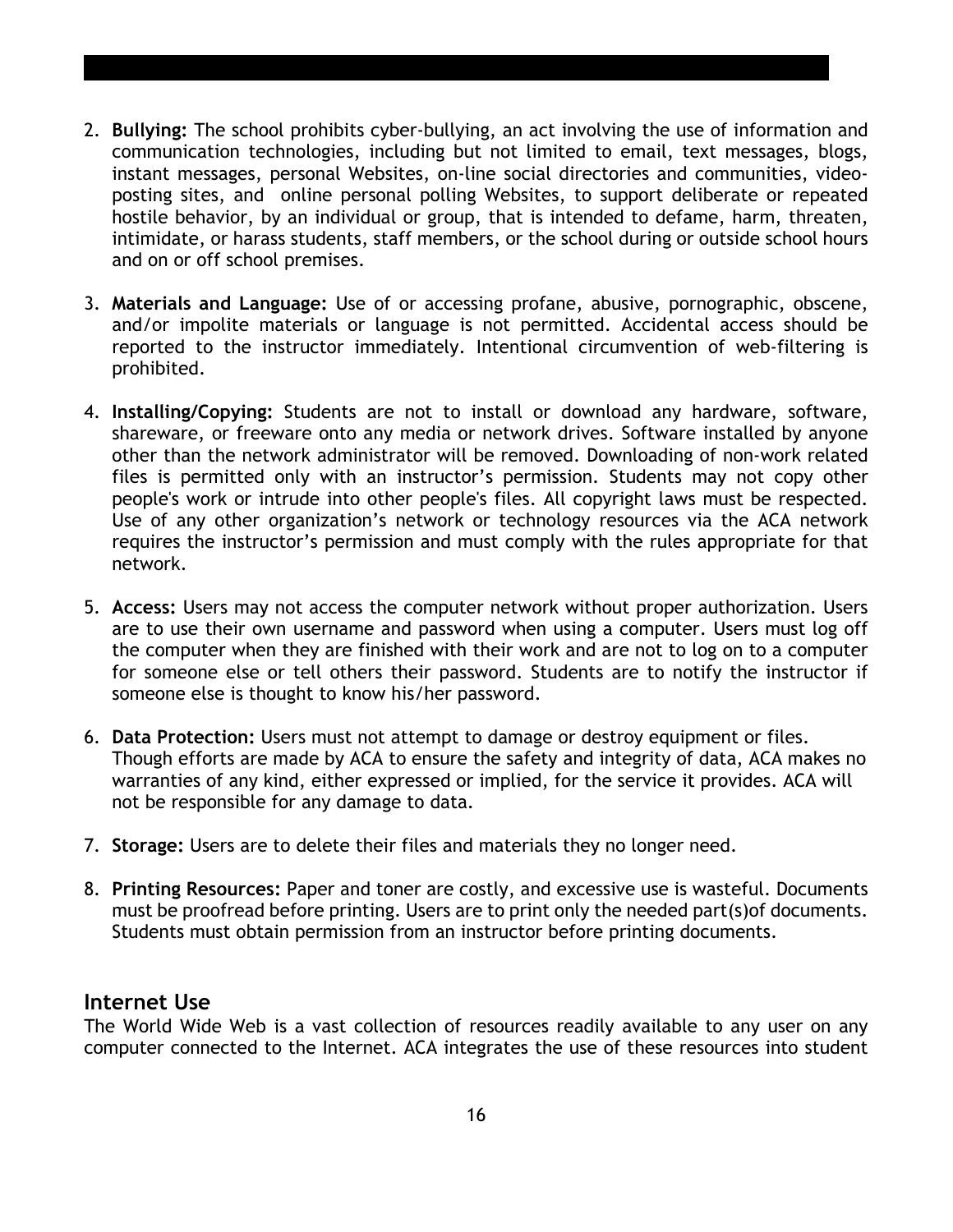2. **Bullying:** The school prohibits cyber-bullying, an act involving the use of information and communication technologies, including but not limited to email, text messages, blogs, instant messages, personal Websites, on-line social directories and communities, video-posting sites, and online personal polling Websites, to support deliberate or repeated hostile behavior, by an individual or group, that is intended to defame, harm, threaten, intimidate, or harass students, staff members, or the school during or outside school hours and on or off school premises.

3. **Materials and Language:** Use of or accessing profane, abusive, pornographic, obscene, and/or impolite materials or language is not permitted. Accidental access should be reported to the instructor immediately. Intentional circumvention of web-filtering is prohibited.

4. **Installing/Copying:** Students are not to install or download any hardware, software, shareware, or freeware onto any media or network drives. Software installed by anyone other than the network administrator will be removed. Downloading of non-work related files is permitted only with an instructor's permission. Students may not copy other people's work or intrude into other people's files. All copyright laws must be respected. Use of any other organization's network or technology resources via the ACA network requires the instructor's permission and must comply with the rules appropriate for that network.

5. **Access:** Users may not access the computer network without proper authorization. Users are to use their own username and password when using a computer. Users must log off the computer when they are finished with their work and are not to log on to a computer for someone else or tell others their password. Students are to notify the instructor if someone else is thought to know his/her password.

6. **Data Protection:** Users must not attempt to damage or destroy equipment or files. Though efforts are made by ACA to ensure the safety and integrity of data, ACA makes no warranties of any kind, either expressed or implied, for the service it provides. ACA will not be responsible for any damage to data.

7. **Storage:** Users are to delete their files and materials they no longer need.

8. **Printing Resources:** Paper and toner are costly, and excessive use is wasteful. Documents must be proofread before printing. Users are to print only the needed part(s)of documents. Students must obtain permission from an instructor before printing documents.

## Internet Use

The World Wide Web is a vast collection of resources readily available to any user on any computer connected to the Internet. ACA integrates the use of these resources into student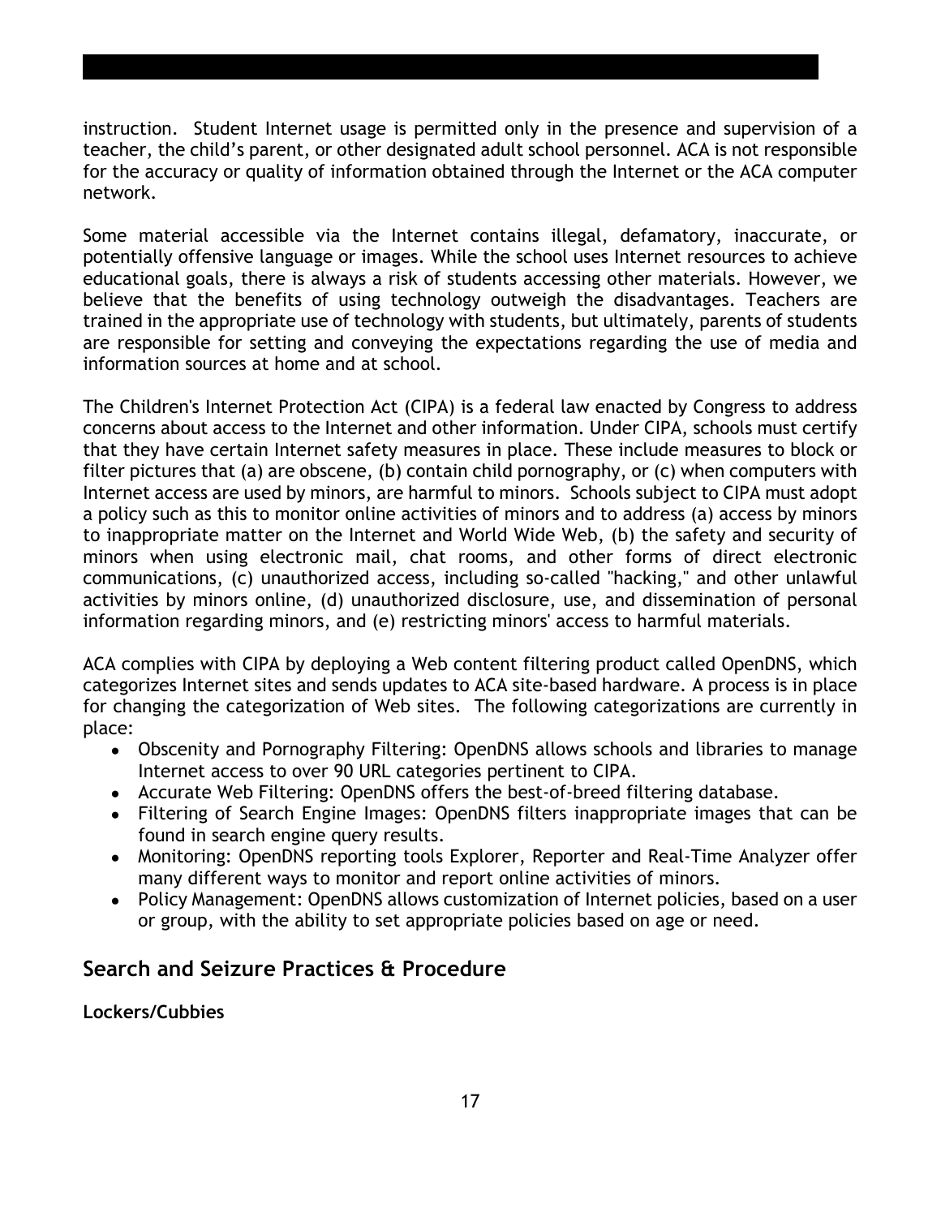instruction. Student Internet usage is permitted only in the presence and supervision of a teacher, the child's parent, or other designated adult school personnel. ACA is not responsible for the accuracy or quality of information obtained through the Internet or the ACA computer network.

Some material accessible via the Internet contains illegal, defamatory, inaccurate, or potentially offensive language or images. While the school uses Internet resources to achieve educational goals, there is always a risk of students accessing other materials. However, we believe that the benefits of using technology outweigh the disadvantages. Teachers are trained in the appropriate use of technology with students, but ultimately, parents of students are responsible for setting and conveying the expectations regarding the use of media and information sources at home and at school.

The Children's Internet Protection Act (CIPA) is a federal law enacted by Congress to address concerns about access to the Internet and other information. Under CIPA, schools must certify that they have certain Internet safety measures in place. These include measures to block or filter pictures that (a) are obscene, (b) contain child pornography, or (c) when computers with Internet access are used by minors, are harmful to minors. Schools subject to CIPA must adopt a policy such as this to monitor online activities of minors and to address (a) access by minors to inappropriate matter on the Internet and World Wide Web, (b) the safety and security of minors when using electronic mail, chat rooms, and other forms of direct electronic communications, (c) unauthorized access, including so-called "hacking," and other unlawful activities by minors online, (d) unauthorized disclosure, use, and dissemination of personal information regarding minors, and (e) restricting minors' access to harmful materials.

ACA complies with CIPA by deploying a Web content filtering product called OpenDNS, which categorizes Internet sites and sends updates to ACA site-based hardware. A process is in place for changing the categorization of Web sites. The following categorizations are currently in place:

- Obscenity and Pornography Filtering: OpenDNS allows schools and libraries to manage Internet access to over 90 URL categories pertinent to CIPA.
- Accurate Web Filtering: OpenDNS offers the best-of-breed filtering database.
- Filtering of Search Engine Images: OpenDNS filters inappropriate images that can be found in search engine query results.
- Monitoring: OpenDNS reporting tools Explorer, Reporter and Real-Time Analyzer offer many different ways to monitor and report online activities of minors.
- Policy Management: OpenDNS allows customization of Internet policies, based on a user or group, with the ability to set appropriate policies based on age or need.

## Search and Seizure Practices & Procedure

**Lockers/Cubbies**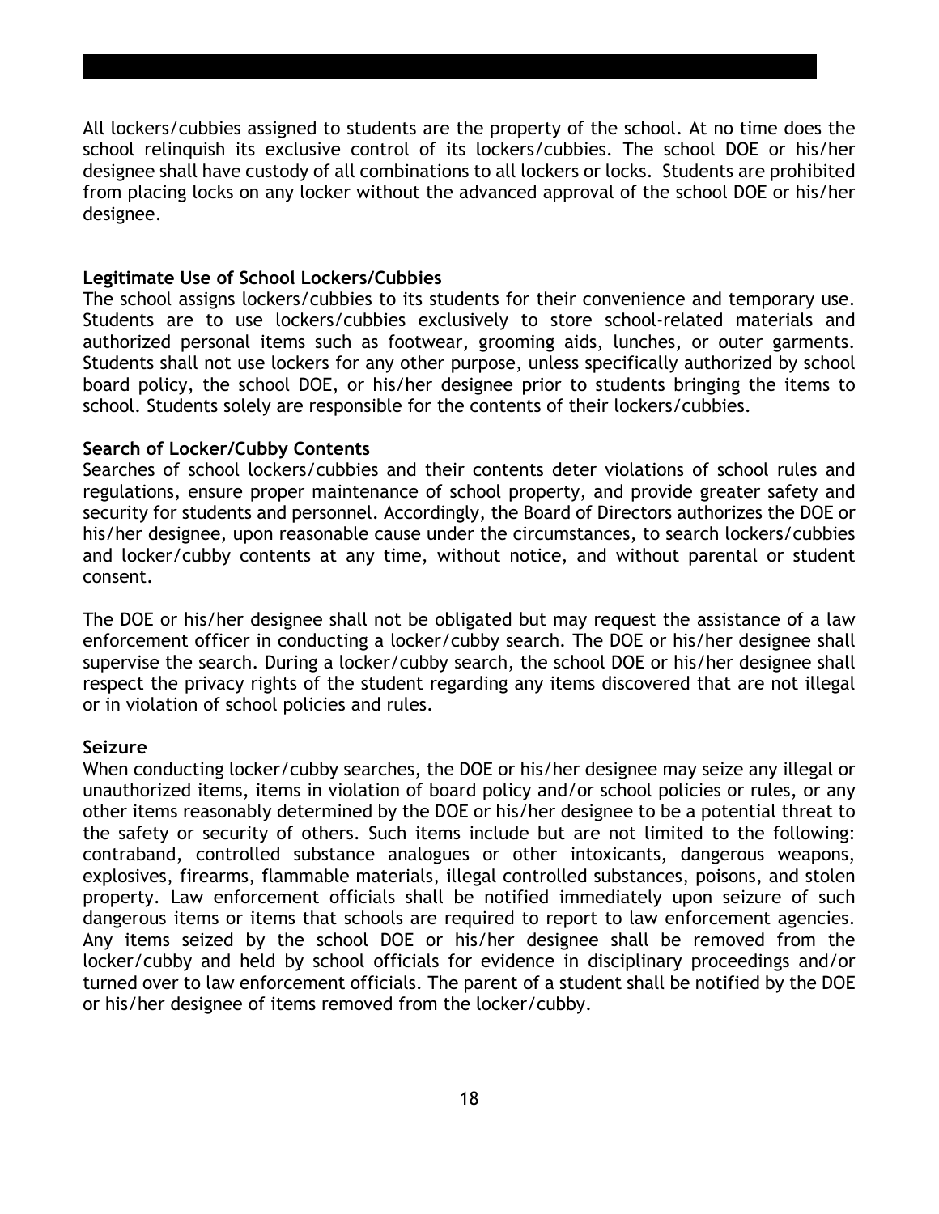All lockers/cubbies assigned to students are the property of the school. At no time does the school relinquish its exclusive control of its lockers/cubbies. The school DOE or his/her designee shall have custody of all combinations to all lockers or locks. Students are prohibited from placing locks on any locker without the advanced approval of the school DOE or his/her designee.

**Legitimate Use of School Lockers/Cubbies**

The school assigns lockers/cubbies to its students for their convenience and temporary use. Students are to use lockers/cubbies exclusively to store school-related materials and authorized personal items such as footwear, grooming aids, lunches, or outer garments. Students shall not use lockers for any other purpose, unless specifically authorized by school board policy, the school DOE, or his/her designee prior to students bringing the items to school. Students solely are responsible for the contents of their lockers/cubbies.

**Search of Locker/Cubby Contents**

Searches of school lockers/cubbies and their contents deter violations of school rules and regulations, ensure proper maintenance of school property, and provide greater safety and security for students and personnel. Accordingly, the Board of Directors authorizes the DOE or his/her designee, upon reasonable cause under the circumstances, to search lockers/cubbies and locker/cubby contents at any time, without notice, and without parental or student consent.

The DOE or his/her designee shall not be obligated but may request the assistance of a law enforcement officer in conducting a locker/cubby search. The DOE or his/her designee shall supervise the search. During a locker/cubby search, the school DOE or his/her designee shall respect the privacy rights of the student regarding any items discovered that are not illegal or in violation of school policies and rules.

**Seizure**

When conducting locker/cubby searches, the DOE or his/her designee may seize any illegal or unauthorized items, items in violation of board policy and/or school policies or rules, or any other items reasonably determined by the DOE or his/her designee to be a potential threat to the safety or security of others. Such items include but are not limited to the following: contraband, controlled substance analogues or other intoxicants, dangerous weapons, explosives, firearms, flammable materials, illegal controlled substances, poisons, and stolen property. Law enforcement officials shall be notified immediately upon seizure of such dangerous items or items that schools are required to report to law enforcement agencies. Any items seized by the school DOE or his/her designee shall be removed from the locker/cubby and held by school officials for evidence in disciplinary proceedings and/or turned over to law enforcement officials. The parent of a student shall be notified by the DOE or his/her designee of items removed from the locker/cubby.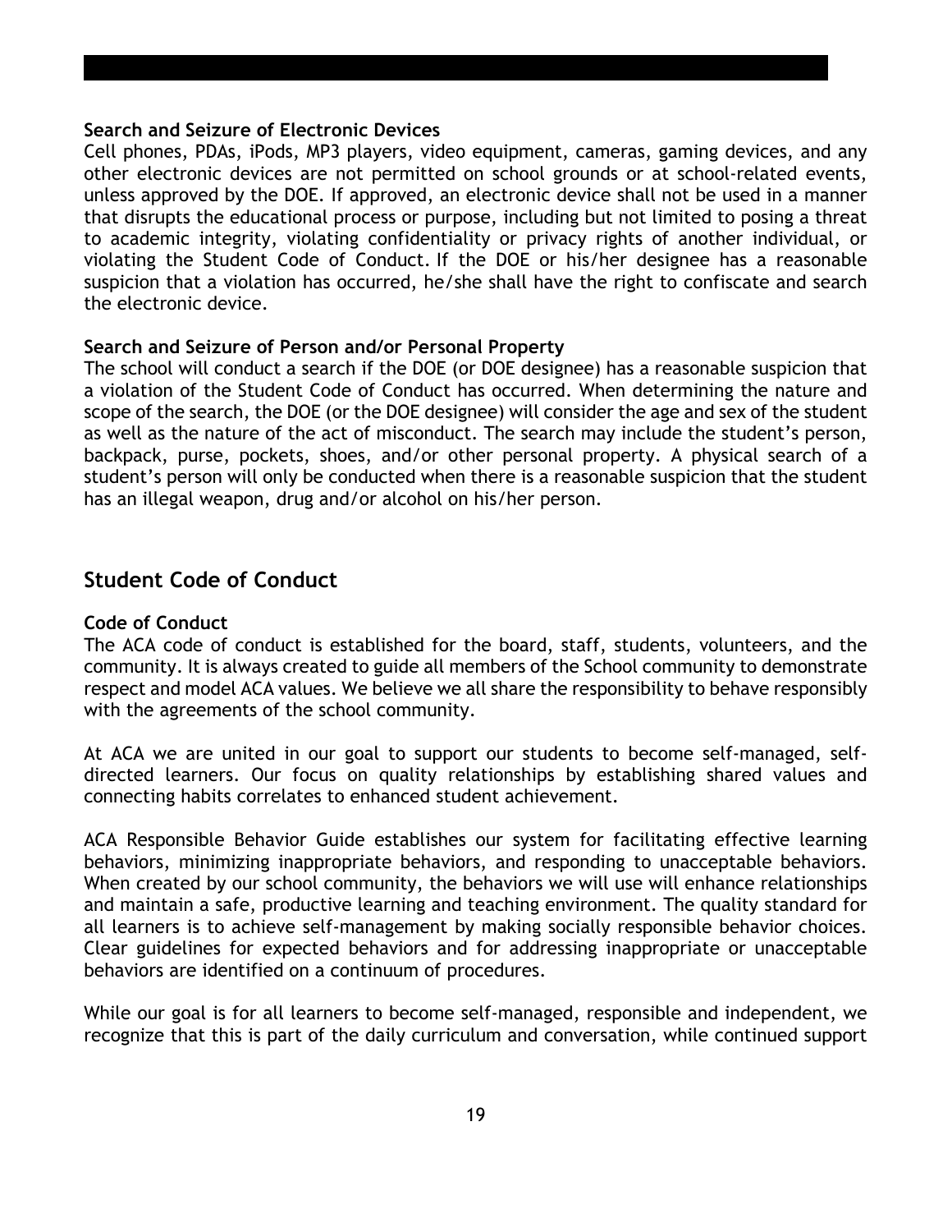### Search and Seizure of Electronic Devices

Cell phones, PDAs, iPods, MP3 players, video equipment, cameras, gaming devices, and any other electronic devices are not permitted on school grounds or at school-related events, unless approved by the DOE. If approved, an electronic device shall not be used in a manner that disrupts the educational process or purpose, including but not limited to posing a threat to academic integrity, violating confidentiality or privacy rights of another individual, or violating the Student Code of Conduct. If the DOE or his/her designee has a reasonable suspicion that a violation has occurred, he/she shall have the right to confiscate and search the electronic device.

### Search and Seizure of Person and/or Personal Property

The school will conduct a search if the DOE (or DOE designee) has a reasonable suspicion that a violation of the Student Code of Conduct has occurred. When determining the nature and scope of the search, the DOE (or the DOE designee) will consider the age and sex of the student as well as the nature of the act of misconduct. The search may include the student's person, backpack, purse, pockets, shoes, and/or other personal property. A physical search of a student's person will only be conducted when there is a reasonable suspicion that the student has an illegal weapon, drug and/or alcohol on his/her person.

## Student Code of Conduct

### Code of Conduct

The ACA code of conduct is established for the board, staff, students, volunteers, and the community. It is always created to guide all members of the School community to demonstrate respect and model ACA values. We believe we all share the responsibility to behave responsibly with the agreements of the school community.

At ACA we are united in our goal to support our students to become self-managed, self-directed learners. Our focus on quality relationships by establishing shared values and connecting habits correlates to enhanced student achievement.

ACA Responsible Behavior Guide establishes our system for facilitating effective learning behaviors, minimizing inappropriate behaviors, and responding to unacceptable behaviors. When created by our school community, the behaviors we will use will enhance relationships and maintain a safe, productive learning and teaching environment. The quality standard for all learners is to achieve self-management by making socially responsible behavior choices. Clear guidelines for expected behaviors and for addressing inappropriate or unacceptable behaviors are identified on a continuum of procedures.

While our goal is for all learners to become self-managed, responsible and independent, we recognize that this is part of the daily curriculum and conversation, while continued support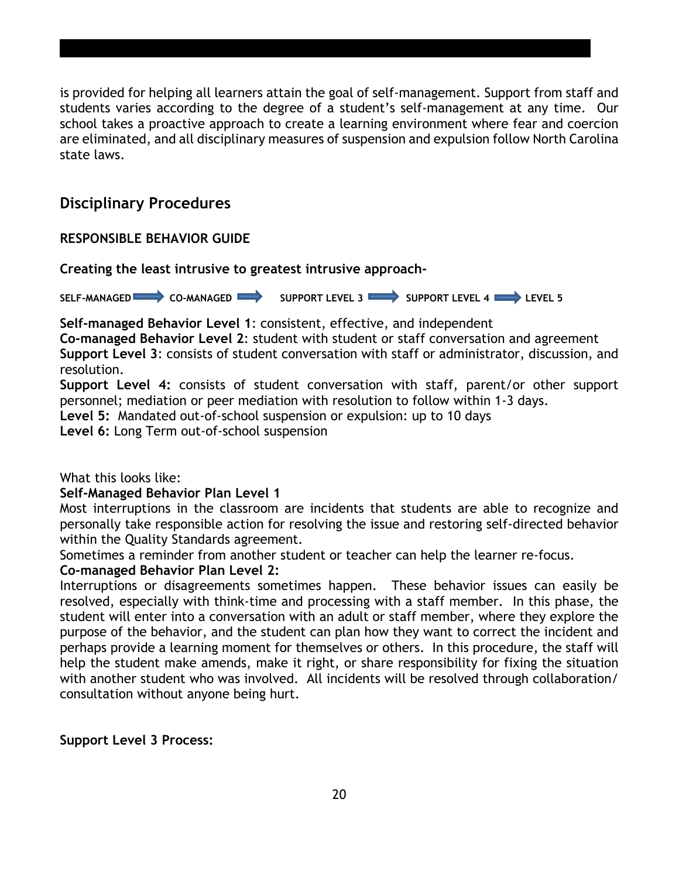is provided for helping all learners attain the goal of self-management. Support from staff and students varies according to the degree of a student's self-management at any time. Our school takes a proactive approach to create a learning environment where fear and coercion are eliminated, and all disciplinary measures of suspension and expulsion follow North Carolina state laws.

## Disciplinary Procedures

### RESPONSIBLE BEHAVIOR GUIDE

**Creating the least intrusive to greatest intrusive approach-**

**SELF-MANAGED ➡ CO-MANAGED ➡ SUPPORT LEVEL 3 ➡ SUPPORT LEVEL 4 ➡ LEVEL 5**

**Self-managed Behavior Level 1**: consistent, effective, and independent
**Co-managed Behavior Level 2**: student with student or staff conversation and agreement
**Support Level 3**: consists of student conversation with staff or administrator, discussion, and resolution.
**Support Level 4:** consists of student conversation with staff, parent/or other support personnel; mediation or peer mediation with resolution to follow within 1-3 days.
**Level 5:** Mandated out-of-school suspension or expulsion: up to 10 days
**Level 6:** Long Term out-of-school suspension

What this looks like:

**Self-Managed Behavior Plan Level 1**

Most interruptions in the classroom are incidents that students are able to recognize and personally take responsible action for resolving the issue and restoring self-directed behavior within the Quality Standards agreement.

Sometimes a reminder from another student or teacher can help the learner re-focus.

**Co-managed Behavior Plan Level 2:**

Interruptions or disagreements sometimes happen. These behavior issues can easily be resolved, especially with think-time and processing with a staff member. In this phase, the student will enter into a conversation with an adult or staff member, where they explore the purpose of the behavior, and the student can plan how they want to correct the incident and perhaps provide a learning moment for themselves or others. In this procedure, the staff will help the student make amends, make it right, or share responsibility for fixing the situation with another student who was involved. All incidents will be resolved through collaboration/ consultation without anyone being hurt.

**Support Level 3 Process:**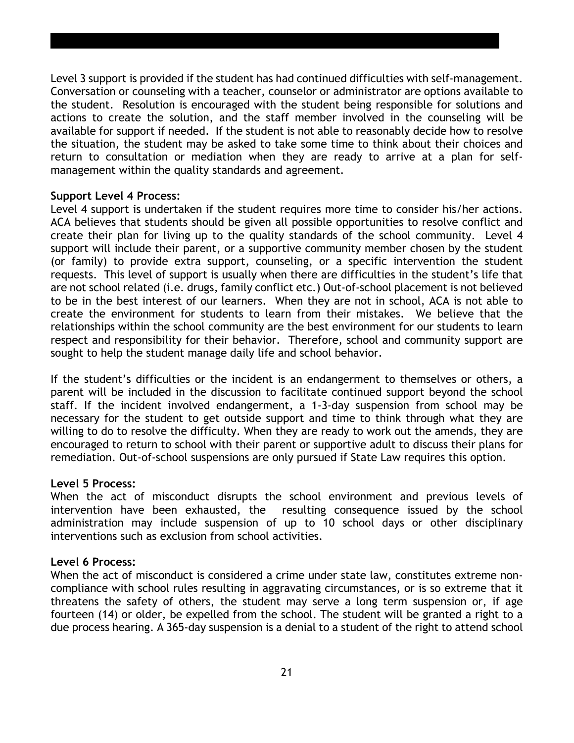Level 3 support is provided if the student has had continued difficulties with self-management. Conversation or counseling with a teacher, counselor or administrator are options available to the student. Resolution is encouraged with the student being responsible for solutions and actions to create the solution, and the staff member involved in the counseling will be available for support if needed. If the student is not able to reasonably decide how to resolve the situation, the student may be asked to take some time to think about their choices and return to consultation or mediation when they are ready to arrive at a plan for self-management within the quality standards and agreement.

**Support Level 4 Process:**

Level 4 support is undertaken if the student requires more time to consider his/her actions. ACA believes that students should be given all possible opportunities to resolve conflict and create their plan for living up to the quality standards of the school community. Level 4 support will include their parent, or a supportive community member chosen by the student (or family) to provide extra support, counseling, or a specific intervention the student requests. This level of support is usually when there are difficulties in the student's life that are not school related (i.e. drugs, family conflict etc.) Out-of-school placement is not believed to be in the best interest of our learners. When they are not in school, ACA is not able to create the environment for students to learn from their mistakes. We believe that the relationships within the school community are the best environment for our students to learn respect and responsibility for their behavior. Therefore, school and community support are sought to help the student manage daily life and school behavior.

If the student's difficulties or the incident is an endangerment to themselves or others, a parent will be included in the discussion to facilitate continued support beyond the school staff. If the incident involved endangerment, a 1-3-day suspension from school may be necessary for the student to get outside support and time to think through what they are willing to do to resolve the difficulty. When they are ready to work out the amends, they are encouraged to return to school with their parent or supportive adult to discuss their plans for remediation. Out-of-school suspensions are only pursued if State Law requires this option.

**Level 5 Process:**

When the act of misconduct disrupts the school environment and previous levels of intervention have been exhausted, the resulting consequence issued by the school administration may include suspension of up to 10 school days or other disciplinary interventions such as exclusion from school activities.

**Level 6 Process:**

When the act of misconduct is considered a crime under state law, constitutes extreme non-compliance with school rules resulting in aggravating circumstances, or is so extreme that it threatens the safety of others, the student may serve a long term suspension or, if age fourteen (14) or older, be expelled from the school. The student will be granted a right to a due process hearing. A 365-day suspension is a denial to a student of the right to attend school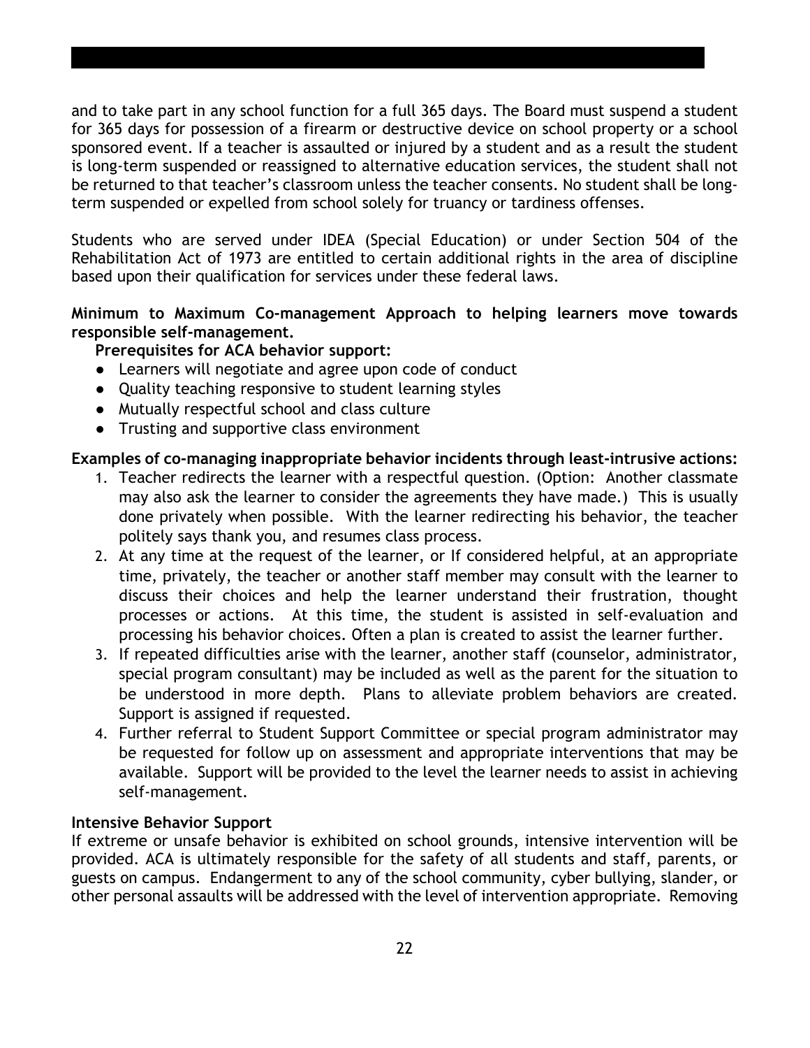and to take part in any school function for a full 365 days. The Board must suspend a student for 365 days for possession of a firearm or destructive device on school property or a school sponsored event. If a teacher is assaulted or injured by a student and as a result the student is long-term suspended or reassigned to alternative education services, the student shall not be returned to that teacher's classroom unless the teacher consents. No student shall be long-term suspended or expelled from school solely for truancy or tardiness offenses.

Students who are served under IDEA (Special Education) or under Section 504 of the Rehabilitation Act of 1973 are entitled to certain additional rights in the area of discipline based upon their qualification for services under these federal laws.

**Minimum to Maximum Co-management Approach to helping learners move towards responsible self-management.**

**Prerequisites for ACA behavior support:**

- Learners will negotiate and agree upon code of conduct
- Quality teaching responsive to student learning styles
- Mutually respectful school and class culture
- Trusting and supportive class environment

**Examples of co-managing inappropriate behavior incidents through least-intrusive actions:**

1. Teacher redirects the learner with a respectful question. (Option: Another classmate may also ask the learner to consider the agreements they have made.) This is usually done privately when possible. With the learner redirecting his behavior, the teacher politely says thank you, and resumes class process.
2. At any time at the request of the learner, or If considered helpful, at an appropriate time, privately, the teacher or another staff member may consult with the learner to discuss their choices and help the learner understand their frustration, thought processes or actions. At this time, the student is assisted in self-evaluation and processing his behavior choices. Often a plan is created to assist the learner further.
3. If repeated difficulties arise with the learner, another staff (counselor, administrator, special program consultant) may be included as well as the parent for the situation to be understood in more depth. Plans to alleviate problem behaviors are created. Support is assigned if requested.
4. Further referral to Student Support Committee or special program administrator may be requested for follow up on assessment and appropriate interventions that may be available. Support will be provided to the level the learner needs to assist in achieving self-management.

**Intensive Behavior Support**

If extreme or unsafe behavior is exhibited on school grounds, intensive intervention will be provided. ACA is ultimately responsible for the safety of all students and staff, parents, or guests on campus. Endangerment to any of the school community, cyber bullying, slander, or other personal assaults will be addressed with the level of intervention appropriate. Removing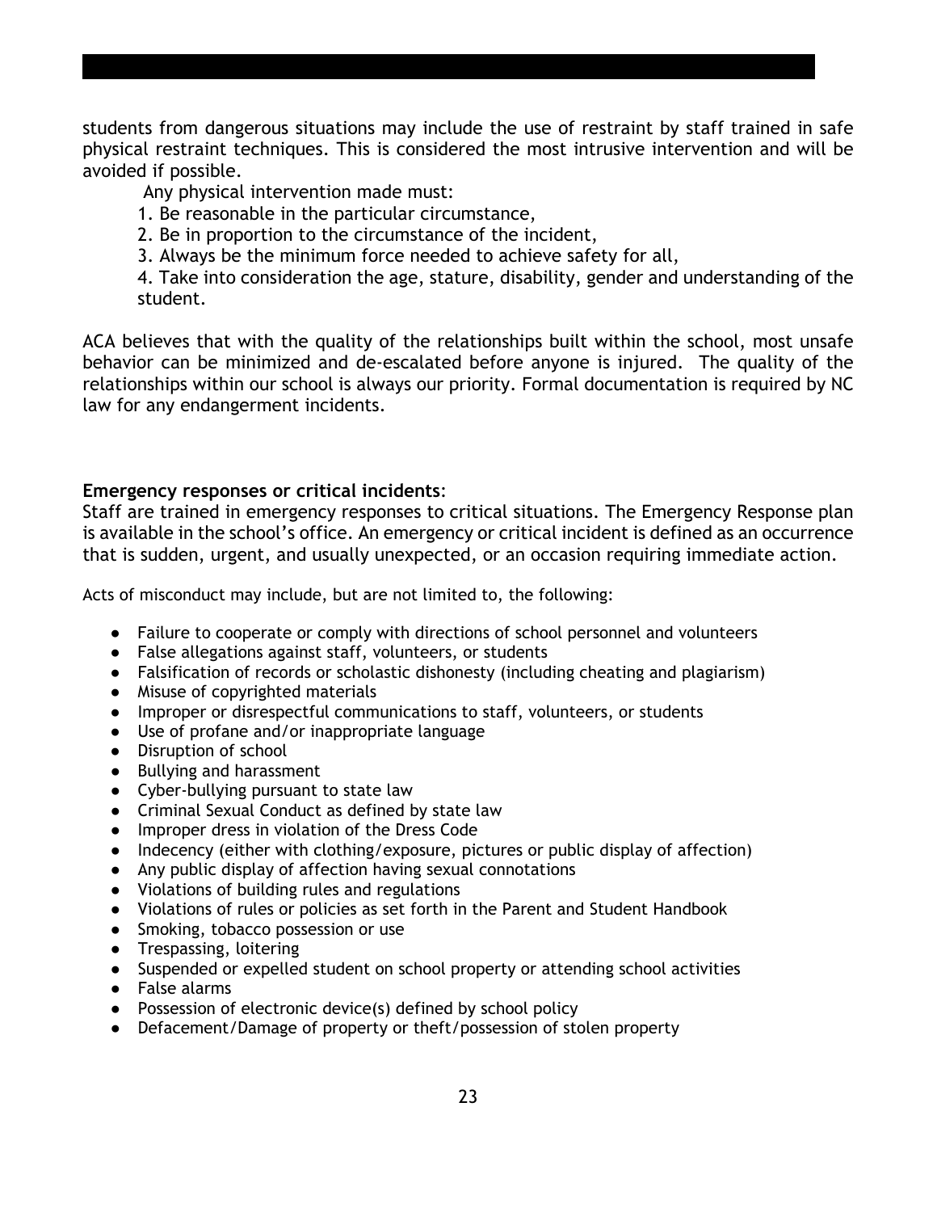students from dangerous situations may include the use of restraint by staff trained in safe physical restraint techniques. This is considered the most intrusive intervention and will be avoided if possible.

Any physical intervention made must:

1. Be reasonable in the particular circumstance,
2. Be in proportion to the circumstance of the incident,
3. Always be the minimum force needed to achieve safety for all,
4. Take into consideration the age, stature, disability, gender and understanding of the student.

ACA believes that with the quality of the relationships built within the school, most unsafe behavior can be minimized and de-escalated before anyone is injured. The quality of the relationships within our school is always our priority. Formal documentation is required by NC law for any endangerment incidents.

**Emergency responses or critical incidents**:

Staff are trained in emergency responses to critical situations. The Emergency Response plan is available in the school's office. An emergency or critical incident is defined as an occurrence that is sudden, urgent, and usually unexpected, or an occasion requiring immediate action.

Acts of misconduct may include, but are not limited to, the following:

- Failure to cooperate or comply with directions of school personnel and volunteers
- False allegations against staff, volunteers, or students
- Falsification of records or scholastic dishonesty (including cheating and plagiarism)
- Misuse of copyrighted materials
- Improper or disrespectful communications to staff, volunteers, or students
- Use of profane and/or inappropriate language
- Disruption of school
- Bullying and harassment
- Cyber-bullying pursuant to state law
- Criminal Sexual Conduct as defined by state law
- Improper dress in violation of the Dress Code
- Indecency (either with clothing/exposure, pictures or public display of affection)
- Any public display of affection having sexual connotations
- Violations of building rules and regulations
- Violations of rules or policies as set forth in the Parent and Student Handbook
- Smoking, tobacco possession or use
- Trespassing, loitering
- Suspended or expelled student on school property or attending school activities
- False alarms
- Possession of electronic device(s) defined by school policy
- Defacement/Damage of property or theft/possession of stolen property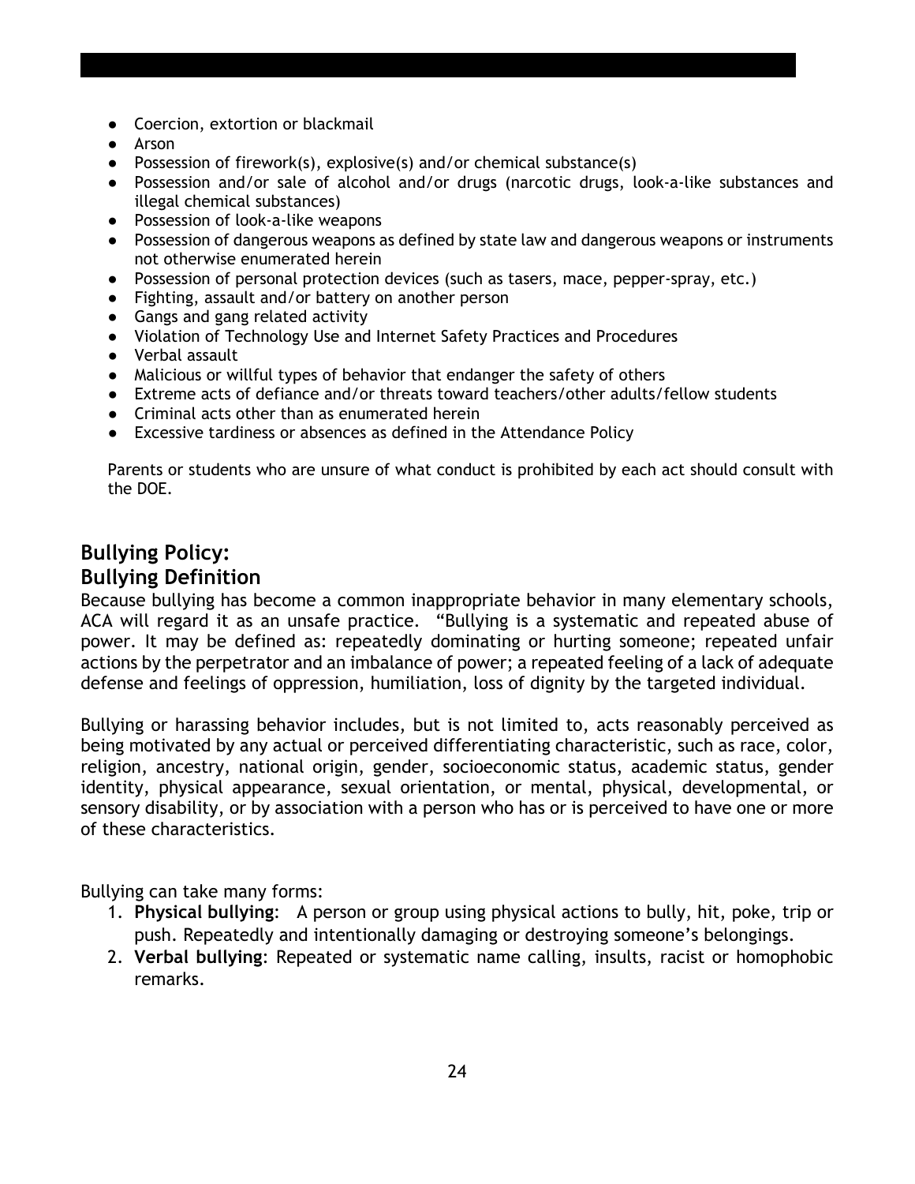- Coercion, extortion or blackmail
- Arson
- Possession of firework(s), explosive(s) and/or chemical substance(s)
- Possession and/or sale of alcohol and/or drugs (narcotic drugs, look-a-like substances and illegal chemical substances)
- Possession of look-a-like weapons
- Possession of dangerous weapons as defined by state law and dangerous weapons or instruments not otherwise enumerated herein
- Possession of personal protection devices (such as tasers, mace, pepper-spray, etc.)
- Fighting, assault and/or battery on another person
- Gangs and gang related activity
- Violation of Technology Use and Internet Safety Practices and Procedures
- Verbal assault
- Malicious or willful types of behavior that endanger the safety of others
- Extreme acts of defiance and/or threats toward teachers/other adults/fellow students
- Criminal acts other than as enumerated herein
- Excessive tardiness or absences as defined in the Attendance Policy

Parents or students who are unsure of what conduct is prohibited by each act should consult with the DOE.

## Bullying Policy:

## Bullying Definition

Because bullying has become a common inappropriate behavior in many elementary schools, ACA will regard it as an unsafe practice. "Bullying is a systematic and repeated abuse of power. It may be defined as: repeatedly dominating or hurting someone; repeated unfair actions by the perpetrator and an imbalance of power; a repeated feeling of a lack of adequate defense and feelings of oppression, humiliation, loss of dignity by the targeted individual.

Bullying or harassing behavior includes, but is not limited to, acts reasonably perceived as being motivated by any actual or perceived differentiating characteristic, such as race, color, religion, ancestry, national origin, gender, socioeconomic status, academic status, gender identity, physical appearance, sexual orientation, or mental, physical, developmental, or sensory disability, or by association with a person who has or is perceived to have one or more of these characteristics.

Bullying can take many forms:

1. **Physical bullying**: A person or group using physical actions to bully, hit, poke, trip or push. Repeatedly and intentionally damaging or destroying someone's belongings.
2. **Verbal bullying**: Repeated or systematic name calling, insults, racist or homophobic remarks.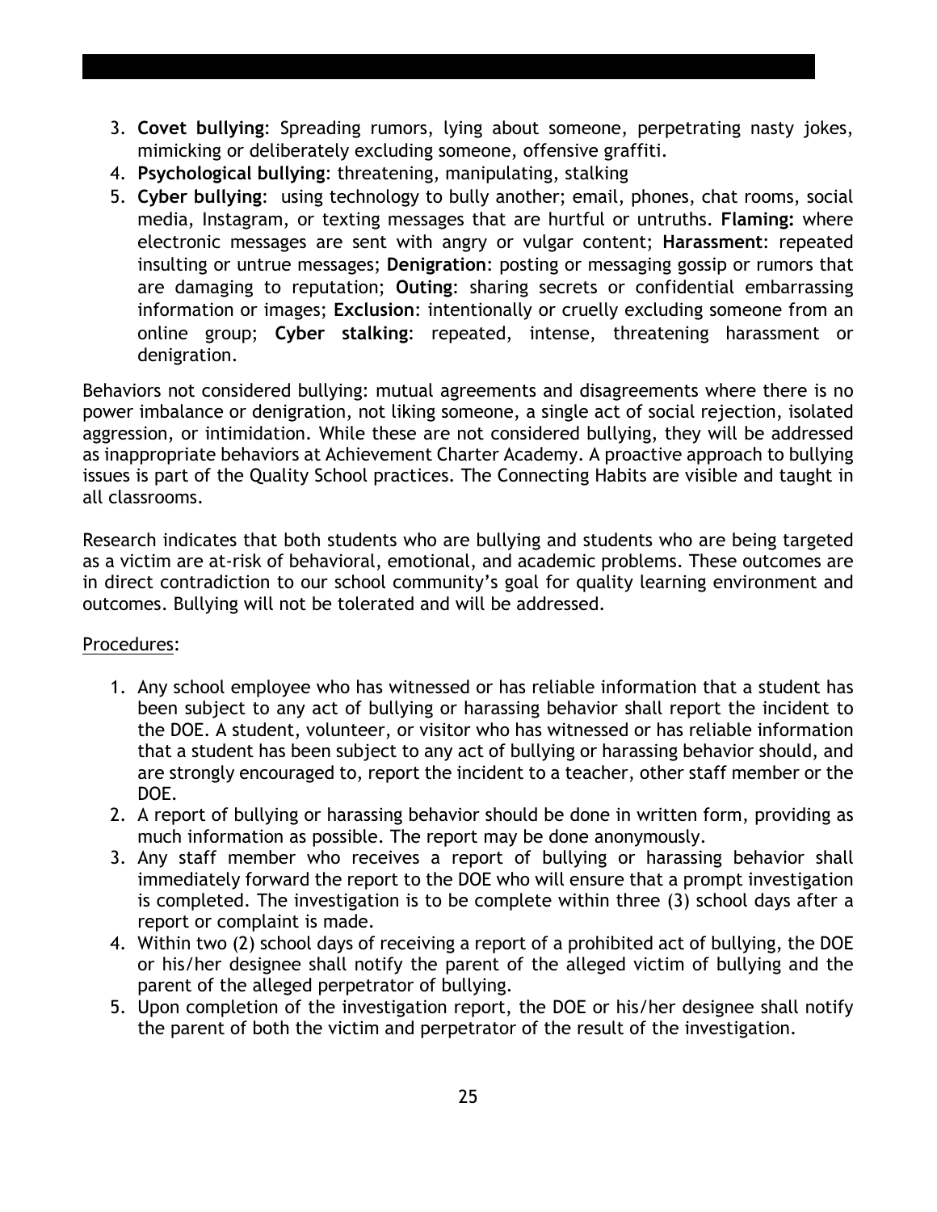3. **Covet bullying**: Spreading rumors, lying about someone, perpetrating nasty jokes, mimicking or deliberately excluding someone, offensive graffiti.
4. **Psychological bullying**: threatening, manipulating, stalking
5. **Cyber bullying**: using technology to bully another; email, phones, chat rooms, social media, Instagram, or texting messages that are hurtful or untruths. **Flaming:** where electronic messages are sent with angry or vulgar content; **Harassment**: repeated insulting or untrue messages; **Denigration**: posting or messaging gossip or rumors that are damaging to reputation; **Outing**: sharing secrets or confidential embarrassing information or images; **Exclusion**: intentionally or cruelly excluding someone from an online group; **Cyber stalking**: repeated, intense, threatening harassment or denigration.

Behaviors not considered bullying: mutual agreements and disagreements where there is no power imbalance or denigration, not liking someone, a single act of social rejection, isolated aggression, or intimidation. While these are not considered bullying, they will be addressed as inappropriate behaviors at Achievement Charter Academy. A proactive approach to bullying issues is part of the Quality School practices. The Connecting Habits are visible and taught in all classrooms.

Research indicates that both students who are bullying and students who are being targeted as a victim are at-risk of behavioral, emotional, and academic problems. These outcomes are in direct contradiction to our school community's goal for quality learning environment and outcomes. Bullying will not be tolerated and will be addressed.

Procedures:

1. Any school employee who has witnessed or has reliable information that a student has been subject to any act of bullying or harassing behavior shall report the incident to the DOE. A student, volunteer, or visitor who has witnessed or has reliable information that a student has been subject to any act of bullying or harassing behavior should, and are strongly encouraged to, report the incident to a teacher, other staff member or the DOE.
2. A report of bullying or harassing behavior should be done in written form, providing as much information as possible. The report may be done anonymously.
3. Any staff member who receives a report of bullying or harassing behavior shall immediately forward the report to the DOE who will ensure that a prompt investigation is completed. The investigation is to be complete within three (3) school days after a report or complaint is made.
4. Within two (2) school days of receiving a report of a prohibited act of bullying, the DOE or his/her designee shall notify the parent of the alleged victim of bullying and the parent of the alleged perpetrator of bullying.
5. Upon completion of the investigation report, the DOE or his/her designee shall notify the parent of both the victim and perpetrator of the result of the investigation.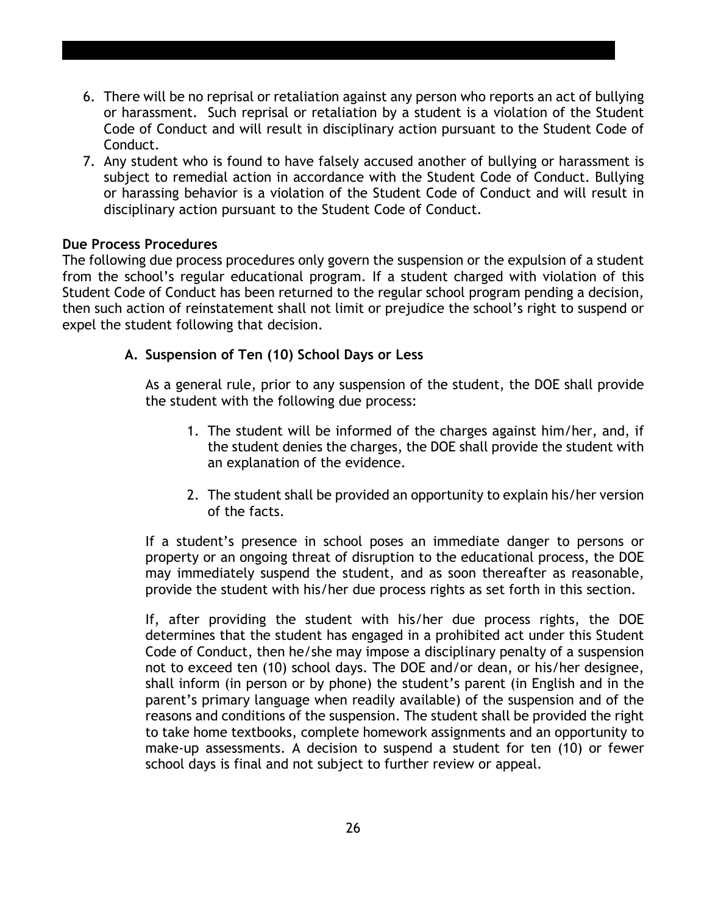6. There will be no reprisal or retaliation against any person who reports an act of bullying or harassment. Such reprisal or retaliation by a student is a violation of the Student Code of Conduct and will result in disciplinary action pursuant to the Student Code of Conduct.
7. Any student who is found to have falsely accused another of bullying or harassment is subject to remedial action in accordance with the Student Code of Conduct. Bullying or harassing behavior is a violation of the Student Code of Conduct and will result in disciplinary action pursuant to the Student Code of Conduct.

**Due Process Procedures**

The following due process procedures only govern the suspension or the expulsion of a student from the school's regular educational program. If a student charged with violation of this Student Code of Conduct has been returned to the regular school program pending a decision, then such action of reinstatement shall not limit or prejudice the school's right to suspend or expel the student following that decision.

**A. Suspension of Ten (10) School Days or Less**

As a general rule, prior to any suspension of the student, the DOE shall provide the student with the following due process:

1. The student will be informed of the charges against him/her, and, if the student denies the charges, the DOE shall provide the student with an explanation of the evidence.
2. The student shall be provided an opportunity to explain his/her version of the facts.

If a student's presence in school poses an immediate danger to persons or property or an ongoing threat of disruption to the educational process, the DOE may immediately suspend the student, and as soon thereafter as reasonable, provide the student with his/her due process rights as set forth in this section.

If, after providing the student with his/her due process rights, the DOE determines that the student has engaged in a prohibited act under this Student Code of Conduct, then he/she may impose a disciplinary penalty of a suspension not to exceed ten (10) school days. The DOE and/or dean, or his/her designee, shall inform (in person or by phone) the student's parent (in English and in the parent's primary language when readily available) of the suspension and of the reasons and conditions of the suspension. The student shall be provided the right to take home textbooks, complete homework assignments and an opportunity to make-up assessments. A decision to suspend a student for ten (10) or fewer school days is final and not subject to further review or appeal.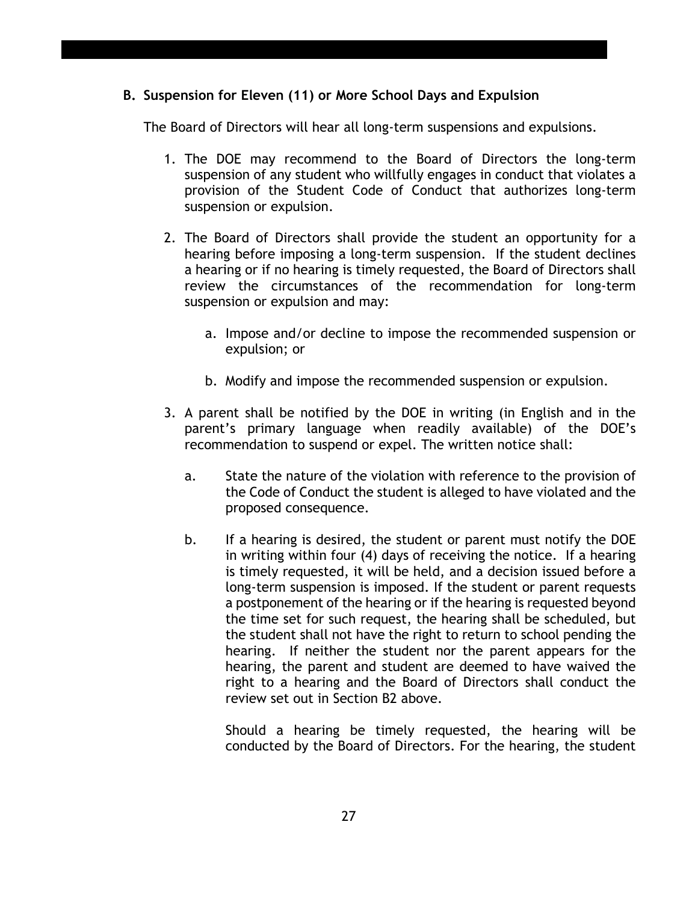### B. Suspension for Eleven (11) or More School Days and Expulsion

The Board of Directors will hear all long-term suspensions and expulsions.

1. The DOE may recommend to the Board of Directors the long-term suspension of any student who willfully engages in conduct that violates a provision of the Student Code of Conduct that authorizes long-term suspension or expulsion.

2. The Board of Directors shall provide the student an opportunity for a hearing before imposing a long-term suspension. If the student declines a hearing or if no hearing is timely requested, the Board of Directors shall review the circumstances of the recommendation for long-term suspension or expulsion and may:

   a. Impose and/or decline to impose the recommended suspension or expulsion; or

   b. Modify and impose the recommended suspension or expulsion.

3. A parent shall be notified by the DOE in writing (in English and in the parent's primary language when readily available) of the DOE's recommendation to suspend or expel. The written notice shall:

   a. State the nature of the violation with reference to the provision of the Code of Conduct the student is alleged to have violated and the proposed consequence.

   b. If a hearing is desired, the student or parent must notify the DOE in writing within four (4) days of receiving the notice. If a hearing is timely requested, it will be held, and a decision issued before a long-term suspension is imposed. If the student or parent requests a postponement of the hearing or if the hearing is requested beyond the time set for such request, the hearing shall be scheduled, but the student shall not have the right to return to school pending the hearing. If neither the student nor the parent appears for the hearing, the parent and student are deemed to have waived the right to a hearing and the Board of Directors shall conduct the review set out in Section B2 above.

      Should a hearing be timely requested, the hearing will be conducted by the Board of Directors. For the hearing, the student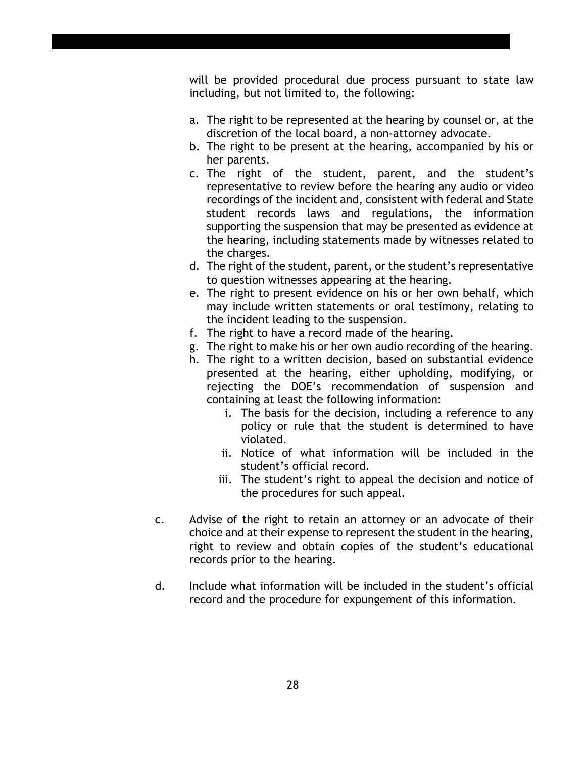will be provided procedural due process pursuant to state law including, but not limited to, the following:

a. The right to be represented at the hearing by counsel or, at the discretion of the local board, a non-attorney advocate.
b. The right to be present at the hearing, accompanied by his or her parents.
c. The right of the student, parent, and the student's representative to review before the hearing any audio or video recordings of the incident and, consistent with federal and State student records laws and regulations, the information supporting the suspension that may be presented as evidence at the hearing, including statements made by witnesses related to the charges.
d. The right of the student, parent, or the student's representative to question witnesses appearing at the hearing.
e. The right to present evidence on his or her own behalf, which may include written statements or oral testimony, relating to the incident leading to the suspension.
f. The right to have a record made of the hearing.
g. The right to make his or her own audio recording of the hearing.
h. The right to a written decision, based on substantial evidence presented at the hearing, either upholding, modifying, or rejecting the DOE's recommendation of suspension and containing at least the following information:
    i. The basis for the decision, including a reference to any policy or rule that the student is determined to have violated.
    ii. Notice of what information will be included in the student's official record.
    iii. The student's right to appeal the decision and notice of the procedures for such appeal.

c. Advise of the right to retain an attorney or an advocate of their choice and at their expense to represent the student in the hearing, right to review and obtain copies of the student's educational records prior to the hearing.

d. Include what information will be included in the student's official record and the procedure for expungement of this information.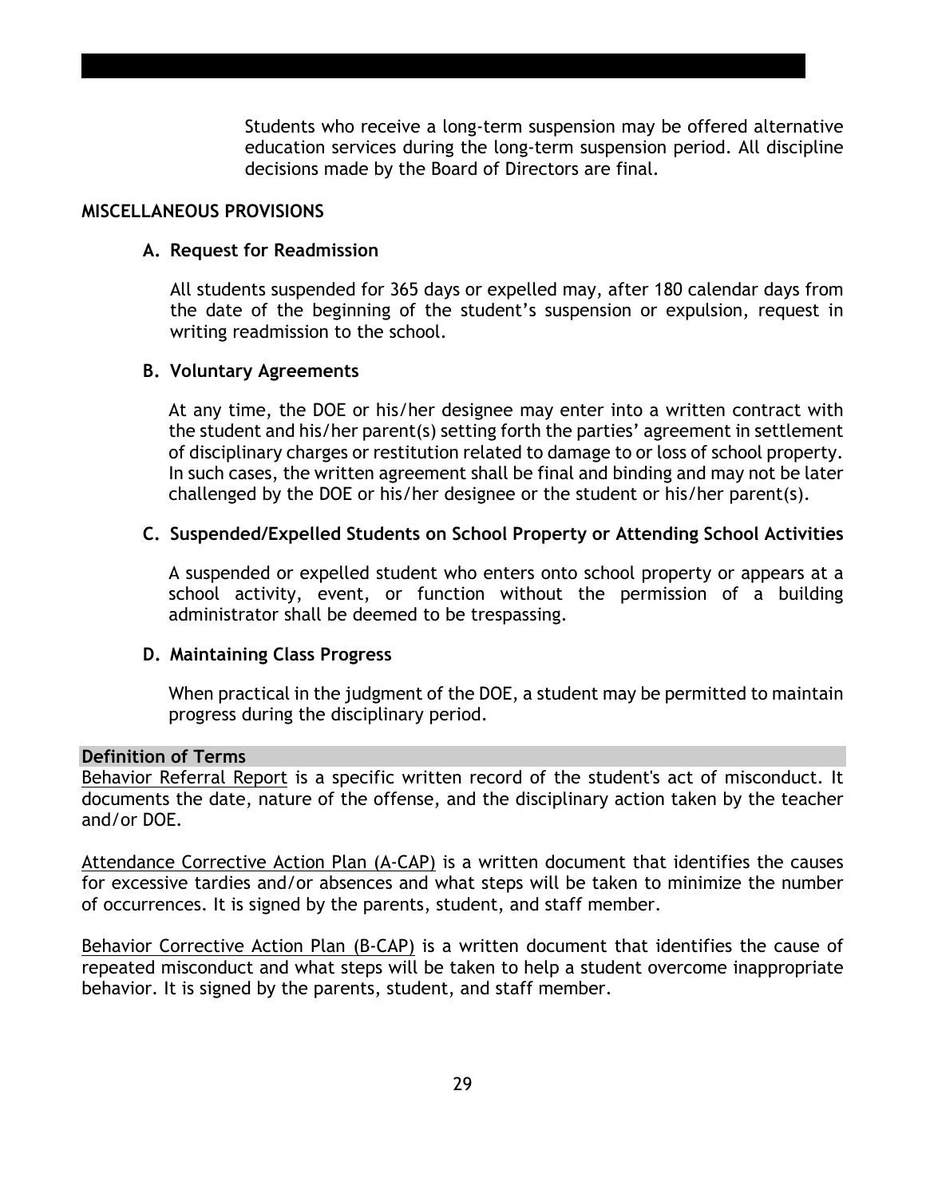Students who receive a long-term suspension may be offered alternative education services during the long-term suspension period. All discipline decisions made by the Board of Directors are final.

## MISCELLANEOUS PROVISIONS

### A. Request for Readmission

All students suspended for 365 days or expelled may, after 180 calendar days from the date of the beginning of the student's suspension or expulsion, request in writing readmission to the school.

### B. Voluntary Agreements

At any time, the DOE or his/her designee may enter into a written contract with the student and his/her parent(s) setting forth the parties' agreement in settlement of disciplinary charges or restitution related to damage to or loss of school property. In such cases, the written agreement shall be final and binding and may not be later challenged by the DOE or his/her designee or the student or his/her parent(s).

### C. Suspended/Expelled Students on School Property or Attending School Activities

A suspended or expelled student who enters onto school property or appears at a school activity, event, or function without the permission of a building administrator shall be deemed to be trespassing.

### D. Maintaining Class Progress

When practical in the judgment of the DOE, a student may be permitted to maintain progress during the disciplinary period.

## Definition of Terms

Behavior Referral Report is a specific written record of the student's act of misconduct. It documents the date, nature of the offense, and the disciplinary action taken by the teacher and/or DOE.

Attendance Corrective Action Plan (A-CAP) is a written document that identifies the causes for excessive tardies and/or absences and what steps will be taken to minimize the number of occurrences. It is signed by the parents, student, and staff member.

Behavior Corrective Action Plan (B-CAP) is a written document that identifies the cause of repeated misconduct and what steps will be taken to help a student overcome inappropriate behavior. It is signed by the parents, student, and staff member.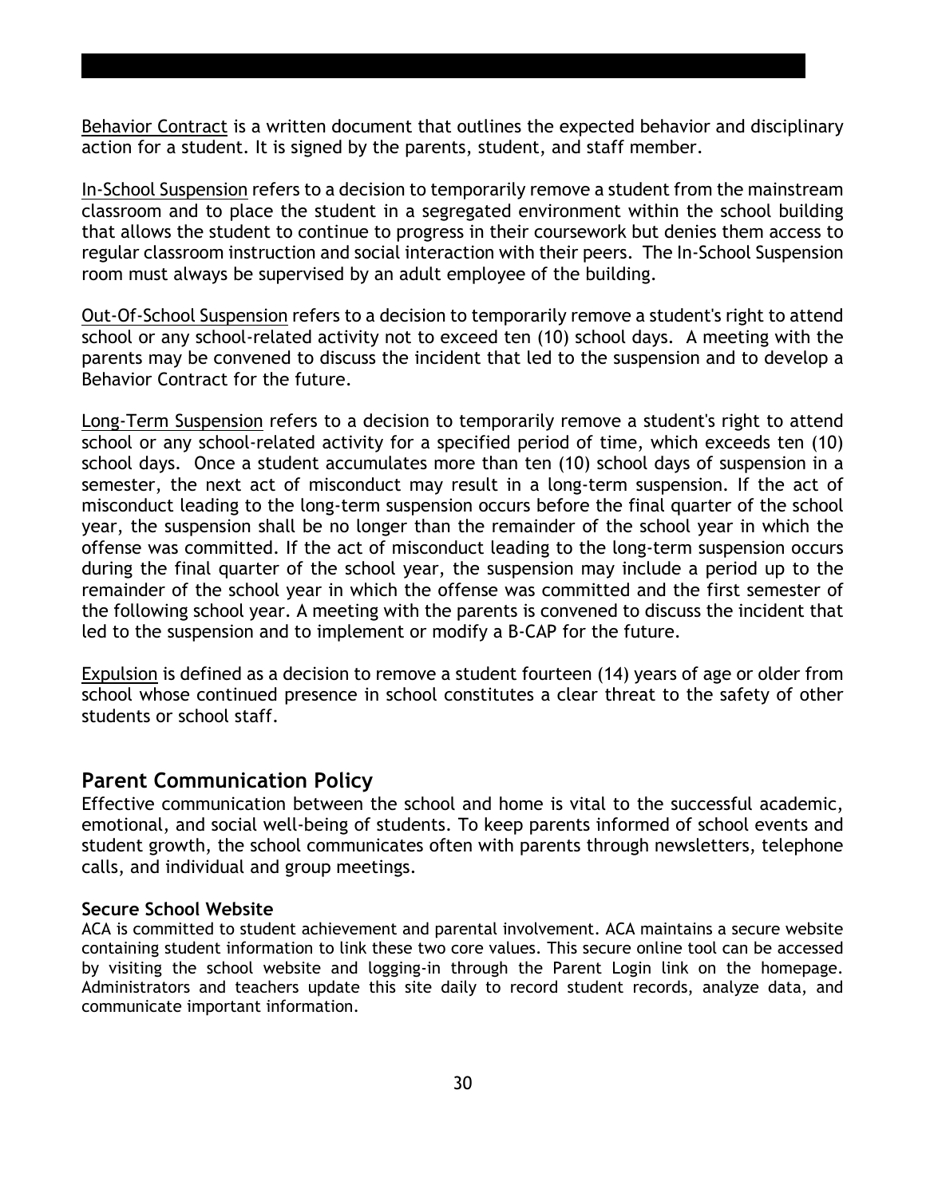Behavior Contract is a written document that outlines the expected behavior and disciplinary action for a student. It is signed by the parents, student, and staff member.

In-School Suspension refers to a decision to temporarily remove a student from the mainstream classroom and to place the student in a segregated environment within the school building that allows the student to continue to progress in their coursework but denies them access to regular classroom instruction and social interaction with their peers. The In-School Suspension room must always be supervised by an adult employee of the building.

Out-Of-School Suspension refers to a decision to temporarily remove a student's right to attend school or any school-related activity not to exceed ten (10) school days. A meeting with the parents may be convened to discuss the incident that led to the suspension and to develop a Behavior Contract for the future.

Long-Term Suspension refers to a decision to temporarily remove a student's right to attend school or any school-related activity for a specified period of time, which exceeds ten (10) school days. Once a student accumulates more than ten (10) school days of suspension in a semester, the next act of misconduct may result in a long-term suspension. If the act of misconduct leading to the long-term suspension occurs before the final quarter of the school year, the suspension shall be no longer than the remainder of the school year in which the offense was committed. If the act of misconduct leading to the long-term suspension occurs during the final quarter of the school year, the suspension may include a period up to the remainder of the school year in which the offense was committed and the first semester of the following school year. A meeting with the parents is convened to discuss the incident that led to the suspension and to implement or modify a B-CAP for the future.

Expulsion is defined as a decision to remove a student fourteen (14) years of age or older from school whose continued presence in school constitutes a clear threat to the safety of other students or school staff.

## Parent Communication Policy

Effective communication between the school and home is vital to the successful academic, emotional, and social well-being of students. To keep parents informed of school events and student growth, the school communicates often with parents through newsletters, telephone calls, and individual and group meetings.

### Secure School Website

ACA is committed to student achievement and parental involvement. ACA maintains a secure website containing student information to link these two core values. This secure online tool can be accessed by visiting the school website and logging-in through the Parent Login link on the homepage. Administrators and teachers update this site daily to record student records, analyze data, and communicate important information.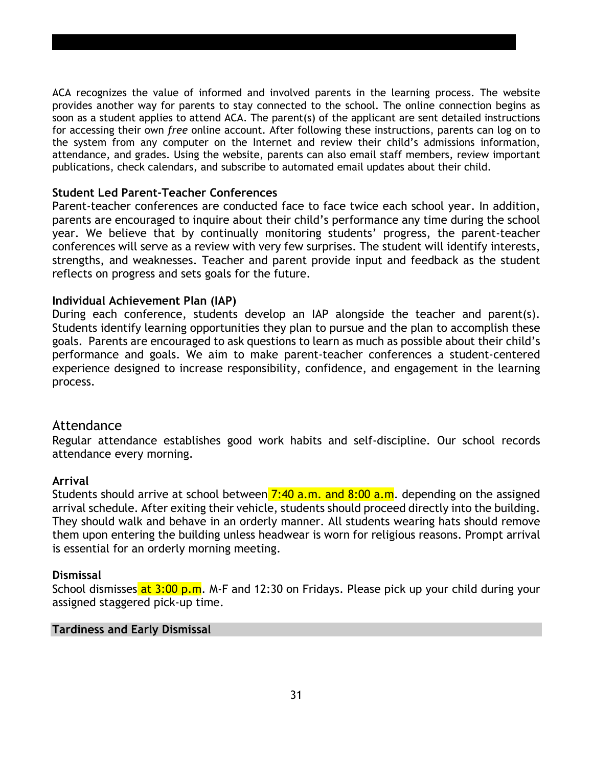ACA recognizes the value of informed and involved parents in the learning process. The website provides another way for parents to stay connected to the school. The online connection begins as soon as a student applies to attend ACA. The parent(s) of the applicant are sent detailed instructions for accessing their own *free* online account. After following these instructions, parents can log on to the system from any computer on the Internet and review their child's admissions information, attendance, and grades. Using the website, parents can also email staff members, review important publications, check calendars, and subscribe to automated email updates about their child.

### Student Led Parent-Teacher Conferences

Parent-teacher conferences are conducted face to face twice each school year. In addition, parents are encouraged to inquire about their child's performance any time during the school year. We believe that by continually monitoring students' progress, the parent-teacher conferences will serve as a review with very few surprises. The student will identify interests, strengths, and weaknesses. Teacher and parent provide input and feedback as the student reflects on progress and sets goals for the future.

### Individual Achievement Plan (IAP)

During each conference, students develop an IAP alongside the teacher and parent(s). Students identify learning opportunities they plan to pursue and the plan to accomplish these goals. Parents are encouraged to ask questions to learn as much as possible about their child's performance and goals. We aim to make parent-teacher conferences a student-centered experience designed to increase responsibility, confidence, and engagement in the learning process.

## Attendance

Regular attendance establishes good work habits and self-discipline. Our school records attendance every morning.

### Arrival

Students should arrive at school between 7:40 a.m. and 8:00 a.m. depending on the assigned arrival schedule. After exiting their vehicle, students should proceed directly into the building. They should walk and behave in an orderly manner. All students wearing hats should remove them upon entering the building unless headwear is worn for religious reasons. Prompt arrival is essential for an orderly morning meeting.

### Dismissal

School dismisses at 3:00 p.m. M-F and 12:30 on Fridays. Please pick up your child during your assigned staggered pick-up time.

### Tardiness and Early Dismissal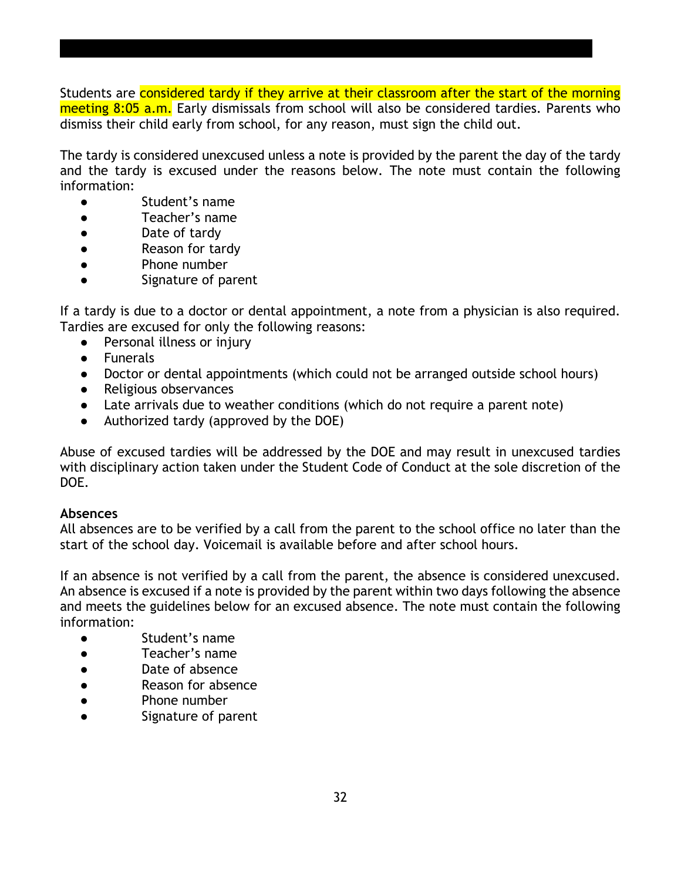Students are considered tardy if they arrive at their classroom after the start of the morning meeting 8:05 a.m. Early dismissals from school will also be considered tardies. Parents who dismiss their child early from school, for any reason, must sign the child out.

The tardy is considered unexcused unless a note is provided by the parent the day of the tardy and the tardy is excused under the reasons below. The note must contain the following information:

- Student's name
- Teacher's name
- Date of tardy
- Reason for tardy
- Phone number
- Signature of parent

If a tardy is due to a doctor or dental appointment, a note from a physician is also required. Tardies are excused for only the following reasons:

- Personal illness or injury
- Funerals
- Doctor or dental appointments (which could not be arranged outside school hours)
- Religious observances
- Late arrivals due to weather conditions (which do not require a parent note)
- Authorized tardy (approved by the DOE)

Abuse of excused tardies will be addressed by the DOE and may result in unexcused tardies with disciplinary action taken under the Student Code of Conduct at the sole discretion of the DOE.

**Absences**

All absences are to be verified by a call from the parent to the school office no later than the start of the school day. Voicemail is available before and after school hours.

If an absence is not verified by a call from the parent, the absence is considered unexcused. An absence is excused if a note is provided by the parent within two days following the absence and meets the guidelines below for an excused absence. The note must contain the following information:

- Student's name
- Teacher's name
- Date of absence
- Reason for absence
- Phone number
- Signature of parent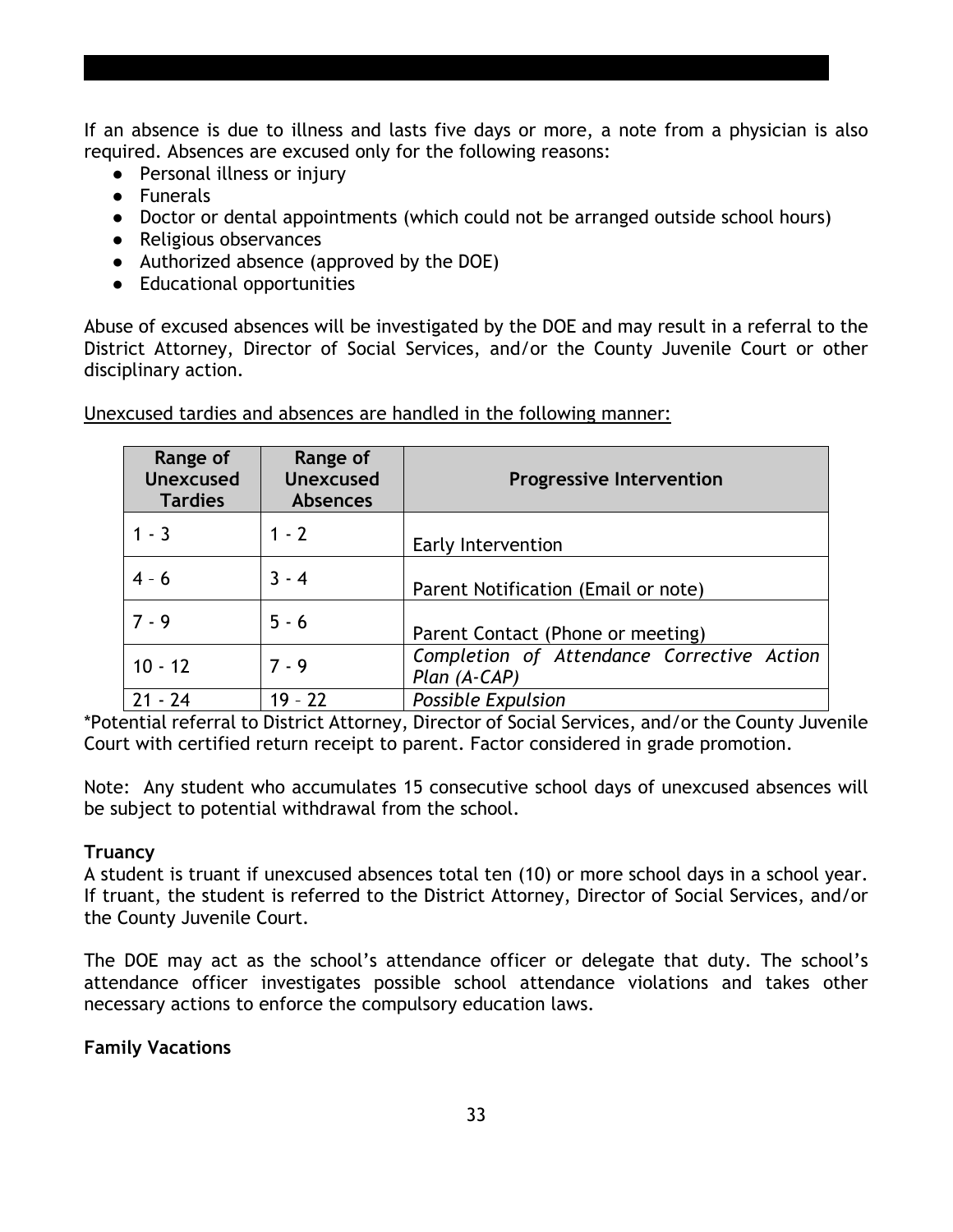If an absence is due to illness and lasts five days or more, a note from a physician is also required. Absences are excused only for the following reasons:

- Personal illness or injury
- Funerals
- Doctor or dental appointments (which could not be arranged outside school hours)
- Religious observances
- Authorized absence (approved by the DOE)
- Educational opportunities

Abuse of excused absences will be investigated by the DOE and may result in a referral to the District Attorney, Director of Social Services, and/or the County Juvenile Court or other disciplinary action.

Unexcused tardies and absences are handled in the following manner:

| Range of Unexcused Tardies | Range of Unexcused Absences | Progressive Intervention |
|---|---|---|
| 1 - 3 | 1 - 2 | Early Intervention |
| 4 – 6 | 3 - 4 | Parent Notification (Email or note) |
| 7 - 9 | 5 - 6 | Parent Contact (Phone or meeting) |
| 10 - 12 | 7 - 9 | *Completion of Attendance Corrective Action Plan (A-CAP)* |
| 21 - 24 | 19 – 22 | *Possible Expulsion* |

*Potential referral to District Attorney, Director of Social Services, and/or the County Juvenile Court with certified return receipt to parent. Factor considered in grade promotion.

Note: Any student who accumulates 15 consecutive school days of unexcused absences will be subject to potential withdrawal from the school.

**Truancy**

A student is truant if unexcused absences total ten (10) or more school days in a school year. If truant, the student is referred to the District Attorney, Director of Social Services, and/or the County Juvenile Court.

The DOE may act as the school's attendance officer or delegate that duty. The school's attendance officer investigates possible school attendance violations and takes other necessary actions to enforce the compulsory education laws.

**Family Vacations**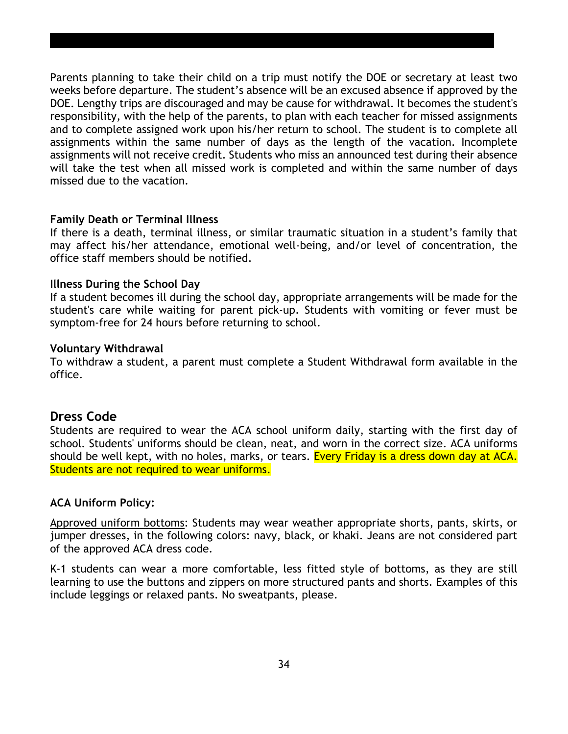Parents planning to take their child on a trip must notify the DOE or secretary at least two weeks before departure. The student's absence will be an excused absence if approved by the DOE. Lengthy trips are discouraged and may be cause for withdrawal. It becomes the student's responsibility, with the help of the parents, to plan with each teacher for missed assignments and to complete assigned work upon his/her return to school. The student is to complete all assignments within the same number of days as the length of the vacation. Incomplete assignments will not receive credit. Students who miss an announced test during their absence will take the test when all missed work is completed and within the same number of days missed due to the vacation.

**Family Death or Terminal Illness**

If there is a death, terminal illness, or similar traumatic situation in a student's family that may affect his/her attendance, emotional well-being, and/or level of concentration, the office staff members should be notified.

**Illness During the School Day**

If a student becomes ill during the school day, appropriate arrangements will be made for the student's care while waiting for parent pick-up. Students with vomiting or fever must be symptom-free for 24 hours before returning to school.

**Voluntary Withdrawal**

To withdraw a student, a parent must complete a Student Withdrawal form available in the office.

## Dress Code

Students are required to wear the ACA school uniform daily, starting with the first day of school. Students' uniforms should be clean, neat, and worn in the correct size. ACA uniforms should be well kept, with no holes, marks, or tears. Every Friday is a dress down day at ACA. Students are not required to wear uniforms.

**ACA Uniform Policy:**

Approved uniform bottoms: Students may wear weather appropriate shorts, pants, skirts, or jumper dresses, in the following colors: navy, black, or khaki. Jeans are not considered part of the approved ACA dress code.

K-1 students can wear a more comfortable, less fitted style of bottoms, as they are still learning to use the buttons and zippers on more structured pants and shorts. Examples of this include leggings or relaxed pants. No sweatpants, please.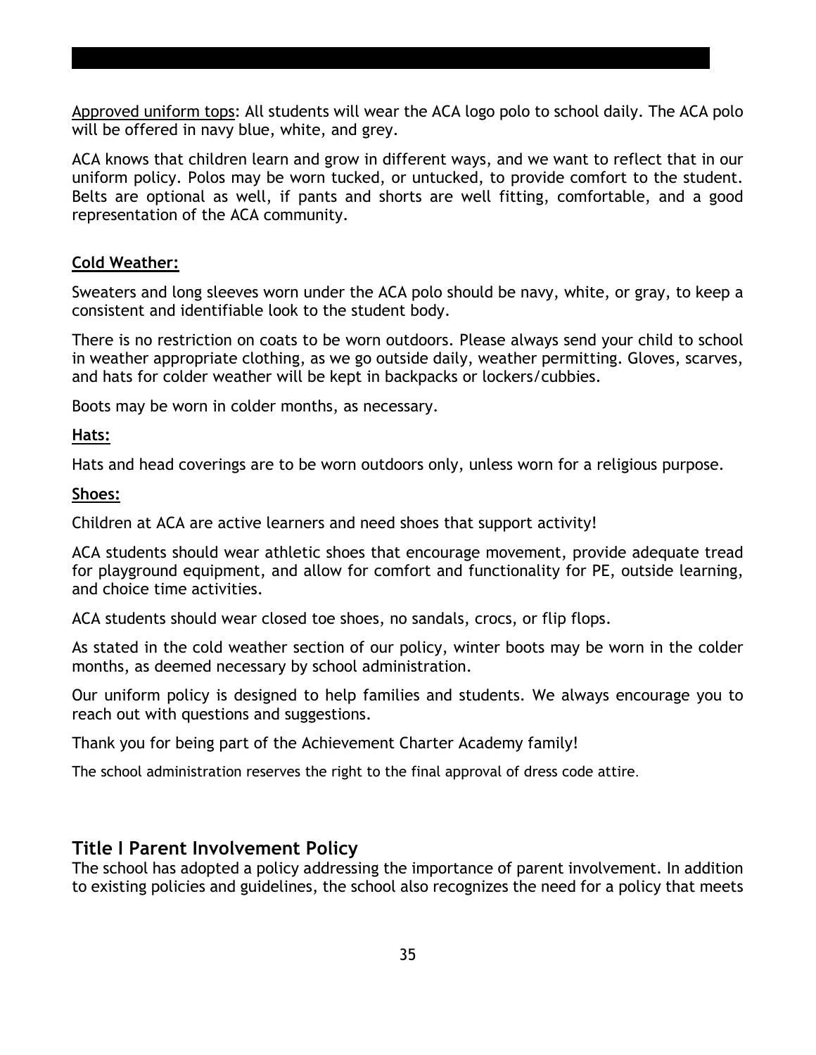Approved uniform tops: All students will wear the ACA logo polo to school daily. The ACA polo will be offered in navy blue, white, and grey.

ACA knows that children learn and grow in different ways, and we want to reflect that in our uniform policy. Polos may be worn tucked, or untucked, to provide comfort to the student. Belts are optional as well, if pants and shorts are well fitting, comfortable, and a good representation of the ACA community.

**Cold Weather:**

Sweaters and long sleeves worn under the ACA polo should be navy, white, or gray, to keep a consistent and identifiable look to the student body.

There is no restriction on coats to be worn outdoors. Please always send your child to school in weather appropriate clothing, as we go outside daily, weather permitting. Gloves, scarves, and hats for colder weather will be kept in backpacks or lockers/cubbies.

Boots may be worn in colder months, as necessary.

**Hats:**

Hats and head coverings are to be worn outdoors only, unless worn for a religious purpose.

**Shoes:**

Children at ACA are active learners and need shoes that support activity!

ACA students should wear athletic shoes that encourage movement, provide adequate tread for playground equipment, and allow for comfort and functionality for PE, outside learning, and choice time activities.

ACA students should wear closed toe shoes, no sandals, crocs, or flip flops.

As stated in the cold weather section of our policy, winter boots may be worn in the colder months, as deemed necessary by school administration.

Our uniform policy is designed to help families and students. We always encourage you to reach out with questions and suggestions.

Thank you for being part of the Achievement Charter Academy family!

The school administration reserves the right to the final approval of dress code attire.

## Title I Parent Involvement Policy

The school has adopted a policy addressing the importance of parent involvement. In addition to existing policies and guidelines, the school also recognizes the need for a policy that meets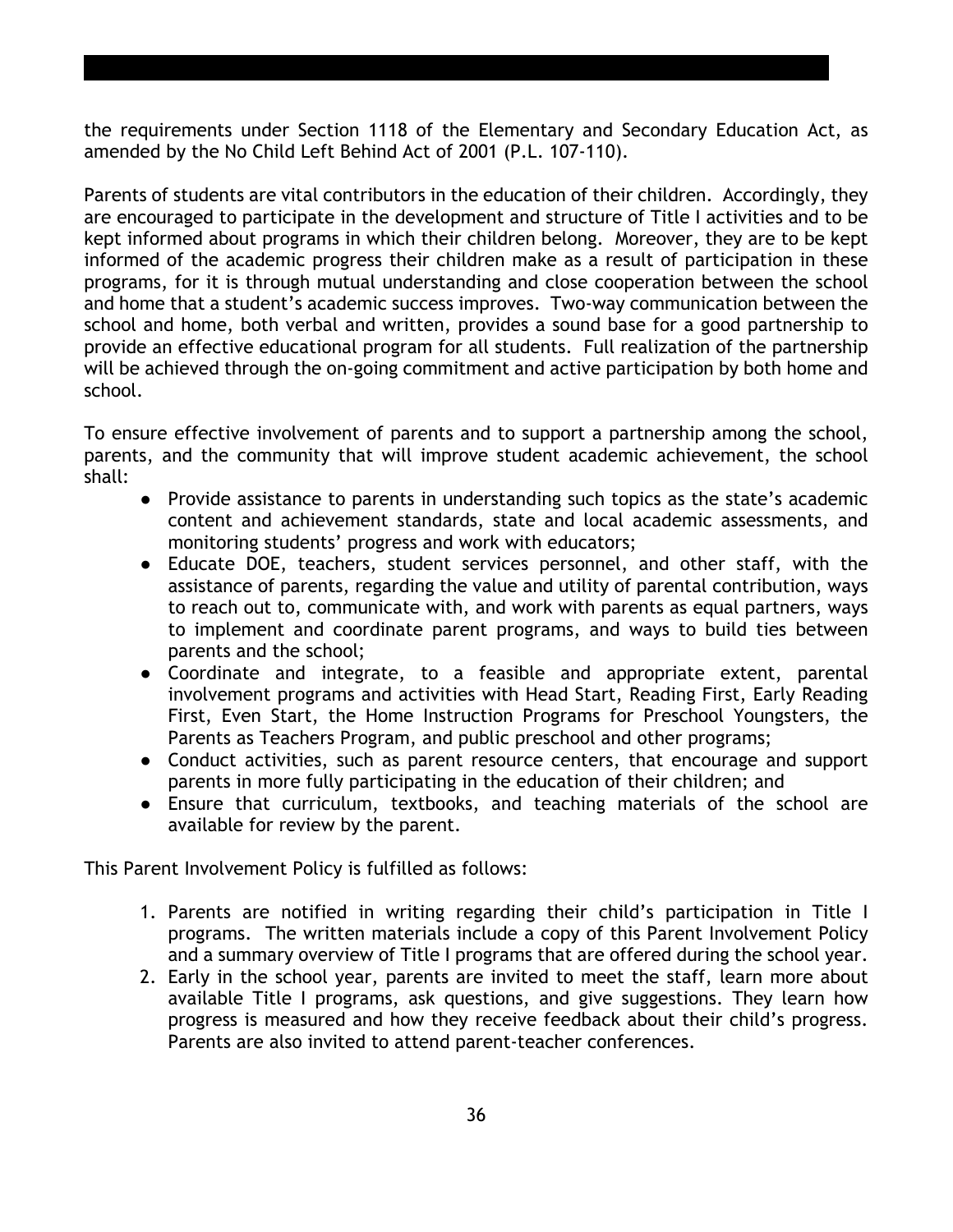the requirements under Section 1118 of the Elementary and Secondary Education Act, as amended by the No Child Left Behind Act of 2001 (P.L. 107-110).

Parents of students are vital contributors in the education of their children. Accordingly, they are encouraged to participate in the development and structure of Title I activities and to be kept informed about programs in which their children belong. Moreover, they are to be kept informed of the academic progress their children make as a result of participation in these programs, for it is through mutual understanding and close cooperation between the school and home that a student's academic success improves. Two-way communication between the school and home, both verbal and written, provides a sound base for a good partnership to provide an effective educational program for all students. Full realization of the partnership will be achieved through the on-going commitment and active participation by both home and school.

To ensure effective involvement of parents and to support a partnership among the school, parents, and the community that will improve student academic achievement, the school shall:

- Provide assistance to parents in understanding such topics as the state's academic content and achievement standards, state and local academic assessments, and monitoring students' progress and work with educators;
- Educate DOE, teachers, student services personnel, and other staff, with the assistance of parents, regarding the value and utility of parental contribution, ways to reach out to, communicate with, and work with parents as equal partners, ways to implement and coordinate parent programs, and ways to build ties between parents and the school;
- Coordinate and integrate, to a feasible and appropriate extent, parental involvement programs and activities with Head Start, Reading First, Early Reading First, Even Start, the Home Instruction Programs for Preschool Youngsters, the Parents as Teachers Program, and public preschool and other programs;
- Conduct activities, such as parent resource centers, that encourage and support parents in more fully participating in the education of their children; and
- Ensure that curriculum, textbooks, and teaching materials of the school are available for review by the parent.

This Parent Involvement Policy is fulfilled as follows:

1. Parents are notified in writing regarding their child's participation in Title I programs. The written materials include a copy of this Parent Involvement Policy and a summary overview of Title I programs that are offered during the school year.
2. Early in the school year, parents are invited to meet the staff, learn more about available Title I programs, ask questions, and give suggestions. They learn how progress is measured and how they receive feedback about their child's progress. Parents are also invited to attend parent-teacher conferences.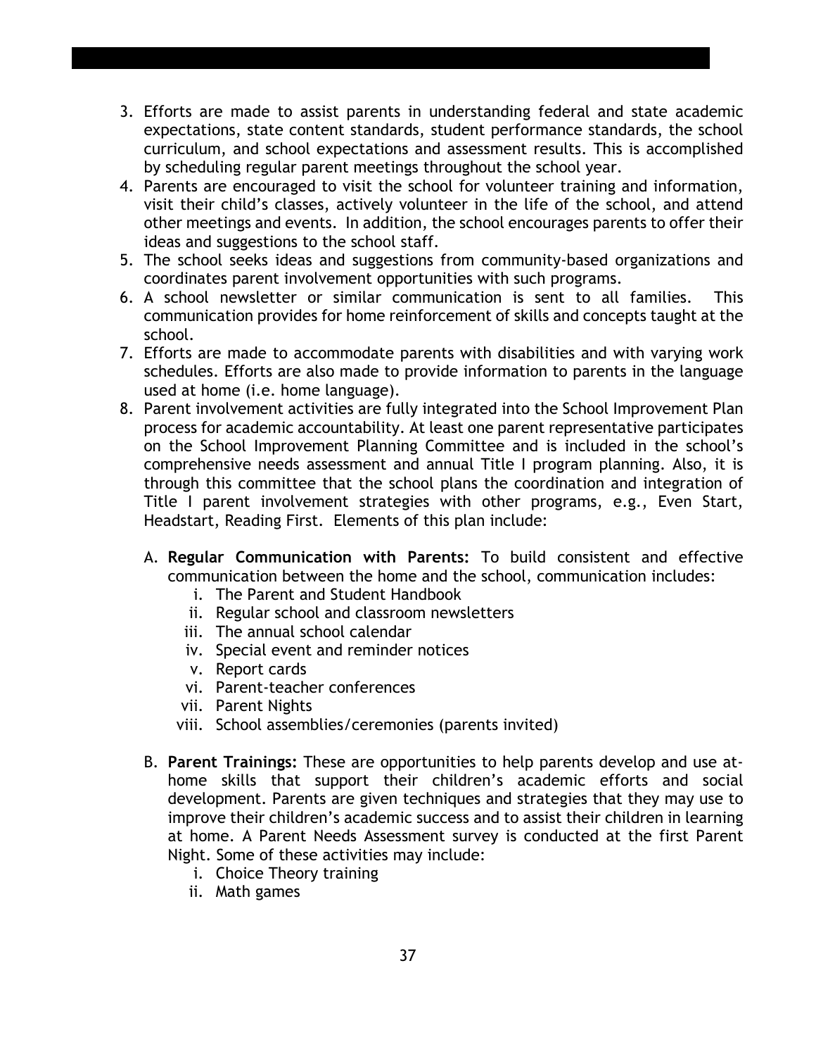3. Efforts are made to assist parents in understanding federal and state academic expectations, state content standards, student performance standards, the school curriculum, and school expectations and assessment results. This is accomplished by scheduling regular parent meetings throughout the school year.
4. Parents are encouraged to visit the school for volunteer training and information, visit their child's classes, actively volunteer in the life of the school, and attend other meetings and events. In addition, the school encourages parents to offer their ideas and suggestions to the school staff.
5. The school seeks ideas and suggestions from community-based organizations and coordinates parent involvement opportunities with such programs.
6. A school newsletter or similar communication is sent to all families. This communication provides for home reinforcement of skills and concepts taught at the school.
7. Efforts are made to accommodate parents with disabilities and with varying work schedules. Efforts are also made to provide information to parents in the language used at home (i.e. home language).
8. Parent involvement activities are fully integrated into the School Improvement Plan process for academic accountability. At least one parent representative participates on the School Improvement Planning Committee and is included in the school's comprehensive needs assessment and annual Title I program planning. Also, it is through this committee that the school plans the coordination and integration of Title I parent involvement strategies with other programs, e.g., Even Start, Headstart, Reading First. Elements of this plan include:

   A. **Regular Communication with Parents:** To build consistent and effective communication between the home and the school, communication includes:
      i. The Parent and Student Handbook
      ii. Regular school and classroom newsletters
      iii. The annual school calendar
      iv. Special event and reminder notices
      v. Report cards
      vi. Parent-teacher conferences
      vii. Parent Nights
      viii. School assemblies/ceremonies (parents invited)

   B. **Parent Trainings:** These are opportunities to help parents develop and use at-home skills that support their children's academic efforts and social development. Parents are given techniques and strategies that they may use to improve their children's academic success and to assist their children in learning at home. A Parent Needs Assessment survey is conducted at the first Parent Night. Some of these activities may include:
      i. Choice Theory training
      ii. Math games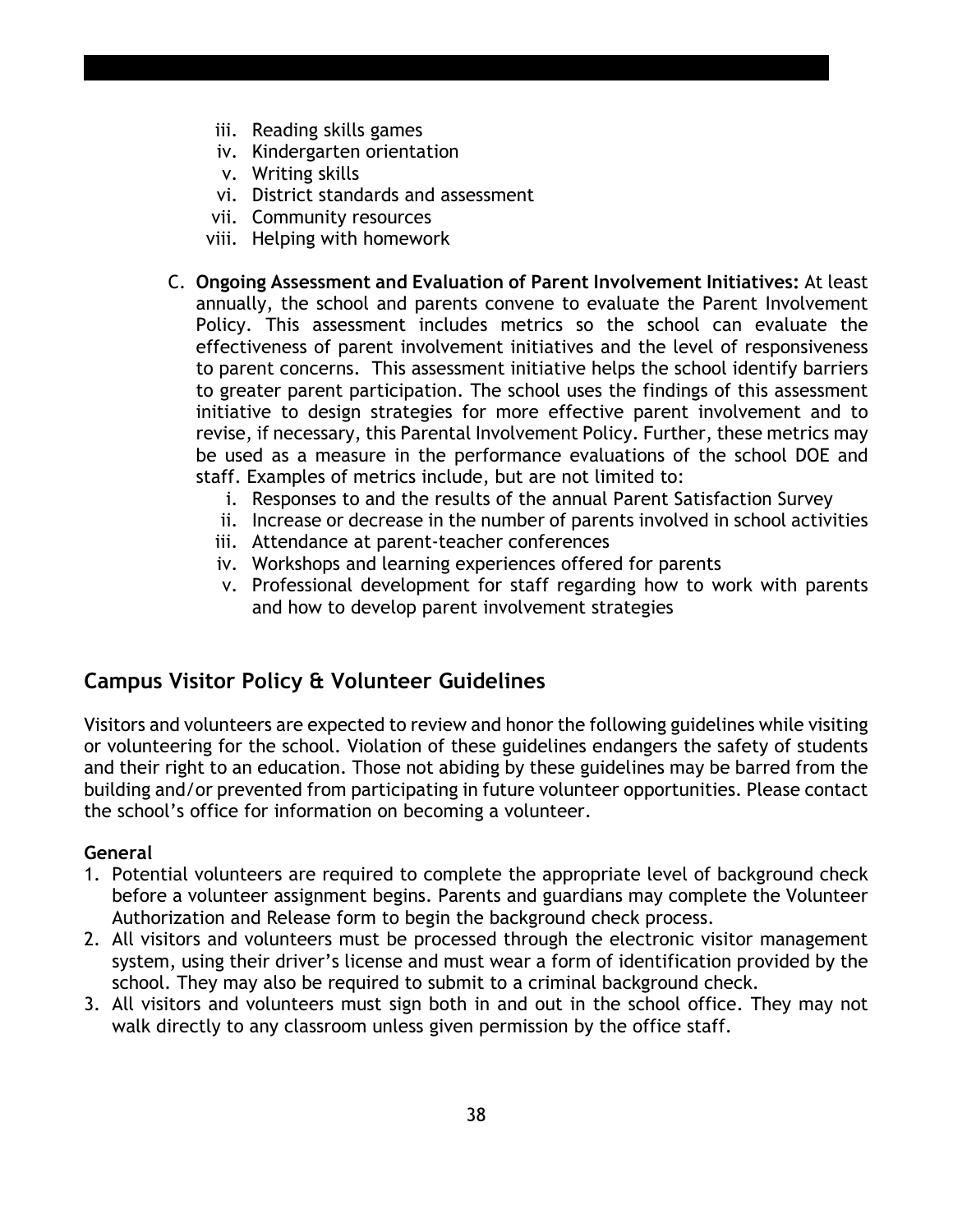iii. Reading skills games
  iv. Kindergarten orientation
  v. Writing skills
  vi. District standards and assessment
  vii. Community resources
  viii. Helping with homework

C. **Ongoing Assessment and Evaluation of Parent Involvement Initiatives:** At least annually, the school and parents convene to evaluate the Parent Involvement Policy. This assessment includes metrics so the school can evaluate the effectiveness of parent involvement initiatives and the level of responsiveness to parent concerns. This assessment initiative helps the school identify barriers to greater parent participation. The school uses the findings of this assessment initiative to design strategies for more effective parent involvement and to revise, if necessary, this Parental Involvement Policy. Further, these metrics may be used as a measure in the performance evaluations of the school DOE and staff. Examples of metrics include, but are not limited to:
  i. Responses to and the results of the annual Parent Satisfaction Survey
  ii. Increase or decrease in the number of parents involved in school activities
  iii. Attendance at parent-teacher conferences
  iv. Workshops and learning experiences offered for parents
  v. Professional development for staff regarding how to work with parents and how to develop parent involvement strategies

## Campus Visitor Policy & Volunteer Guidelines

Visitors and volunteers are expected to review and honor the following guidelines while visiting or volunteering for the school. Violation of these guidelines endangers the safety of students and their right to an education. Those not abiding by these guidelines may be barred from the building and/or prevented from participating in future volunteer opportunities. Please contact the school's office for information on becoming a volunteer.

**General**

1. Potential volunteers are required to complete the appropriate level of background check before a volunteer assignment begins. Parents and guardians may complete the Volunteer Authorization and Release form to begin the background check process.
2. All visitors and volunteers must be processed through the electronic visitor management system, using their driver's license and must wear a form of identification provided by the school. They may also be required to submit to a criminal background check.
3. All visitors and volunteers must sign both in and out in the school office. They may not walk directly to any classroom unless given permission by the office staff.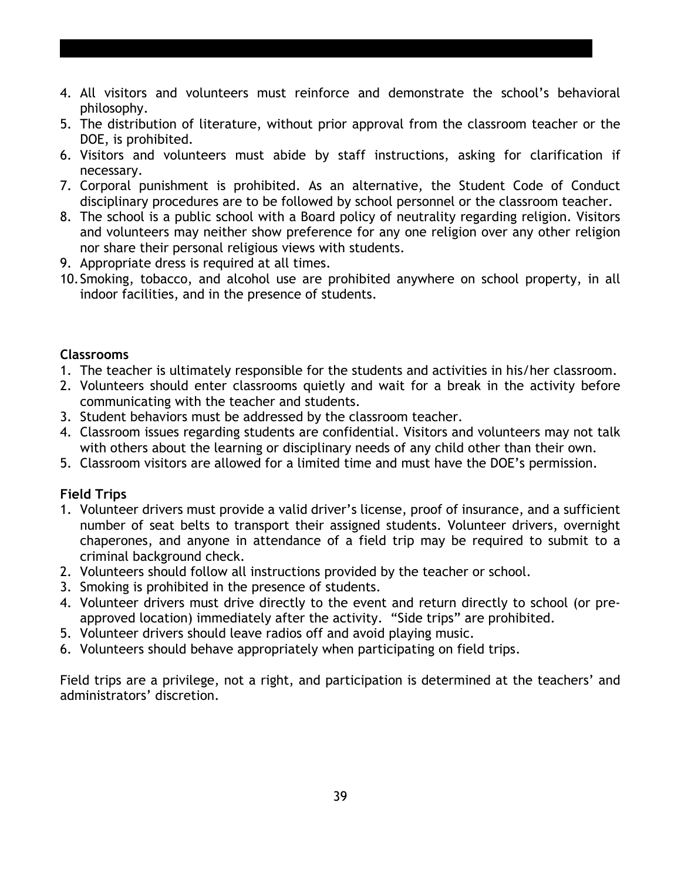4. All visitors and volunteers must reinforce and demonstrate the school's behavioral philosophy.
5. The distribution of literature, without prior approval from the classroom teacher or the DOE, is prohibited.
6. Visitors and volunteers must abide by staff instructions, asking for clarification if necessary.
7. Corporal punishment is prohibited. As an alternative, the Student Code of Conduct disciplinary procedures are to be followed by school personnel or the classroom teacher.
8. The school is a public school with a Board policy of neutrality regarding religion. Visitors and volunteers may neither show preference for any one religion over any other religion nor share their personal religious views with students.
9. Appropriate dress is required at all times.
10. Smoking, tobacco, and alcohol use are prohibited anywhere on school property, in all indoor facilities, and in the presence of students.

**Classrooms**

1. The teacher is ultimately responsible for the students and activities in his/her classroom.
2. Volunteers should enter classrooms quietly and wait for a break in the activity before communicating with the teacher and students.
3. Student behaviors must be addressed by the classroom teacher.
4. Classroom issues regarding students are confidential. Visitors and volunteers may not talk with others about the learning or disciplinary needs of any child other than their own.
5. Classroom visitors are allowed for a limited time and must have the DOE's permission.

**Field Trips**

1. Volunteer drivers must provide a valid driver's license, proof of insurance, and a sufficient number of seat belts to transport their assigned students. Volunteer drivers, overnight chaperones, and anyone in attendance of a field trip may be required to submit to a criminal background check.
2. Volunteers should follow all instructions provided by the teacher or school.
3. Smoking is prohibited in the presence of students.
4. Volunteer drivers must drive directly to the event and return directly to school (or pre-approved location) immediately after the activity. "Side trips" are prohibited.
5. Volunteer drivers should leave radios off and avoid playing music.
6. Volunteers should behave appropriately when participating on field trips.

Field trips are a privilege, not a right, and participation is determined at the teachers' and administrators' discretion.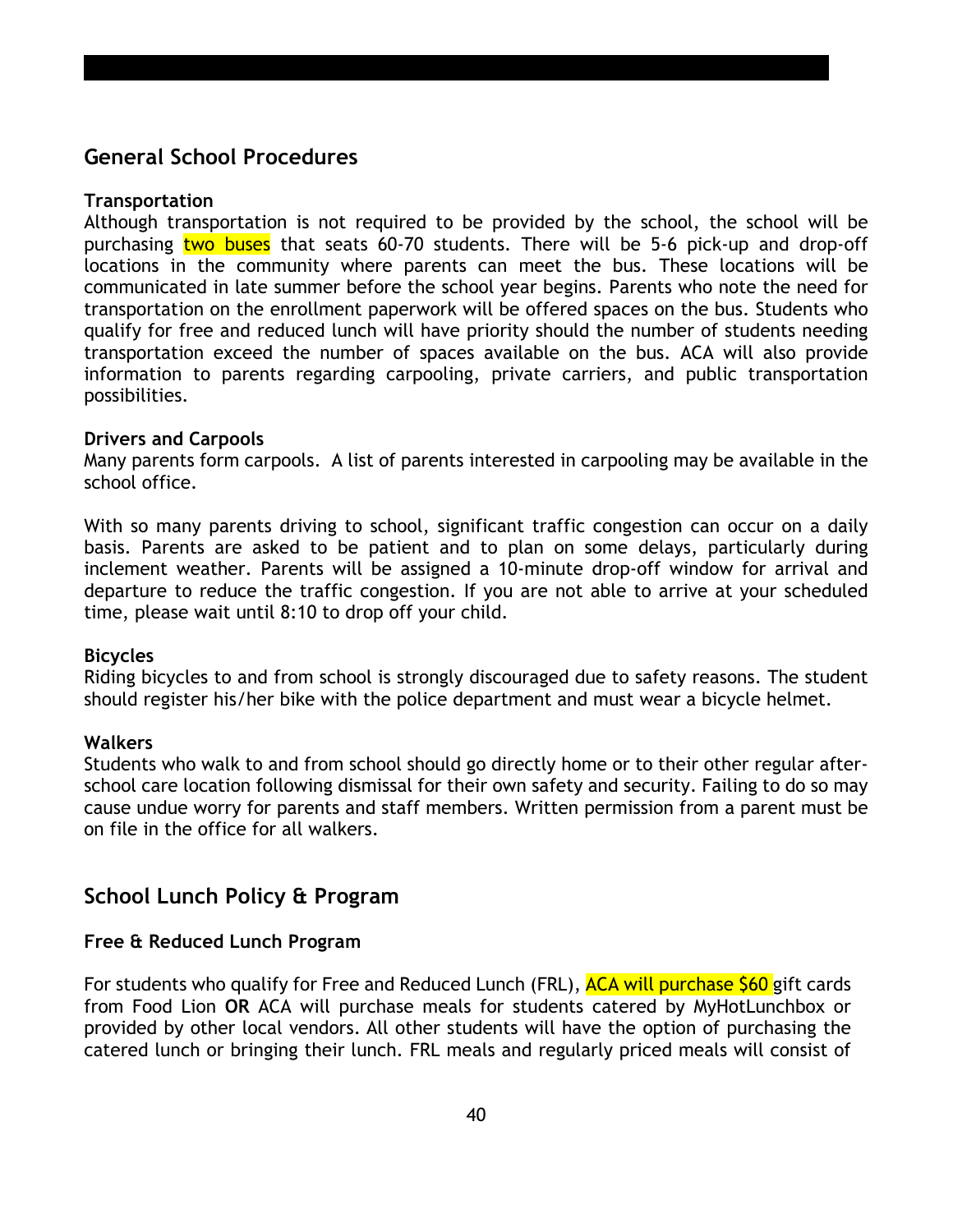## General School Procedures

**Transportation**

Although transportation is not required to be provided by the school, the school will be purchasing two buses that seats 60-70 students. There will be 5-6 pick-up and drop-off locations in the community where parents can meet the bus. These locations will be communicated in late summer before the school year begins. Parents who note the need for transportation on the enrollment paperwork will be offered spaces on the bus. Students who qualify for free and reduced lunch will have priority should the number of students needing transportation exceed the number of spaces available on the bus. ACA will also provide information to parents regarding carpooling, private carriers, and public transportation possibilities.

**Drivers and Carpools**

Many parents form carpools. A list of parents interested in carpooling may be available in the school office.

With so many parents driving to school, significant traffic congestion can occur on a daily basis. Parents are asked to be patient and to plan on some delays, particularly during inclement weather. Parents will be assigned a 10-minute drop-off window for arrival and departure to reduce the traffic congestion. If you are not able to arrive at your scheduled time, please wait until 8:10 to drop off your child.

**Bicycles**

Riding bicycles to and from school is strongly discouraged due to safety reasons. The student should register his/her bike with the police department and must wear a bicycle helmet.

**Walkers**

Students who walk to and from school should go directly home or to their other regular after-school care location following dismissal for their own safety and security. Failing to do so may cause undue worry for parents and staff members. Written permission from a parent must be on file in the office for all walkers.

## School Lunch Policy & Program

**Free & Reduced Lunch Program**

For students who qualify for Free and Reduced Lunch (FRL), ACA will purchase $60 gift cards from Food Lion **OR** ACA will purchase meals for students catered by MyHotLunchbox or provided by other local vendors. All other students will have the option of purchasing the catered lunch or bringing their lunch. FRL meals and regularly priced meals will consist of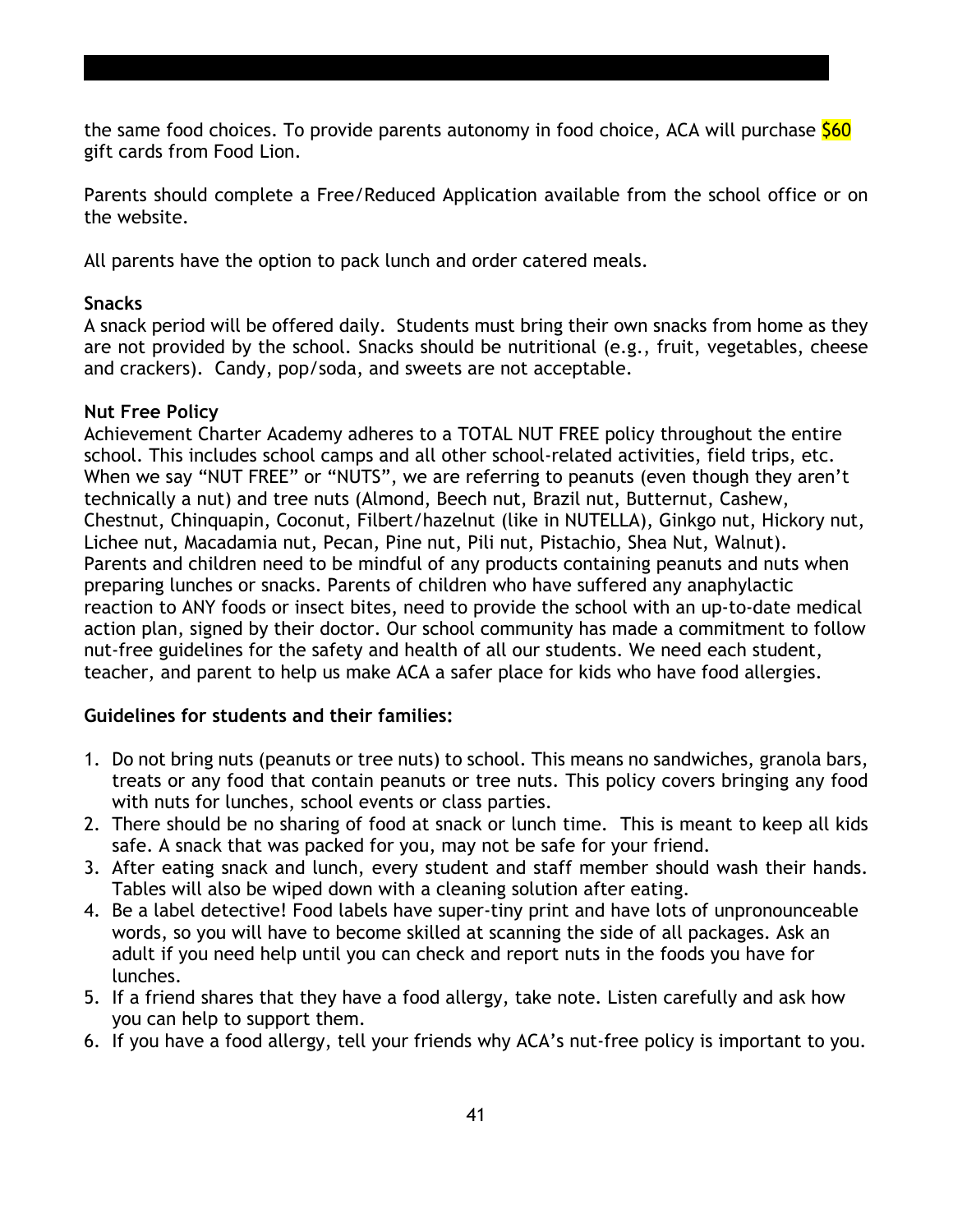the same food choices. To provide parents autonomy in food choice, ACA will purchase $60 gift cards from Food Lion.

Parents should complete a Free/Reduced Application available from the school office or on the website.

All parents have the option to pack lunch and order catered meals.

**Snacks**

A snack period will be offered daily. Students must bring their own snacks from home as they are not provided by the school. Snacks should be nutritional (e.g., fruit, vegetables, cheese and crackers). Candy, pop/soda, and sweets are not acceptable.

**Nut Free Policy**

Achievement Charter Academy adheres to a TOTAL NUT FREE policy throughout the entire school. This includes school camps and all other school-related activities, field trips, etc. When we say "NUT FREE" or "NUTS", we are referring to peanuts (even though they aren't technically a nut) and tree nuts (Almond, Beech nut, Brazil nut, Butternut, Cashew, Chestnut, Chinquapin, Coconut, Filbert/hazelnut (like in NUTELLA), Ginkgo nut, Hickory nut, Lichee nut, Macadamia nut, Pecan, Pine nut, Pili nut, Pistachio, Shea Nut, Walnut). Parents and children need to be mindful of any products containing peanuts and nuts when preparing lunches or snacks. Parents of children who have suffered any anaphylactic reaction to ANY foods or insect bites, need to provide the school with an up-to-date medical action plan, signed by their doctor. Our school community has made a commitment to follow nut-free guidelines for the safety and health of all our students. We need each student, teacher, and parent to help us make ACA a safer place for kids who have food allergies.

**Guidelines for students and their families:**

1. Do not bring nuts (peanuts or tree nuts) to school. This means no sandwiches, granola bars, treats or any food that contain peanuts or tree nuts. This policy covers bringing any food with nuts for lunches, school events or class parties.
2. There should be no sharing of food at snack or lunch time. This is meant to keep all kids safe. A snack that was packed for you, may not be safe for your friend.
3. After eating snack and lunch, every student and staff member should wash their hands. Tables will also be wiped down with a cleaning solution after eating.
4. Be a label detective! Food labels have super-tiny print and have lots of unpronounceable words, so you will have to become skilled at scanning the side of all packages. Ask an adult if you need help until you can check and report nuts in the foods you have for lunches.
5. If a friend shares that they have a food allergy, take note. Listen carefully and ask how you can help to support them.
6. If you have a food allergy, tell your friends why ACA's nut-free policy is important to you.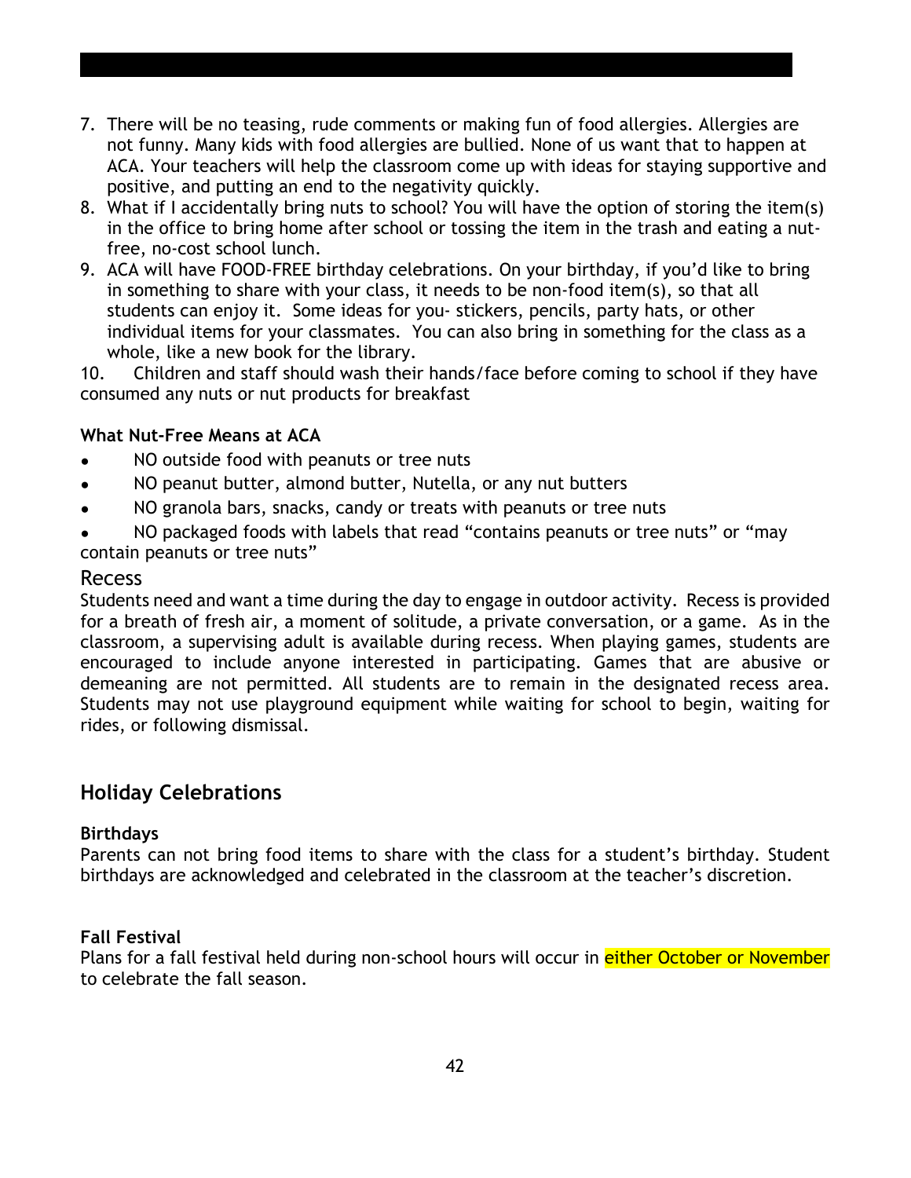7. There will be no teasing, rude comments or making fun of food allergies. Allergies are not funny. Many kids with food allergies are bullied. None of us want that to happen at ACA. Your teachers will help the classroom come up with ideas for staying supportive and positive, and putting an end to the negativity quickly.
8. What if I accidentally bring nuts to school? You will have the option of storing the item(s) in the office to bring home after school or tossing the item in the trash and eating a nut-free, no-cost school lunch.
9. ACA will have FOOD-FREE birthday celebrations. On your birthday, if you'd like to bring in something to share with your class, it needs to be non-food item(s), so that all students can enjoy it. Some ideas for you- stickers, pencils, party hats, or other individual items for your classmates. You can also bring in something for the class as a whole, like a new book for the library.
10. Children and staff should wash their hands/face before coming to school if they have consumed any nuts or nut products for breakfast

**What Nut-Free Means at ACA**

- NO outside food with peanuts or tree nuts
- NO peanut butter, almond butter, Nutella, or any nut butters
- NO granola bars, snacks, candy or treats with peanuts or tree nuts
- NO packaged foods with labels that read "contains peanuts or tree nuts" or "may contain peanuts or tree nuts"

## Recess

Students need and want a time during the day to engage in outdoor activity. Recess is provided for a breath of fresh air, a moment of solitude, a private conversation, or a game. As in the classroom, a supervising adult is available during recess. When playing games, students are encouraged to include anyone interested in participating. Games that are abusive or demeaning are not permitted. All students are to remain in the designated recess area. Students may not use playground equipment while waiting for school to begin, waiting for rides, or following dismissal.

## Holiday Celebrations

**Birthdays**

Parents can not bring food items to share with the class for a student's birthday. Student birthdays are acknowledged and celebrated in the classroom at the teacher's discretion.

**Fall Festival**

Plans for a fall festival held during non-school hours will occur in either October or November to celebrate the fall season.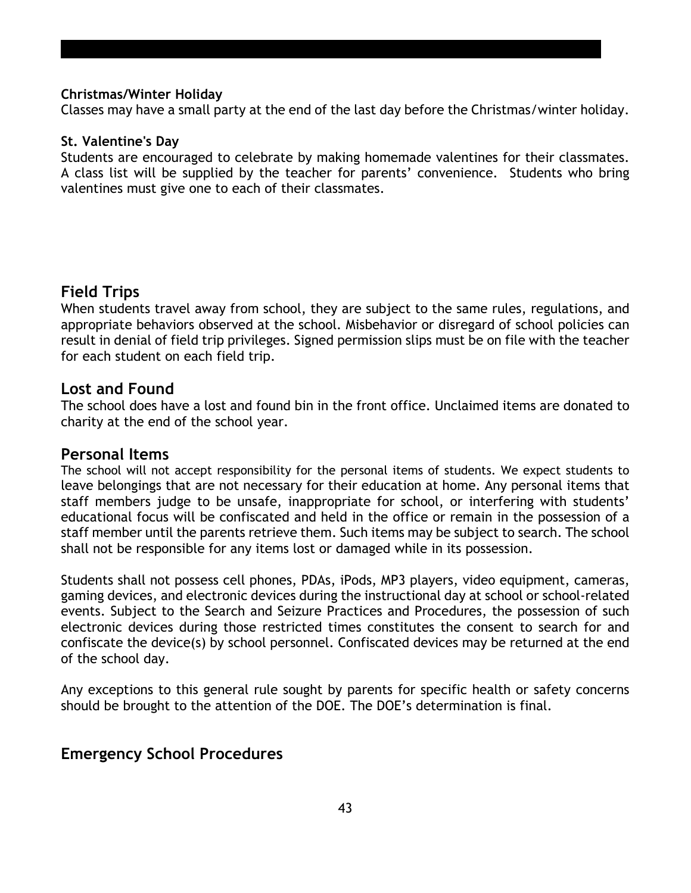**Christmas/Winter Holiday**

Classes may have a small party at the end of the last day before the Christmas/winter holiday.

**St. Valentine's Day**

Students are encouraged to celebrate by making homemade valentines for their classmates. A class list will be supplied by the teacher for parents' convenience. Students who bring valentines must give one to each of their classmates.

## Field Trips

When students travel away from school, they are subject to the same rules, regulations, and appropriate behaviors observed at the school. Misbehavior or disregard of school policies can result in denial of field trip privileges. Signed permission slips must be on file with the teacher for each student on each field trip.

## Lost and Found

The school does have a lost and found bin in the front office. Unclaimed items are donated to charity at the end of the school year.

## Personal Items

The school will not accept responsibility for the personal items of students. We expect students to leave belongings that are not necessary for their education at home. Any personal items that staff members judge to be unsafe, inappropriate for school, or interfering with students' educational focus will be confiscated and held in the office or remain in the possession of a staff member until the parents retrieve them. Such items may be subject to search. The school shall not be responsible for any items lost or damaged while in its possession.

Students shall not possess cell phones, PDAs, iPods, MP3 players, video equipment, cameras, gaming devices, and electronic devices during the instructional day at school or school-related events. Subject to the Search and Seizure Practices and Procedures, the possession of such electronic devices during those restricted times constitutes the consent to search for and confiscate the device(s) by school personnel. Confiscated devices may be returned at the end of the school day.

Any exceptions to this general rule sought by parents for specific health or safety concerns should be brought to the attention of the DOE. The DOE's determination is final.

## Emergency School Procedures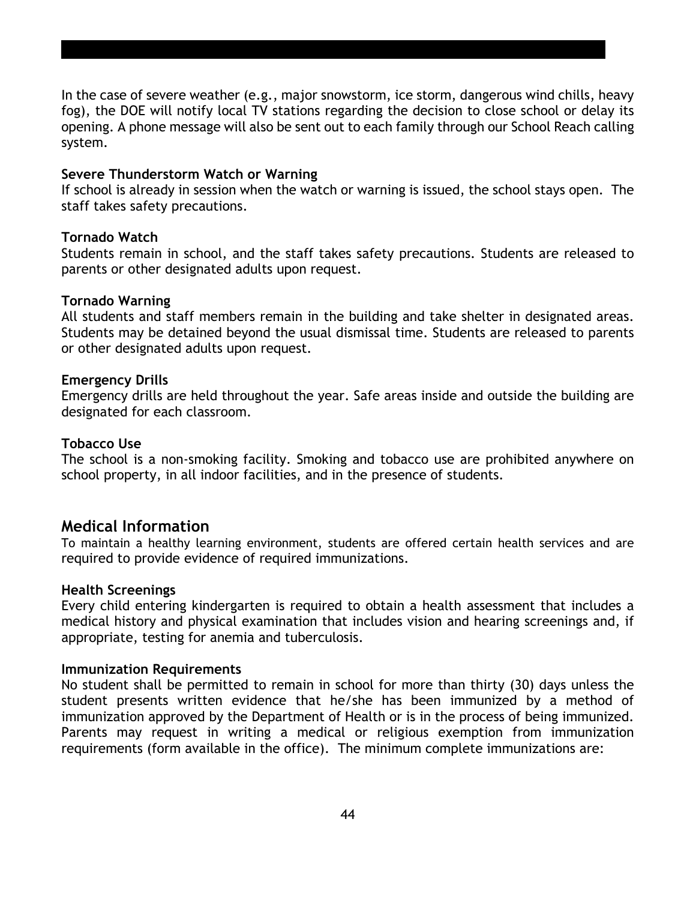In the case of severe weather (e.g., major snowstorm, ice storm, dangerous wind chills, heavy fog), the DOE will notify local TV stations regarding the decision to close school or delay its opening. A phone message will also be sent out to each family through our School Reach calling system.

**Severe Thunderstorm Watch or Warning**
If school is already in session when the watch or warning is issued, the school stays open. The staff takes safety precautions.

**Tornado Watch**
Students remain in school, and the staff takes safety precautions. Students are released to parents or other designated adults upon request.

**Tornado Warning**
All students and staff members remain in the building and take shelter in designated areas. Students may be detained beyond the usual dismissal time. Students are released to parents or other designated adults upon request.

**Emergency Drills**
Emergency drills are held throughout the year. Safe areas inside and outside the building are designated for each classroom.

**Tobacco Use**
The school is a non-smoking facility. Smoking and tobacco use are prohibited anywhere on school property, in all indoor facilities, and in the presence of students.

## Medical Information

To maintain a healthy learning environment, students are offered certain health services and are required to provide evidence of required immunizations.

**Health Screenings**
Every child entering kindergarten is required to obtain a health assessment that includes a medical history and physical examination that includes vision and hearing screenings and, if appropriate, testing for anemia and tuberculosis.

**Immunization Requirements**
No student shall be permitted to remain in school for more than thirty (30) days unless the student presents written evidence that he/she has been immunized by a method of immunization approved by the Department of Health or is in the process of being immunized. Parents may request in writing a medical or religious exemption from immunization requirements (form available in the office). The minimum complete immunizations are: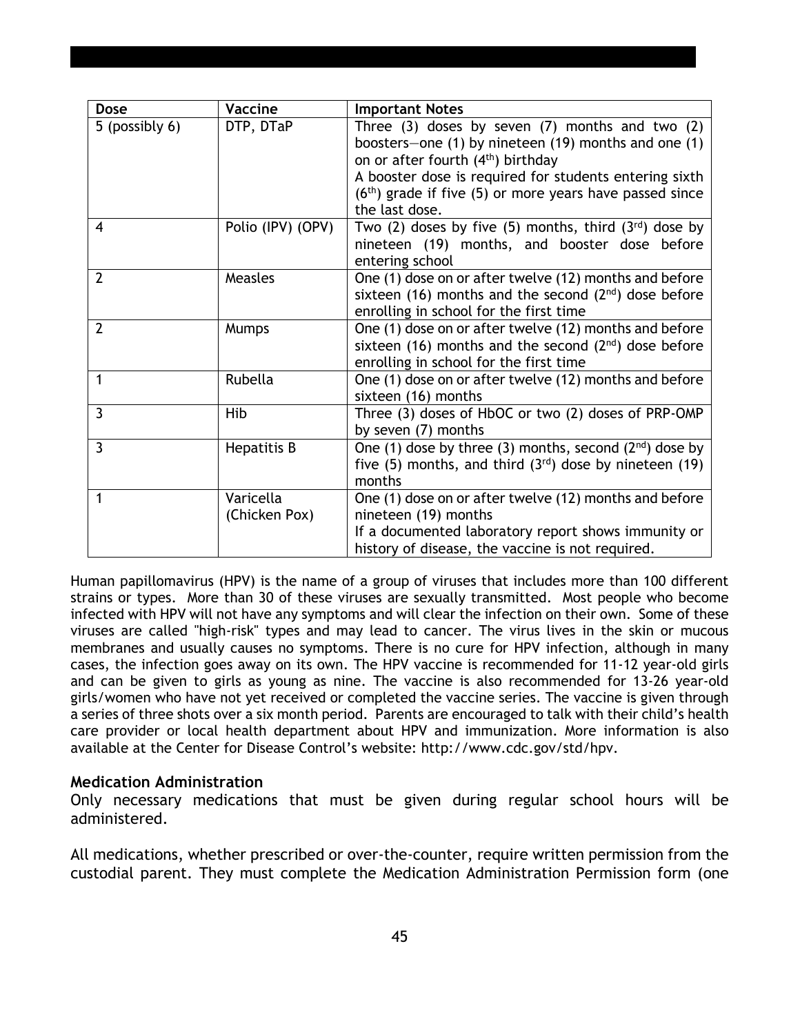| Dose | Vaccine | Important Notes |
|---|---|---|
| 5 (possibly 6) | DTP, DTaP | Three (3) doses by seven (7) months and two (2) boosters—one (1) by nineteen (19) months and one (1) on or after fourth (4th) birthday<br>A booster dose is required for students entering sixth (6th) grade if five (5) or more years have passed since the last dose. |
| 4 | Polio (IPV) (OPV) | Two (2) doses by five (5) months, third (3rd) dose by nineteen (19) months, and booster dose before entering school |
| 2 | Measles | One (1) dose on or after twelve (12) months and before sixteen (16) months and the second (2nd) dose before enrolling in school for the first time |
| 2 | Mumps | One (1) dose on or after twelve (12) months and before sixteen (16) months and the second (2nd) dose before enrolling in school for the first time |
| 1 | Rubella | One (1) dose on or after twelve (12) months and before sixteen (16) months |
| 3 | Hib | Three (3) doses of HbOC or two (2) doses of PRP-OMP by seven (7) months |
| 3 | Hepatitis B | One (1) dose by three (3) months, second (2nd) dose by five (5) months, and third (3rd) dose by nineteen (19) months |
| 1 | Varicella (Chicken Pox) | One (1) dose on or after twelve (12) months and before nineteen (19) months<br>If a documented laboratory report shows immunity or history of disease, the vaccine is not required. |

Human papillomavirus (HPV) is the name of a group of viruses that includes more than 100 different strains or types. More than 30 of these viruses are sexually transmitted. Most people who become infected with HPV will not have any symptoms and will clear the infection on their own. Some of these viruses are called "high-risk" types and may lead to cancer. The virus lives in the skin or mucous membranes and usually causes no symptoms. There is no cure for HPV infection, although in many cases, the infection goes away on its own. The HPV vaccine is recommended for 11-12 year-old girls and can be given to girls as young as nine. The vaccine is also recommended for 13-26 year-old girls/women who have not yet received or completed the vaccine series. The vaccine is given through a series of three shots over a six month period. Parents are encouraged to talk with their child's health care provider or local health department about HPV and immunization. More information is also available at the Center for Disease Control's website: http://www.cdc.gov/std/hpv.

### Medication Administration

Only necessary medications that must be given during regular school hours will be administered.

All medications, whether prescribed or over-the-counter, require written permission from the custodial parent. They must complete the Medication Administration Permission form (one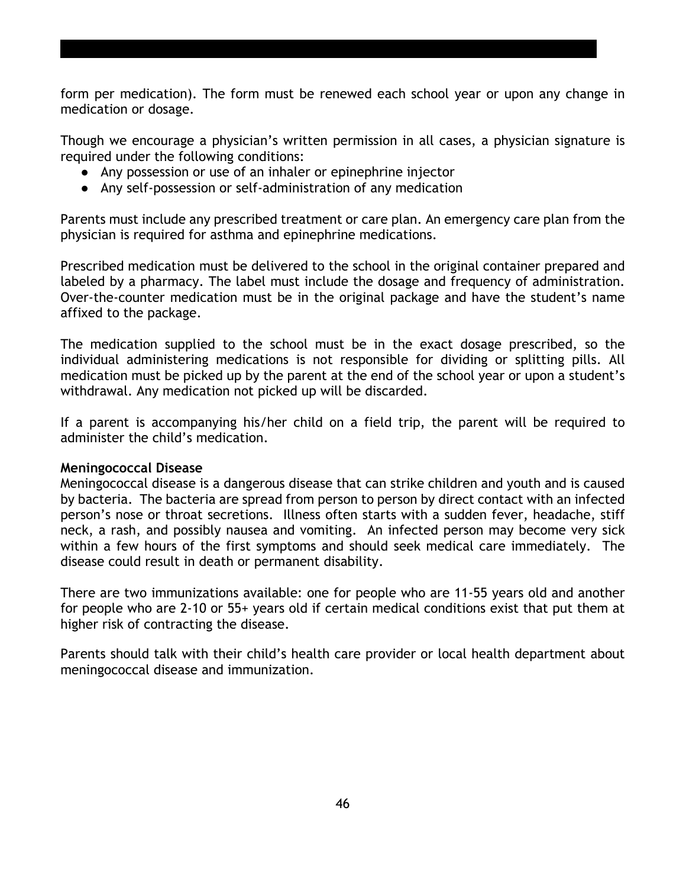form per medication). The form must be renewed each school year or upon any change in medication or dosage.

Though we encourage a physician's written permission in all cases, a physician signature is required under the following conditions:

- Any possession or use of an inhaler or epinephrine injector
- Any self-possession or self-administration of any medication

Parents must include any prescribed treatment or care plan. An emergency care plan from the physician is required for asthma and epinephrine medications.

Prescribed medication must be delivered to the school in the original container prepared and labeled by a pharmacy. The label must include the dosage and frequency of administration. Over-the-counter medication must be in the original package and have the student's name affixed to the package.

The medication supplied to the school must be in the exact dosage prescribed, so the individual administering medications is not responsible for dividing or splitting pills. All medication must be picked up by the parent at the end of the school year or upon a student's withdrawal. Any medication not picked up will be discarded.

If a parent is accompanying his/her child on a field trip, the parent will be required to administer the child's medication.

**Meningococcal Disease**

Meningococcal disease is a dangerous disease that can strike children and youth and is caused by bacteria. The bacteria are spread from person to person by direct contact with an infected person's nose or throat secretions. Illness often starts with a sudden fever, headache, stiff neck, a rash, and possibly nausea and vomiting. An infected person may become very sick within a few hours of the first symptoms and should seek medical care immediately. The disease could result in death or permanent disability.

There are two immunizations available: one for people who are 11-55 years old and another for people who are 2-10 or 55+ years old if certain medical conditions exist that put them at higher risk of contracting the disease.

Parents should talk with their child's health care provider or local health department about meningococcal disease and immunization.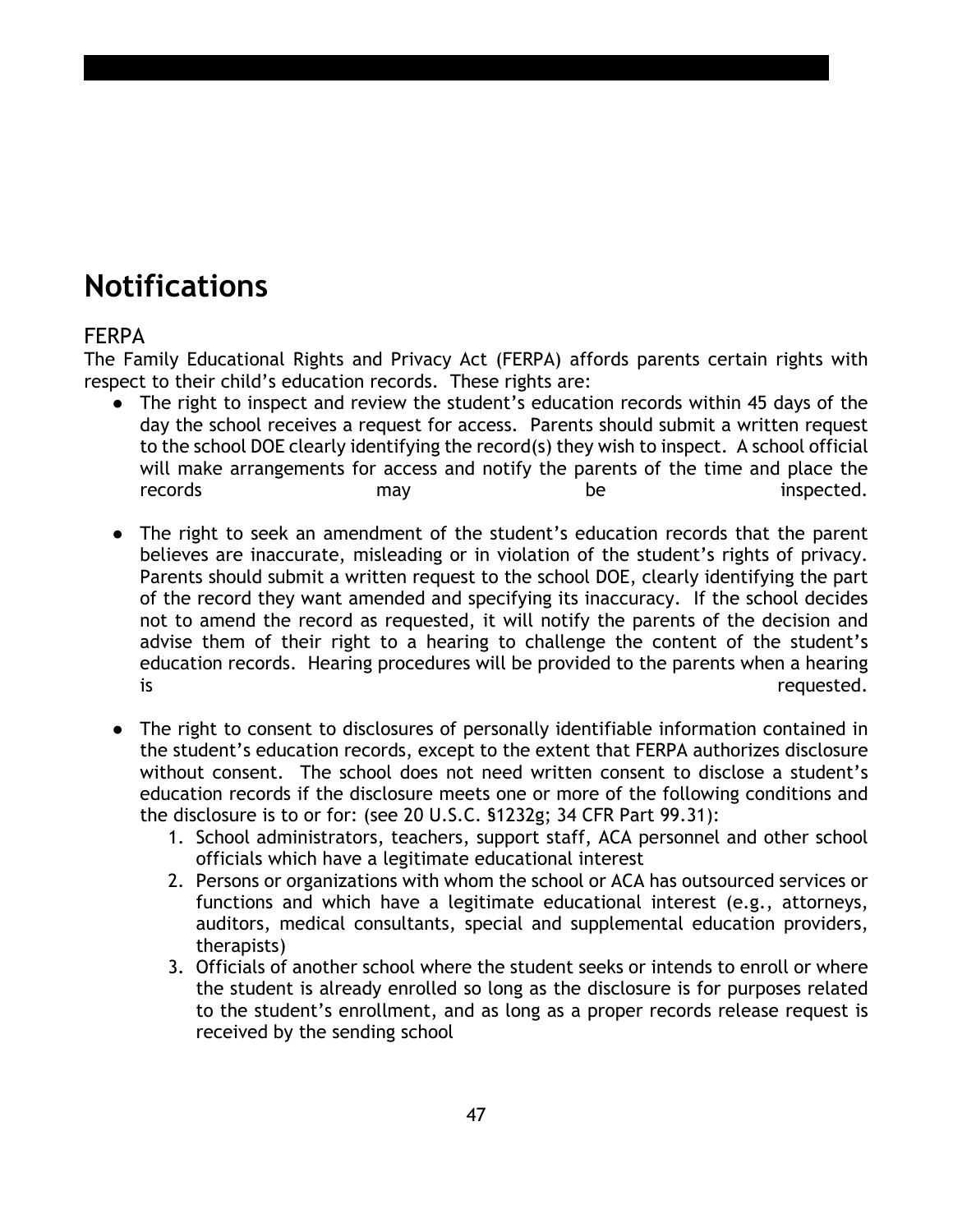# Notifications

## FERPA

The Family Educational Rights and Privacy Act (FERPA) affords parents certain rights with respect to their child's education records. These rights are:

- The right to inspect and review the student's education records within 45 days of the day the school receives a request for access. Parents should submit a written request to the school DOE clearly identifying the record(s) they wish to inspect. A school official will make arrangements for access and notify the parents of the time and place the records may be inspected.

- The right to seek an amendment of the student's education records that the parent believes are inaccurate, misleading or in violation of the student's rights of privacy. Parents should submit a written request to the school DOE, clearly identifying the part of the record they want amended and specifying its inaccuracy. If the school decides not to amend the record as requested, it will notify the parents of the decision and advise them of their right to a hearing to challenge the content of the student's education records. Hearing procedures will be provided to the parents when a hearing is requested.

- The right to consent to disclosures of personally identifiable information contained in the student's education records, except to the extent that FERPA authorizes disclosure without consent. The school does not need written consent to disclose a student's education records if the disclosure meets one or more of the following conditions and the disclosure is to or for: (see 20 U.S.C. §1232g; 34 CFR Part 99.31):
    1. School administrators, teachers, support staff, ACA personnel and other school officials which have a legitimate educational interest
    2. Persons or organizations with whom the school or ACA has outsourced services or functions and which have a legitimate educational interest (e.g., attorneys, auditors, medical consultants, special and supplemental education providers, therapists)
    3. Officials of another school where the student seeks or intends to enroll or where the student is already enrolled so long as the disclosure is for purposes related to the student's enrollment, and as long as a proper records release request is received by the sending school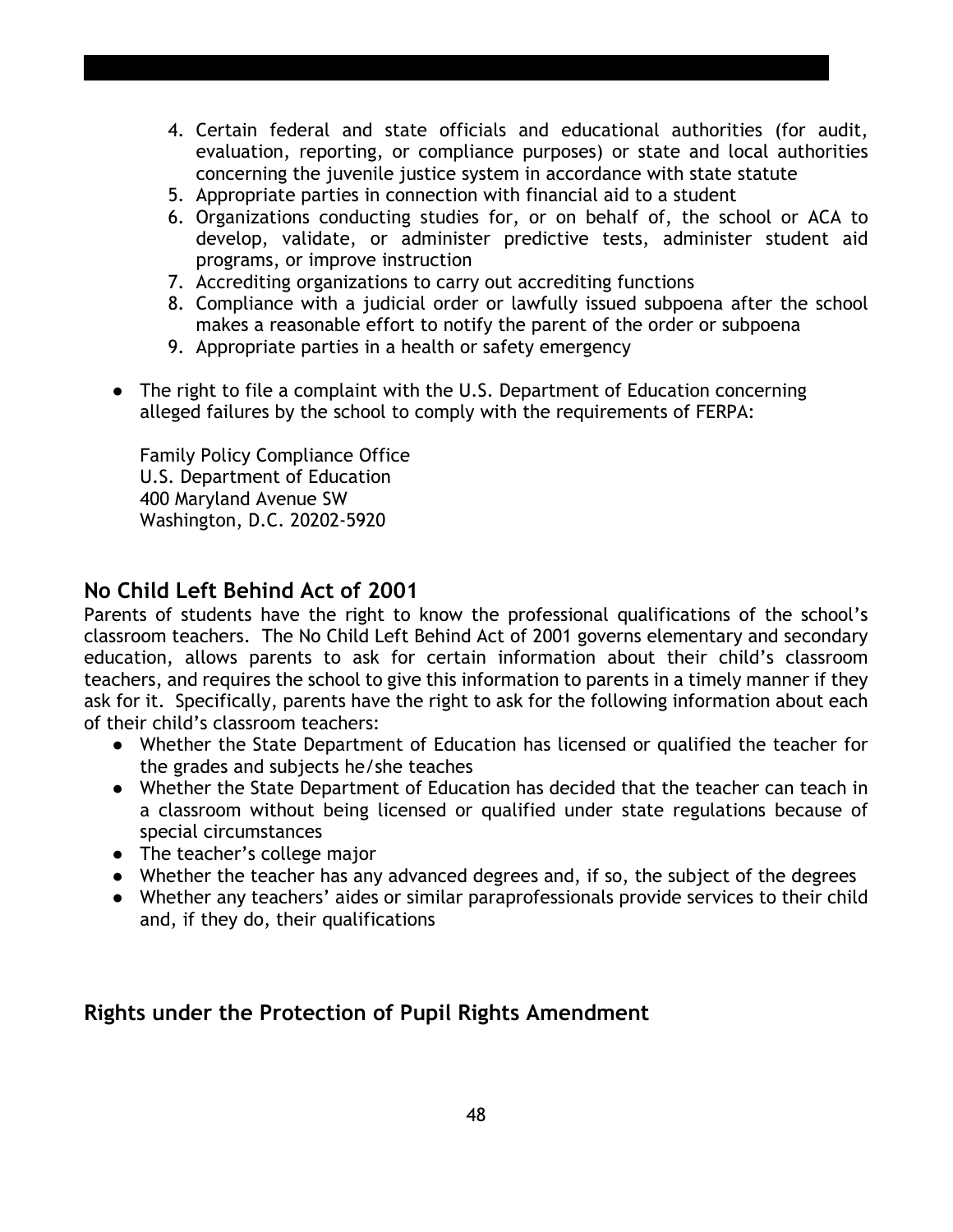4. Certain federal and state officials and educational authorities (for audit, evaluation, reporting, or compliance purposes) or state and local authorities concerning the juvenile justice system in accordance with state statute
5. Appropriate parties in connection with financial aid to a student
6. Organizations conducting studies for, or on behalf of, the school or ACA to develop, validate, or administer predictive tests, administer student aid programs, or improve instruction
7. Accrediting organizations to carry out accrediting functions
8. Compliance with a judicial order or lawfully issued subpoena after the school makes a reasonable effort to notify the parent of the order or subpoena
9. Appropriate parties in a health or safety emergency

- The right to file a complaint with the U.S. Department of Education concerning alleged failures by the school to comply with the requirements of FERPA:

  Family Policy Compliance Office
  U.S. Department of Education
  400 Maryland Avenue SW
  Washington, D.C. 20202-5920

## No Child Left Behind Act of 2001

Parents of students have the right to know the professional qualifications of the school's classroom teachers. The No Child Left Behind Act of 2001 governs elementary and secondary education, allows parents to ask for certain information about their child's classroom teachers, and requires the school to give this information to parents in a timely manner if they ask for it. Specifically, parents have the right to ask for the following information about each of their child's classroom teachers:

- Whether the State Department of Education has licensed or qualified the teacher for the grades and subjects he/she teaches
- Whether the State Department of Education has decided that the teacher can teach in a classroom without being licensed or qualified under state regulations because of special circumstances
- The teacher's college major
- Whether the teacher has any advanced degrees and, if so, the subject of the degrees
- Whether any teachers' aides or similar paraprofessionals provide services to their child and, if they do, their qualifications

## Rights under the Protection of Pupil Rights Amendment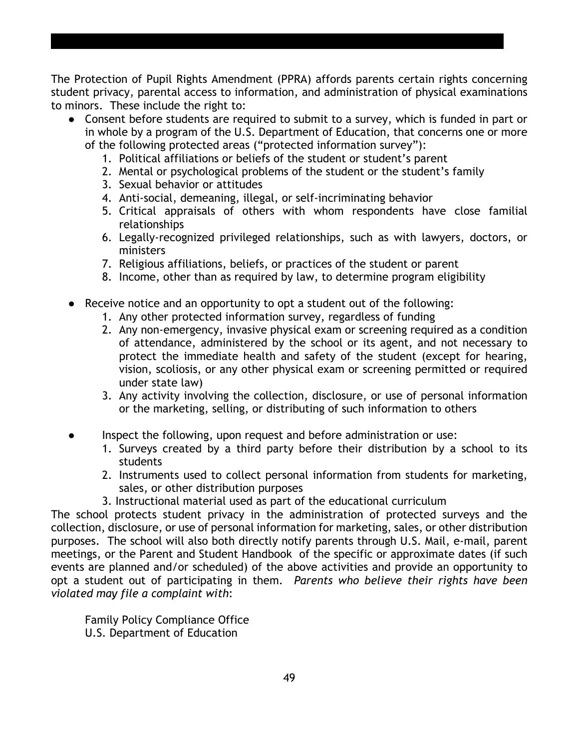The Protection of Pupil Rights Amendment (PPRA) affords parents certain rights concerning student privacy, parental access to information, and administration of physical examinations to minors. These include the right to:

- Consent before students are required to submit to a survey, which is funded in part or in whole by a program of the U.S. Department of Education, that concerns one or more of the following protected areas ("protected information survey"):
  1. Political affiliations or beliefs of the student or student's parent
  2. Mental or psychological problems of the student or the student's family
  3. Sexual behavior or attitudes
  4. Anti-social, demeaning, illegal, or self-incriminating behavior
  5. Critical appraisals of others with whom respondents have close familial relationships
  6. Legally-recognized privileged relationships, such as with lawyers, doctors, or ministers
  7. Religious affiliations, beliefs, or practices of the student or parent
  8. Income, other than as required by law, to determine program eligibility

- Receive notice and an opportunity to opt a student out of the following:
  1. Any other protected information survey, regardless of funding
  2. Any non-emergency, invasive physical exam or screening required as a condition of attendance, administered by the school or its agent, and not necessary to protect the immediate health and safety of the student (except for hearing, vision, scoliosis, or any other physical exam or screening permitted or required under state law)
  3. Any activity involving the collection, disclosure, or use of personal information or the marketing, selling, or distributing of such information to others

- Inspect the following, upon request and before administration or use:
  1. Surveys created by a third party before their distribution by a school to its students
  2. Instruments used to collect personal information from students for marketing, sales, or other distribution purposes
  3. Instructional material used as part of the educational curriculum

The school protects student privacy in the administration of protected surveys and the collection, disclosure, or use of personal information for marketing, sales, or other distribution purposes. The school will also both directly notify parents through U.S. Mail, e-mail, parent meetings, or the Parent and Student Handbook of the specific or approximate dates (if such events are planned and/or scheduled) of the above activities and provide an opportunity to opt a student out of participating in them. *Parents who believe their rights have been violated may file a complaint with*:

Family Policy Compliance Office
U.S. Department of Education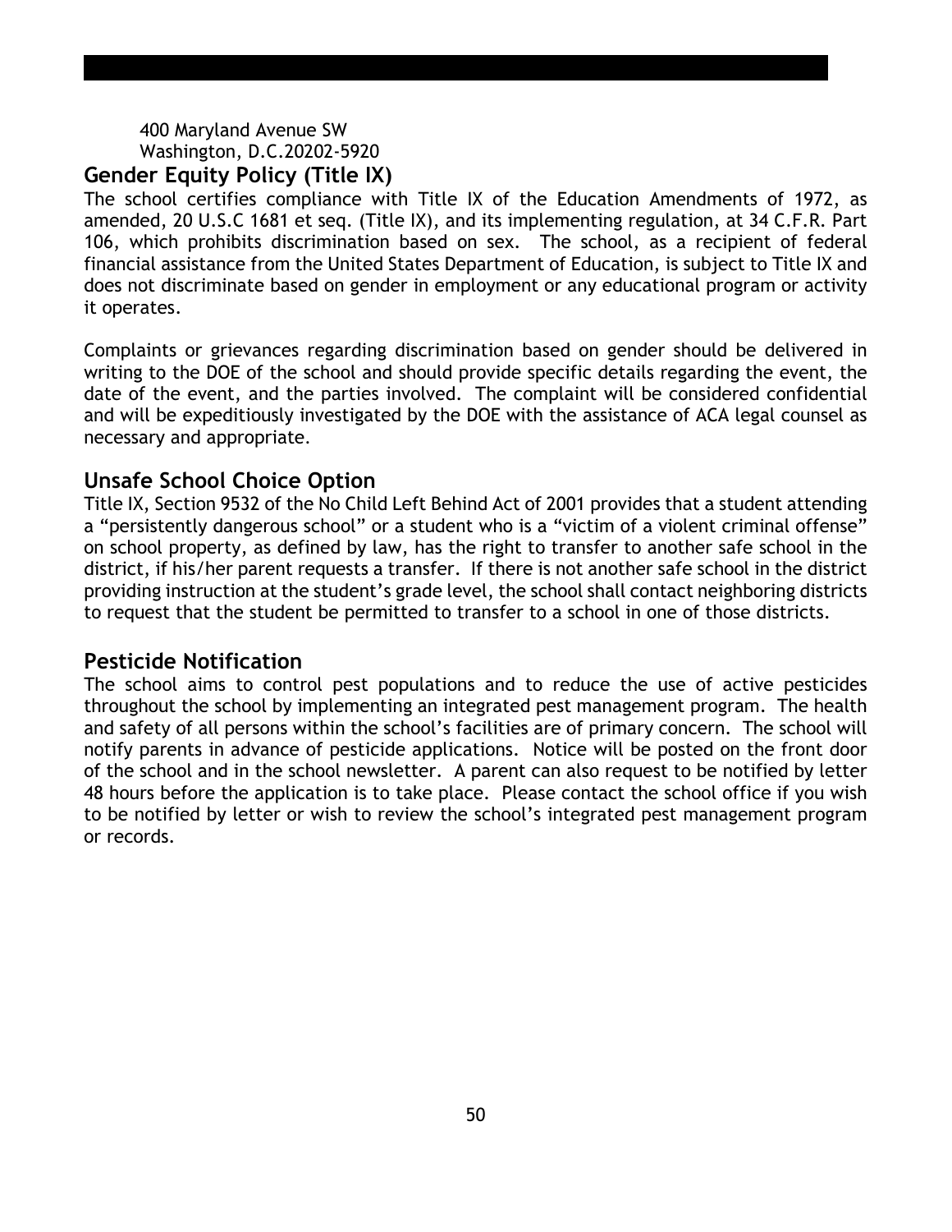400 Maryland Avenue SW
Washington, D.C.20202-5920

## Gender Equity Policy (Title IX)

The school certifies compliance with Title IX of the Education Amendments of 1972, as amended, 20 U.S.C 1681 et seq. (Title IX), and its implementing regulation, at 34 C.F.R. Part 106, which prohibits discrimination based on sex. The school, as a recipient of federal financial assistance from the United States Department of Education, is subject to Title IX and does not discriminate based on gender in employment or any educational program or activity it operates.

Complaints or grievances regarding discrimination based on gender should be delivered in writing to the DOE of the school and should provide specific details regarding the event, the date of the event, and the parties involved. The complaint will be considered confidential and will be expeditiously investigated by the DOE with the assistance of ACA legal counsel as necessary and appropriate.

## Unsafe School Choice Option

Title IX, Section 9532 of the No Child Left Behind Act of 2001 provides that a student attending a "persistently dangerous school" or a student who is a "victim of a violent criminal offense" on school property, as defined by law, has the right to transfer to another safe school in the district, if his/her parent requests a transfer. If there is not another safe school in the district providing instruction at the student's grade level, the school shall contact neighboring districts to request that the student be permitted to transfer to a school in one of those districts.

## Pesticide Notification

The school aims to control pest populations and to reduce the use of active pesticides throughout the school by implementing an integrated pest management program. The health and safety of all persons within the school's facilities are of primary concern. The school will notify parents in advance of pesticide applications. Notice will be posted on the front door of the school and in the school newsletter. A parent can also request to be notified by letter 48 hours before the application is to take place. Please contact the school office if you wish to be notified by letter or wish to review the school's integrated pest management program or records.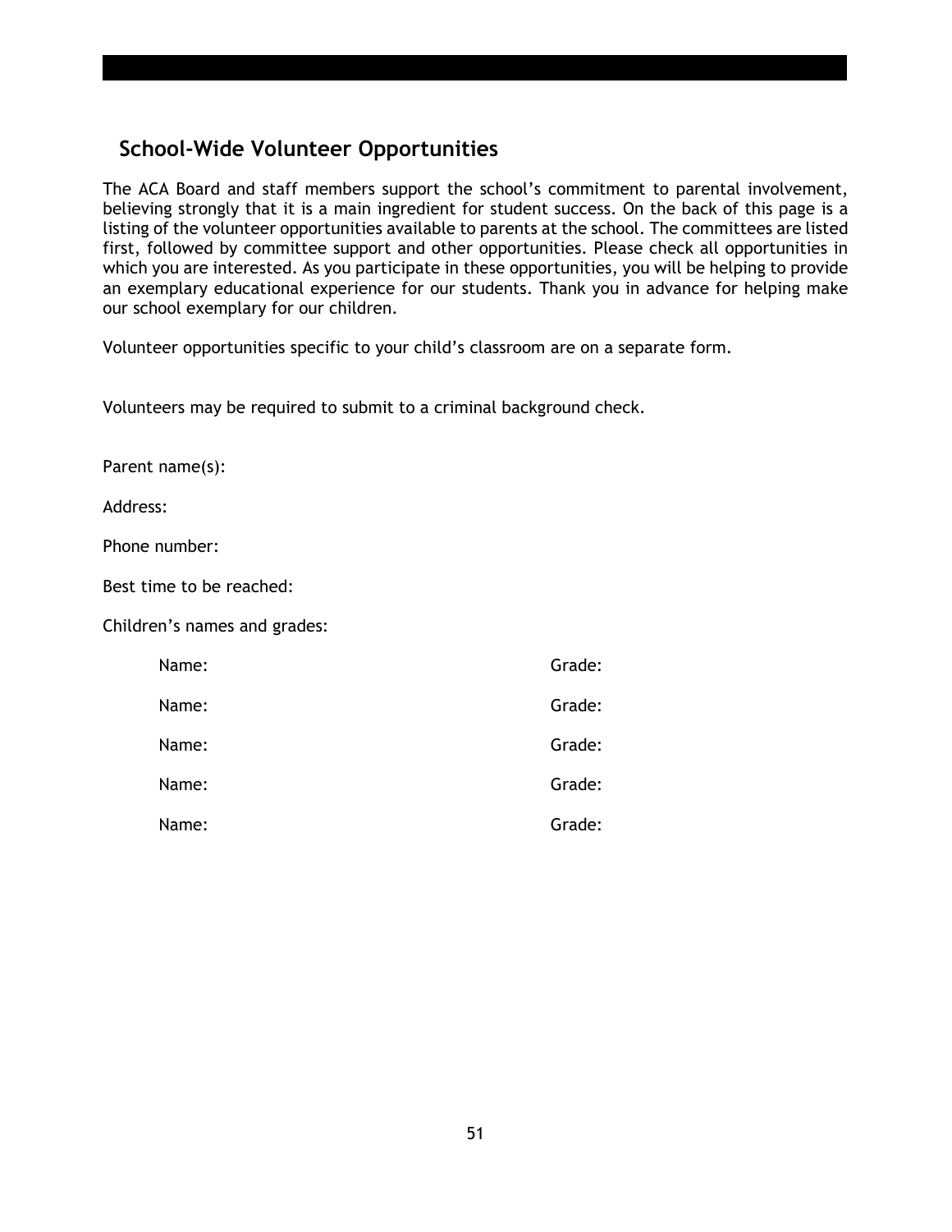## School-Wide Volunteer Opportunities

The ACA Board and staff members support the school's commitment to parental involvement, believing strongly that it is a main ingredient for student success. On the back of this page is a listing of the volunteer opportunities available to parents at the school. The committees are listed first, followed by committee support and other opportunities. Please check all opportunities in which you are interested. As you participate in these opportunities, you will be helping to provide an exemplary educational experience for our students. Thank you in advance for helping make our school exemplary for our children.

Volunteer opportunities specific to your child's classroom are on a separate form.

Volunteers may be required to submit to a criminal background check.

Parent name(s):

Address:

Phone number:

Best time to be reached:

Children's names and grades:

| Name: | Grade: |
|---|---|
| Name: | Grade: |
| Name: | Grade: |
| Name: | Grade: |
| Name: | Grade: |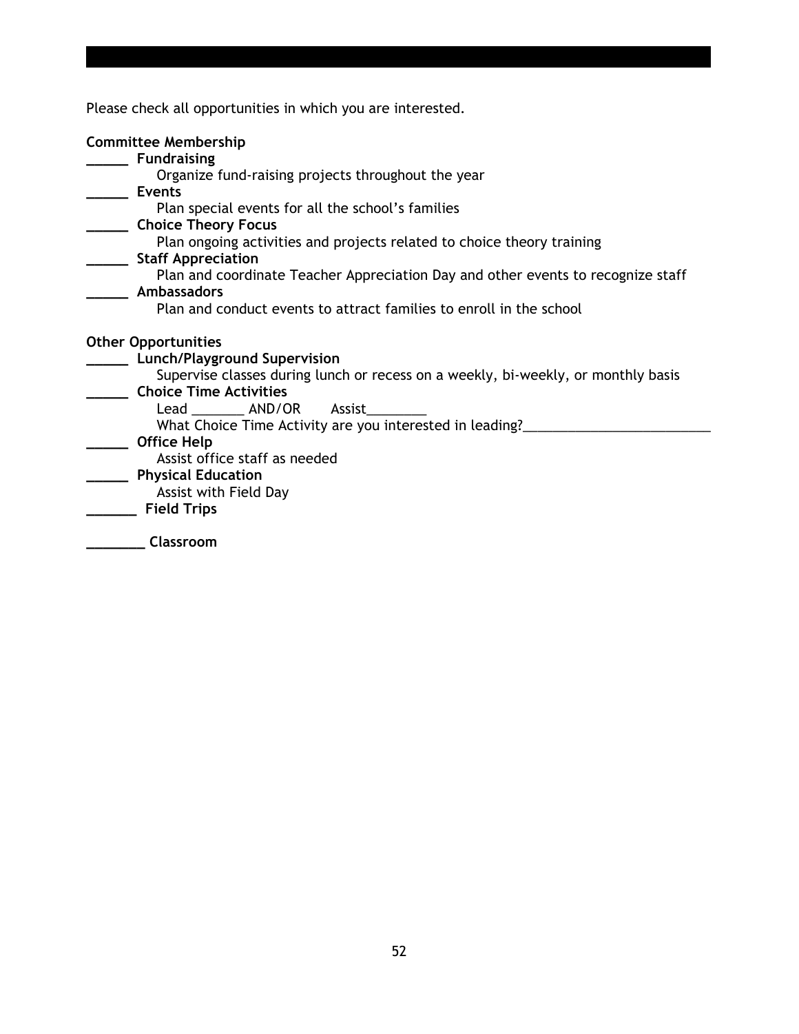Please check all opportunities in which you are interested.

**Committee Membership**

_____ **Fundraising**
Organize fund-raising projects throughout the year

_____ **Events**
Plan special events for all the school's families

_____ **Choice Theory Focus**
Plan ongoing activities and projects related to choice theory training

_____ **Staff Appreciation**
Plan and coordinate Teacher Appreciation Day and other events to recognize staff

_____ **Ambassadors**
Plan and conduct events to attract families to enroll in the school

**Other Opportunities**

_____ **Lunch/Playground Supervision**
Supervise classes during lunch or recess on a weekly, bi-weekly, or monthly basis

_____ **Choice Time Activities**
Lead _______ AND/OR Assist________
What Choice Time Activity are you interested in leading?_________________________

_____ **Office Help**
Assist office staff as needed

_____ **Physical Education**
Assist with Field Day

______ **Field Trips**

_______ **Classroom**